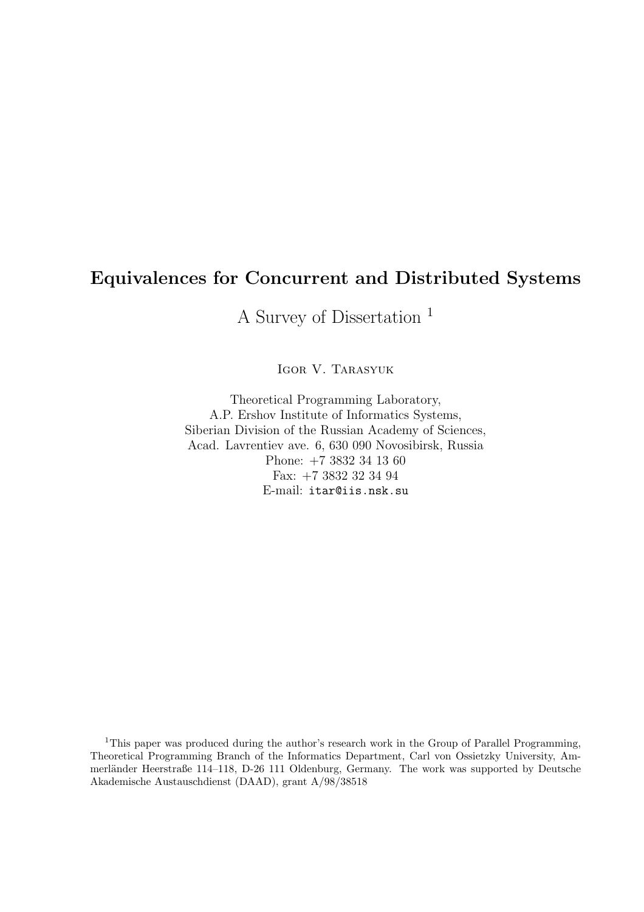# Equivalences for Concurrent and Distributed Systems

## A Survey of Dissertation [1]

Igor V. Tarasyuk

Theoretical Programming Laboratory,
A.P. Ershov Institute of Informatics Systems,
Siberian Division of the Russian Academy of Sciences,
Acad. Lavrentiev ave. 6, 630 090 Novosibirsk, Russia
Phone: +7 3832 34 13 60
Fax: +7 3832 32 34 94
E-mail: itar@iis.nsk.su

[1]This paper was produced during the author's research work in the Group of Parallel Programming, Theoretical Programming Branch of the Informatics Department, Carl von Ossietzky University, Ammerländer Heerstraße 114–118, D-26 111 Oldenburg, Germany. The work was supported by Deutsche Akademische Austauschdienst (DAAD), grant A/98/38518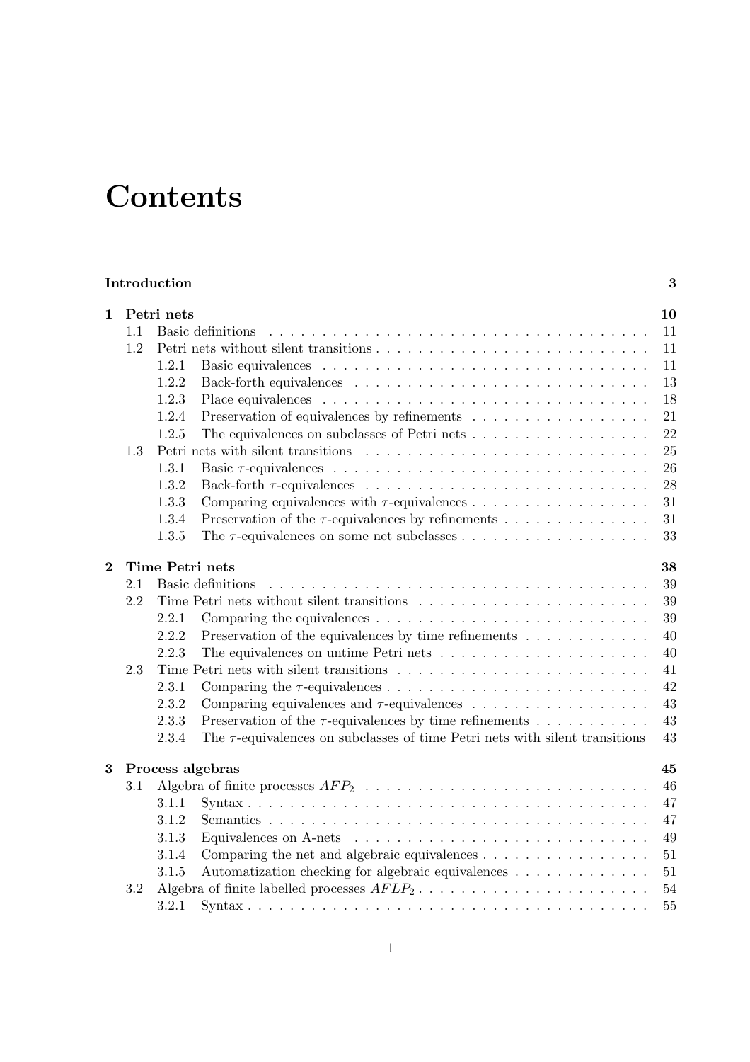# Contents

**Introduction** **3**

**1 Petri nets** **10**

- 1.1 Basic definitions . . . 11
- 1.2 Petri nets without silent transitions . . . 11
  - 1.2.1 Basic equivalences . . . 11
  - 1.2.2 Back-forth equivalences . . . 13
  - 1.2.3 Place equivalences . . . 18
  - 1.2.4 Preservation of equivalences by refinements . . . 21
  - 1.2.5 The equivalences on subclasses of Petri nets . . . 22
- 1.3 Petri nets with silent transitions . . . 25
  - 1.3.1 Basic $\tau$-equivalences . . . 26
  - 1.3.2 Back-forth $\tau$-equivalences . . . 28
  - 1.3.3 Comparing equivalences with $\tau$-equivalences . . . 31
  - 1.3.4 Preservation of the $\tau$-equivalences by refinements . . . 31
  - 1.3.5 The $\tau$-equivalences on some net subclasses . . . 33

**2 Time Petri nets** **38**

- 2.1 Basic definitions . . . 39
- 2.2 Time Petri nets without silent transitions . . . 39
  - 2.2.1 Comparing the equivalences . . . 39
  - 2.2.2 Preservation of the equivalences by time refinements . . . 40
  - 2.2.3 The equivalences on untime Petri nets . . . 40
- 2.3 Time Petri nets with silent transitions . . . 41
  - 2.3.1 Comparing the $\tau$-equivalences . . . 42
  - 2.3.2 Comparing equivalences and $\tau$-equivalences . . . 43
  - 2.3.3 Preservation of the $\tau$-equivalences by time refinements . . . 43
  - 2.3.4 The $\tau$-equivalences on subclasses of time Petri nets with silent transitions 43

**3 Process algebras** **45**

- 3.1 Algebra of finite processes $AFP_2$ . . . 46
  - 3.1.1 Syntax . . . 47
  - 3.1.2 Semantics . . . 47
  - 3.1.3 Equivalences on A-nets . . . 49
  - 3.1.4 Comparing the net and algebraic equivalences . . . 51
  - 3.1.5 Automatization checking for algebraic equivalences . . . 51
- 3.2 Algebra of finite labelled processes $AFLP_2$ . . . 54
  - 3.2.1 Syntax . . . 55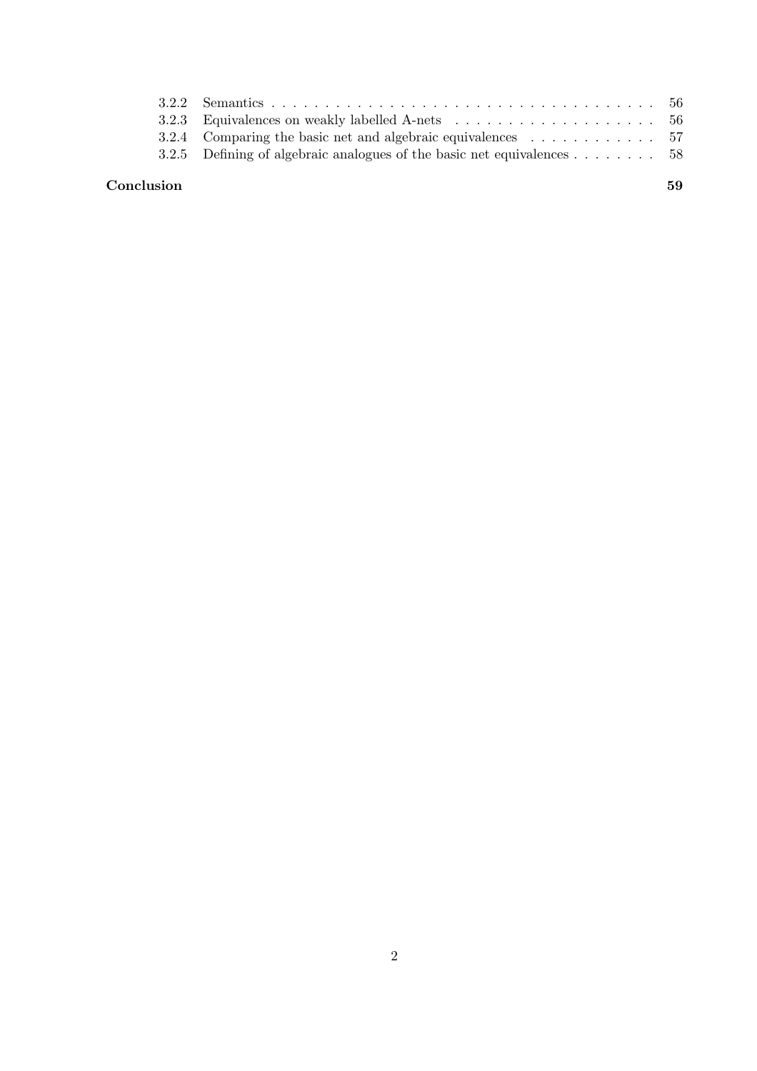3.2.2 Semantics . . . . . . . . . . . . . . . . . . . . . . . . . . . . . . . . . . . . . . 56
3.2.3 Equivalences on weakly labelled A-nets . . . . . . . . . . . . . . . . . . . . 56
3.2.4 Comparing the basic net and algebraic equivalences . . . . . . . . . . . . . 57
3.2.5 Defining of algebraic analogues of the basic net equivalences . . . . . . . . . 58

**Conclusion** **59**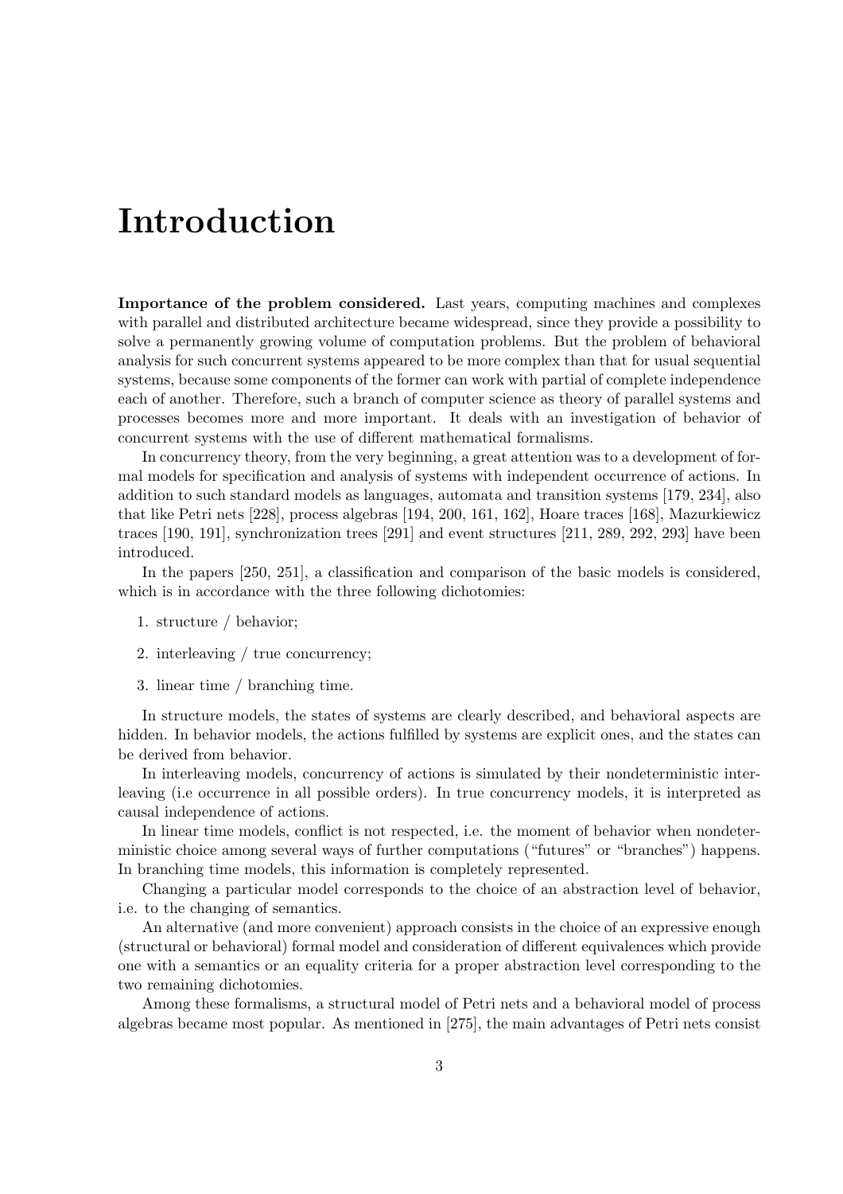// Introduction

**Importance of the problem considered.** Last years, computing machines and complexes with parallel and distributed architecture became widespread, since they provide a possibility to solve a permanently growing volume of computation problems. But the problem of behavioral analysis for such concurrent systems appeared to be more complex than that for usual sequential systems, because some components of the former can work with partial of complete independence each of another. Therefore, such a branch of computer science as theory of parallel systems and processes becomes more and more important. It deals with an investigation of behavior of concurrent systems with the use of different mathematical formalisms.

In concurrency theory, from the very beginning, a great attention was to a development of formal models for specification and analysis of systems with independent occurrence of actions. In addition to such standard models as languages, automata and transition systems [179, 234], also that like Petri nets [228], process algebras [194, 200, 161, 162], Hoare traces [168], Mazurkiewicz traces [190, 191], synchronization trees [291] and event structures [211, 289, 292, 293] have been introduced.

In the papers [250, 251], a classification and comparison of the basic models is considered, which is in accordance with the three following dichotomies:

1. structure / behavior;
2. interleaving / true concurrency;
3. linear time / branching time.

In structure models, the states of systems are clearly described, and behavioral aspects are hidden. In behavior models, the actions fulfilled by systems are explicit ones, and the states can be derived from behavior.

In interleaving models, concurrency of actions is simulated by their nondeterministic interleaving (i.e occurrence in all possible orders). In true concurrency models, it is interpreted as causal independence of actions.

In linear time models, conflict is not respected, i.e. the moment of behavior when nondeterministic choice among several ways of further computations ("futures" or "branches") happens. In branching time models, this information is completely represented.

Changing a particular model corresponds to the choice of an abstraction level of behavior, i.e. to the changing of semantics.

An alternative (and more convenient) approach consists in the choice of an expressive enough (structural or behavioral) formal model and consideration of different equivalences which provide one with a semantics or an equality criteria for a proper abstraction level corresponding to the two remaining dichotomies.

Among these formalisms, a structural model of Petri nets and a behavioral model of process algebras became most popular. As mentioned in [275], the main advantages of Petri nets consist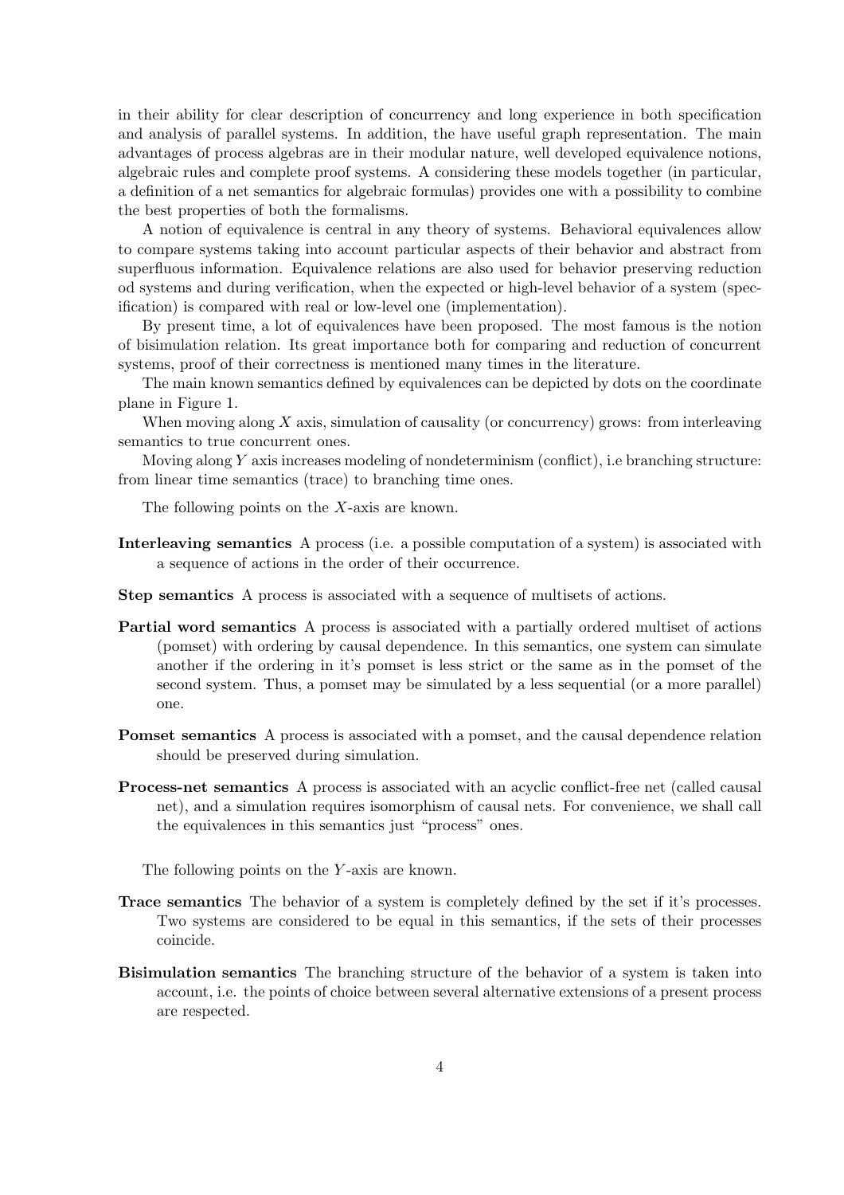in their ability for clear description of concurrency and long experience in both specification and analysis of parallel systems. In addition, the have useful graph representation. The main advantages of process algebras are in their modular nature, well developed equivalence notions, algebraic rules and complete proof systems. A considering these models together (in particular, a definition of a net semantics for algebraic formulas) provides one with a possibility to combine the best properties of both the formalisms.

A notion of equivalence is central in any theory of systems. Behavioral equivalences allow to compare systems taking into account particular aspects of their behavior and abstract from superfluous information. Equivalence relations are also used for behavior preserving reduction od systems and during verification, when the expected or high-level behavior of a system (specification) is compared with real or low-level one (implementation).

By present time, a lot of equivalences have been proposed. The most famous is the notion of bisimulation relation. Its great importance both for comparing and reduction of concurrent systems, proof of their correctness is mentioned many times in the literature.

The main known semantics defined by equivalences can be depicted by dots on the coordinate plane in Figure 1.

When moving along $X$ axis, simulation of causality (or concurrency) grows: from interleaving semantics to true concurrent ones.

Moving along $Y$ axis increases modeling of nondeterminism (conflict), i.e branching structure: from linear time semantics (trace) to branching time ones.

The following points on the $X$-axis are known.

**Interleaving semantics** A process (i.e. a possible computation of a system) is associated with a sequence of actions in the order of their occurrence.

**Step semantics** A process is associated with a sequence of multisets of actions.

**Partial word semantics** A process is associated with a partially ordered multiset of actions (pomset) with ordering by causal dependence. In this semantics, one system can simulate another if the ordering in it's pomset is less strict or the same as in the pomset of the second system. Thus, a pomset may be simulated by a less sequential (or a more parallel) one.

**Pomset semantics** A process is associated with a pomset, and the causal dependence relation should be preserved during simulation.

**Process-net semantics** A process is associated with an acyclic conflict-free net (called causal net), and a simulation requires isomorphism of causal nets. For convenience, we shall call the equivalences in this semantics just "process" ones.

The following points on the $Y$-axis are known.

**Trace semantics** The behavior of a system is completely defined by the set if it's processes. Two systems are considered to be equal in this semantics, if the sets of their processes coincide.

**Bisimulation semantics** The branching structure of the behavior of a system is taken into account, i.e. the points of choice between several alternative extensions of a present process are respected.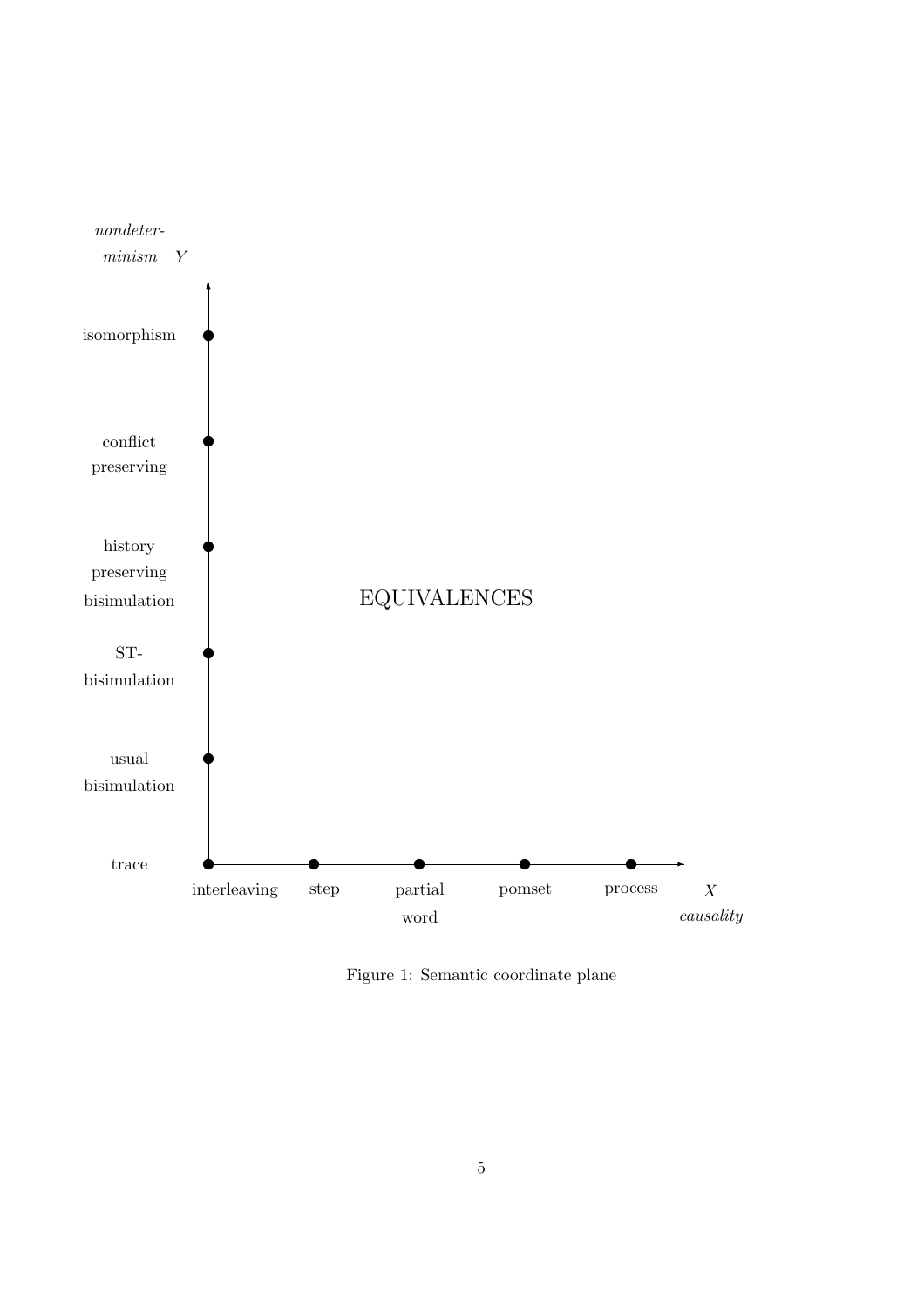*nondeterminism* $Y$

isomorphism

conflict preserving

history preserving bisimulation

ST-bisimulation

usual bisimulation

trace

EQUIVALENCES

interleaving

step

partial word

pomset

process

$X$ *causality*

Figure 1: Semantic coordinate plane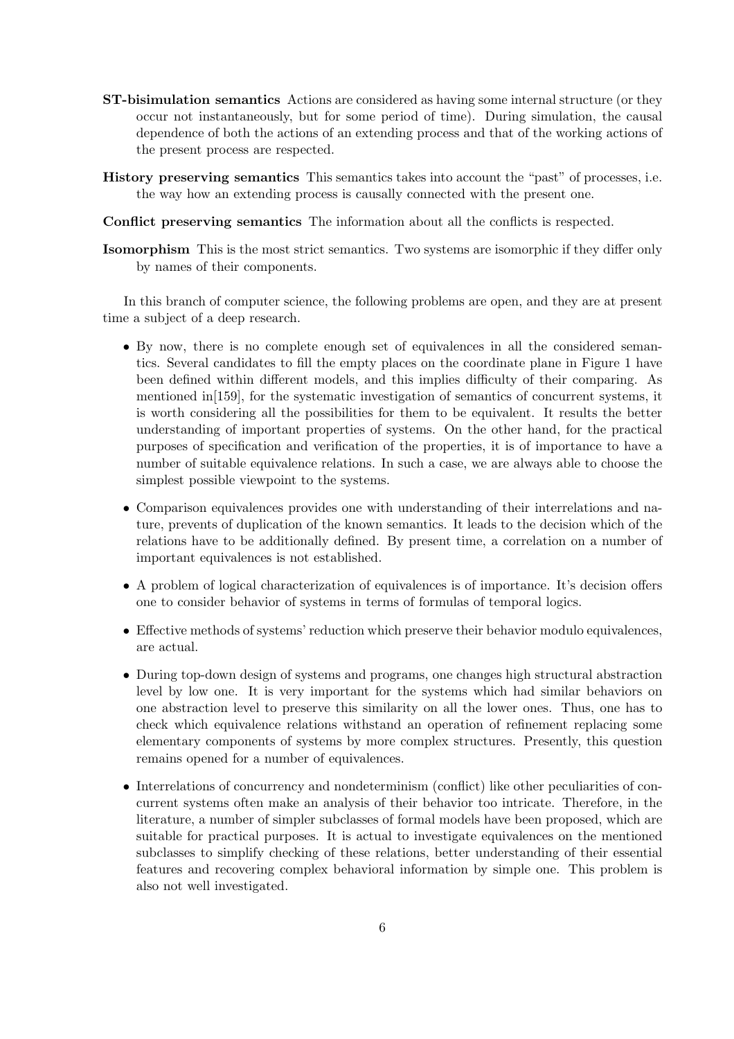**ST-bisimulation semantics** Actions are considered as having some internal structure (or they occur not instantaneously, but for some period of time). During simulation, the causal dependence of both the actions of an extending process and that of the working actions of the present process are respected.

**History preserving semantics** This semantics takes into account the "past" of processes, i.e. the way how an extending process is causally connected with the present one.

**Conflict preserving semantics** The information about all the conflicts is respected.

**Isomorphism** This is the most strict semantics. Two systems are isomorphic if they differ only by names of their components.

In this branch of computer science, the following problems are open, and they are at present time a subject of a deep research.

- By now, there is no complete enough set of equivalences in all the considered semantics. Several candidates to fill the empty places on the coordinate plane in Figure 1 have been defined within different models, and this implies difficulty of their comparing. As mentioned in[159], for the systematic investigation of semantics of concurrent systems, it is worth considering all the possibilities for them to be equivalent. It results the better understanding of important properties of systems. On the other hand, for the practical purposes of specification and verification of the properties, it is of importance to have a number of suitable equivalence relations. In such a case, we are always able to choose the simplest possible viewpoint to the systems.
- Comparison equivalences provides one with understanding of their interrelations and nature, prevents of duplication of the known semantics. It leads to the decision which of the relations have to be additionally defined. By present time, a correlation on a number of important equivalences is not established.
- A problem of logical characterization of equivalences is of importance. It's decision offers one to consider behavior of systems in terms of formulas of temporal logics.
- Effective methods of systems' reduction which preserve their behavior modulo equivalences, are actual.
- During top-down design of systems and programs, one changes high structural abstraction level by low one. It is very important for the systems which had similar behaviors on one abstraction level to preserve this similarity on all the lower ones. Thus, one has to check which equivalence relations withstand an operation of refinement replacing some elementary components of systems by more complex structures. Presently, this question remains opened for a number of equivalences.
- Interrelations of concurrency and nondeterminism (conflict) like other peculiarities of concurrent systems often make an analysis of their behavior too intricate. Therefore, in the literature, a number of simpler subclasses of formal models have been proposed, which are suitable for practical purposes. It is actual to investigate equivalences on the mentioned subclasses to simplify checking of these relations, better understanding of their essential features and recovering complex behavioral information by simple one. This problem is also not well investigated.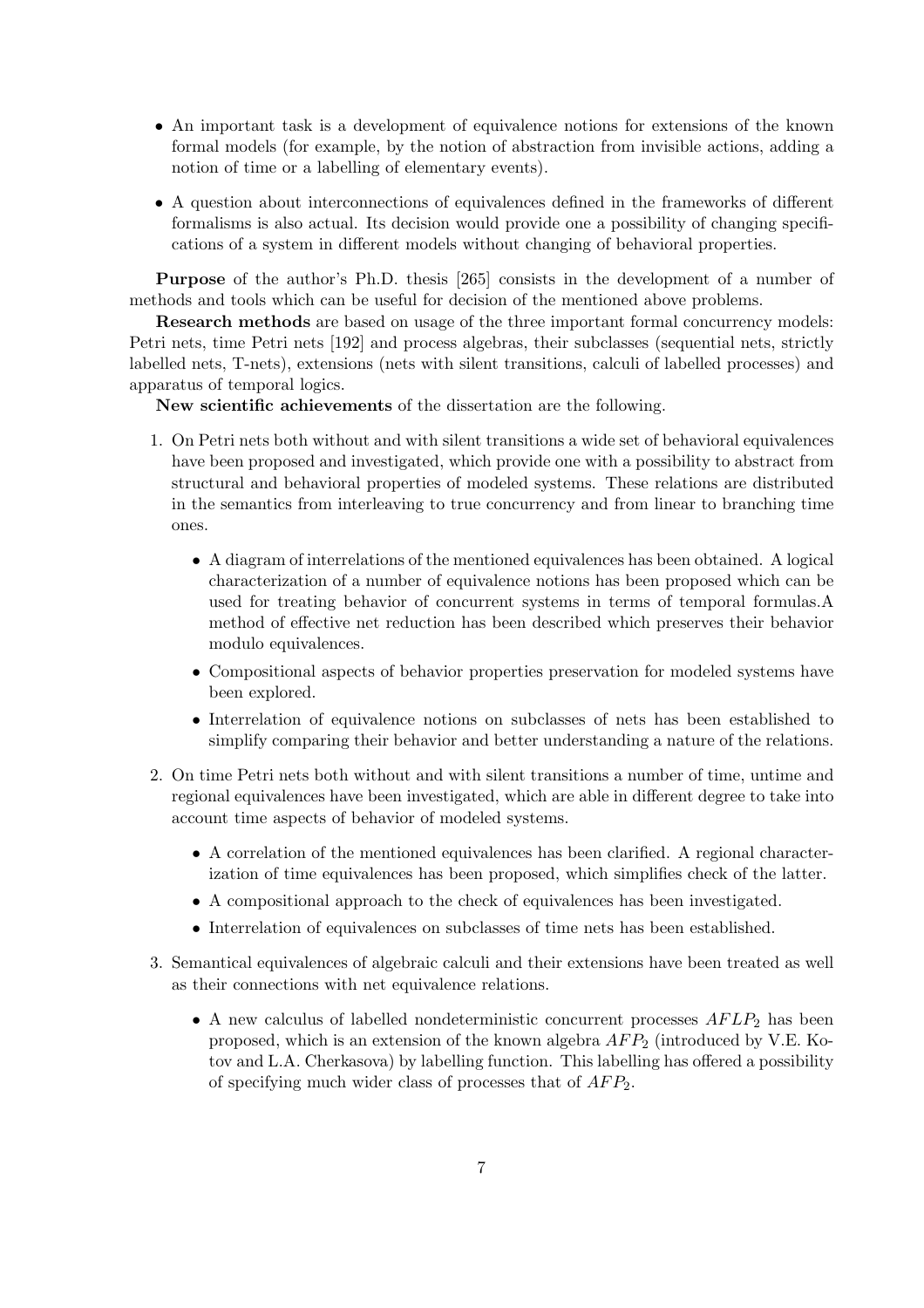- An important task is a development of equivalence notions for extensions of the known formal models (for example, by the notion of abstraction from invisible actions, adding a notion of time or a labelling of elementary events).

- A question about interconnections of equivalences defined in the frameworks of different formalisms is also actual. Its decision would provide one a possibility of changing specifications of a system in different models without changing of behavioral properties.

**Purpose** of the author's Ph.D. thesis [265] consists in the development of a number of methods and tools which can be useful for decision of the mentioned above problems.

**Research methods** are based on usage of the three important formal concurrency models: Petri nets, time Petri nets [192] and process algebras, their subclasses (sequential nets, strictly labelled nets, T-nets), extensions (nets with silent transitions, calculi of labelled processes) and apparatus of temporal logics.

**New scientific achievements** of the dissertation are the following.

1. On Petri nets both without and with silent transitions a wide set of behavioral equivalences have been proposed and investigated, which provide one with a possibility to abstract from structural and behavioral properties of modeled systems. These relations are distributed in the semantics from interleaving to true concurrency and from linear to branching time ones.

   - A diagram of interrelations of the mentioned equivalences has been obtained. A logical characterization of a number of equivalence notions has been proposed which can be used for treating behavior of concurrent systems in terms of temporal formulas.A method of effective net reduction has been described which preserves their behavior modulo equivalences.
   - Compositional aspects of behavior properties preservation for modeled systems have been explored.
   - Interrelation of equivalence notions on subclasses of nets has been established to simplify comparing their behavior and better understanding a nature of the relations.

2. On time Petri nets both without and with silent transitions a number of time, untime and regional equivalences have been investigated, which are able in different degree to take into account time aspects of behavior of modeled systems.

   - A correlation of the mentioned equivalences has been clarified. A regional characterization of time equivalences has been proposed, which simplifies check of the latter.
   - A compositional approach to the check of equivalences has been investigated.
   - Interrelation of equivalences on subclasses of time nets has been established.

3. Semantical equivalences of algebraic calculi and their extensions have been treated as well as their connections with net equivalence relations.

   - A new calculus of labelled nondeterministic concurrent processes $AFLP_2$ has been proposed, which is an extension of the known algebra $AFP_2$ (introduced by V.E. Kotov and L.A. Cherkasova) by labelling function. This labelling has offered a possibility of specifying much wider class of processes that of $AFP_2$.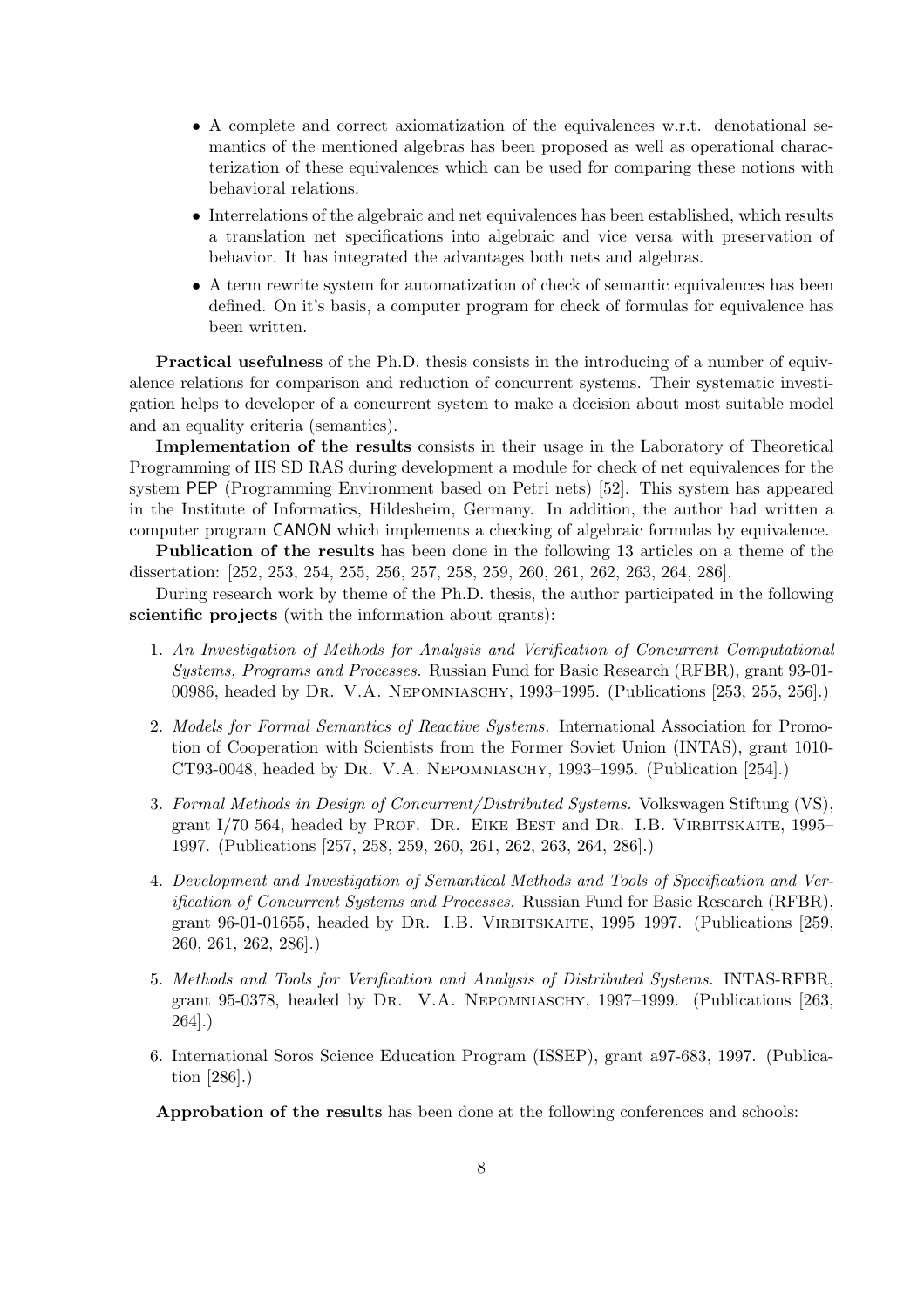- A complete and correct axiomatization of the equivalences w.r.t. denotational semantics of the mentioned algebras has been proposed as well as operational characterization of these equivalences which can be used for comparing these notions with behavioral relations.
- Interrelations of the algebraic and net equivalences has been established, which results a translation net specifications into algebraic and vice versa with preservation of behavior. It has integrated the advantages both nets and algebras.
- A term rewrite system for automatization of check of semantic equivalences has been defined. On it's basis, a computer program for check of formulas for equivalence has been written.

**Practical usefulness** of the Ph.D. thesis consists in the introducing of a number of equivalence relations for comparison and reduction of concurrent systems. Their systematic investigation helps to developer of a concurrent system to make a decision about most suitable model and an equality criteria (semantics).

**Implementation of the results** consists in their usage in the Laboratory of Theoretical Programming of IIS SD RAS during development a module for check of net equivalences for the system PEP (Programming Environment based on Petri nets) [52]. This system has appeared in the Institute of Informatics, Hildesheim, Germany. In addition, the author had written a computer program CANON which implements a checking of algebraic formulas by equivalence.

**Publication of the results** has been done in the following 13 articles on a theme of the dissertation: [252, 253, 254, 255, 256, 257, 258, 259, 260, 261, 262, 263, 264, 286].

During research work by theme of the Ph.D. thesis, the author participated in the following **scientific projects** (with the information about grants):

1. *An Investigation of Methods for Analysis and Verification of Concurrent Computational Systems, Programs and Processes.* Russian Fund for Basic Research (RFBR), grant 93-01-00986, headed by Dr. V.A. Nepomniaschy, 1993–1995. (Publications [253, 255, 256].)
2. *Models for Formal Semantics of Reactive Systems.* International Association for Promotion of Cooperation with Scientists from the Former Soviet Union (INTAS), grant 1010-CT93-0048, headed by Dr. V.A. Nepomniaschy, 1993–1995. (Publication [254].)
3. *Formal Methods in Design of Concurrent/Distributed Systems.* Volkswagen Stiftung (VS), grant I/70 564, headed by Prof. Dr. Eike Best and Dr. I.B. Virbitskaite, 1995–1997. (Publications [257, 258, 259, 260, 261, 262, 263, 264, 286].)
4. *Development and Investigation of Semantical Methods and Tools of Specification and Verification of Concurrent Systems and Processes.* Russian Fund for Basic Research (RFBR), grant 96-01-01655, headed by Dr. I.B. Virbitskaite, 1995–1997. (Publications [259, 260, 261, 262, 286].)
5. *Methods and Tools for Verification and Analysis of Distributed Systems.* INTAS-RFBR, grant 95-0378, headed by Dr. V.A. Nepomniaschy, 1997–1999. (Publications [263, 264].)
6. International Soros Science Education Program (ISSEP), grant a97-683, 1997. (Publication [286].)

**Approbation of the results** has been done at the following conferences and schools: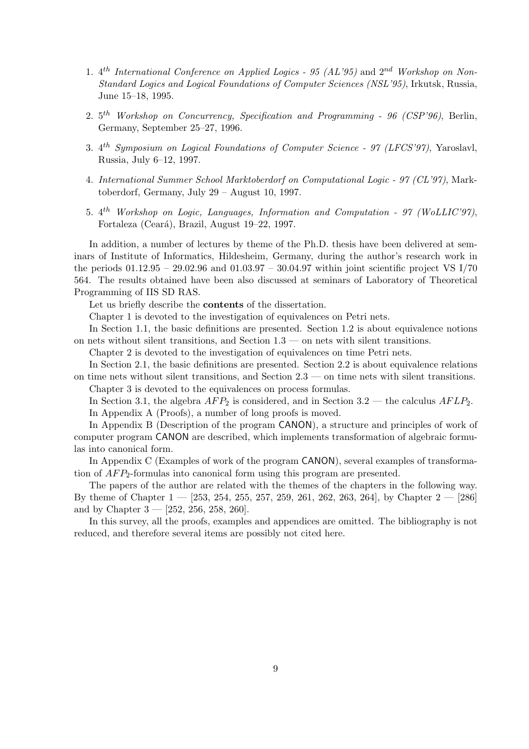1. $4^{th}$ *International Conference on Applied Logics - 95 (AL'95)* and $2^{nd}$ *Workshop on Non-Standard Logics and Logical Foundations of Computer Sciences (NSL'95)*, Irkutsk, Russia, June 15–18, 1995.

2. $5^{th}$ *Workshop on Concurrency, Specification and Programming - 96 (CSP'96)*, Berlin, Germany, September 25–27, 1996.

3. $4^{th}$ *Symposium on Logical Foundations of Computer Science - 97 (LFCS'97)*, Yaroslavl, Russia, July 6–12, 1997.

4. *International Summer School Marktoberdorf on Computational Logic - 97 (CL'97)*, Marktoberdorf, Germany, July 29 – August 10, 1997.

5. $4^{th}$ *Workshop on Logic, Languages, Information and Computation - 97 (WoLLIC'97)*, Fortaleza (Ceará), Brazil, August 19–22, 1997.

In addition, a number of lectures by theme of the Ph.D. thesis have been delivered at seminars of Institute of Informatics, Hildesheim, Germany, during the author's research work in the periods 01.12.95 – 29.02.96 and 01.03.97 – 30.04.97 within joint scientific project VS I/70 564. The results obtained have been also discussed at seminars of Laboratory of Theoretical Programming of IIS SD RAS.

Let us briefly describe the **contents** of the dissertation.

Chapter 1 is devoted to the investigation of equivalences on Petri nets.

In Section 1.1, the basic definitions are presented. Section 1.2 is about equivalence notions on nets without silent transitions, and Section 1.3 — on nets with silent transitions.

Chapter 2 is devoted to the investigation of equivalences on time Petri nets.

In Section 2.1, the basic definitions are presented. Section 2.2 is about equivalence relations on time nets without silent transitions, and Section 2.3 — on time nets with silent transitions.

Chapter 3 is devoted to the equivalences on process formulas.

In Section 3.1, the algebra $AFP_2$ is considered, and in Section 3.2 — the calculus $AFLP_2$.

In Appendix A (Proofs), a number of long proofs is moved.

In Appendix B (Description of the program CANON), a structure and principles of work of computer program CANON are described, which implements transformation of algebraic formulas into canonical form.

In Appendix C (Examples of work of the program CANON), several examples of transformation of $AFP_2$-formulas into canonical form using this program are presented.

The papers of the author are related with the themes of the chapters in the following way. By theme of Chapter 1 — [253, 254, 255, 257, 259, 261, 262, 263, 264], by Chapter 2 — [286] and by Chapter 3 — [252, 256, 258, 260].

In this survey, all the proofs, examples and appendices are omitted. The bibliography is not reduced, and therefore several items are possibly not cited here.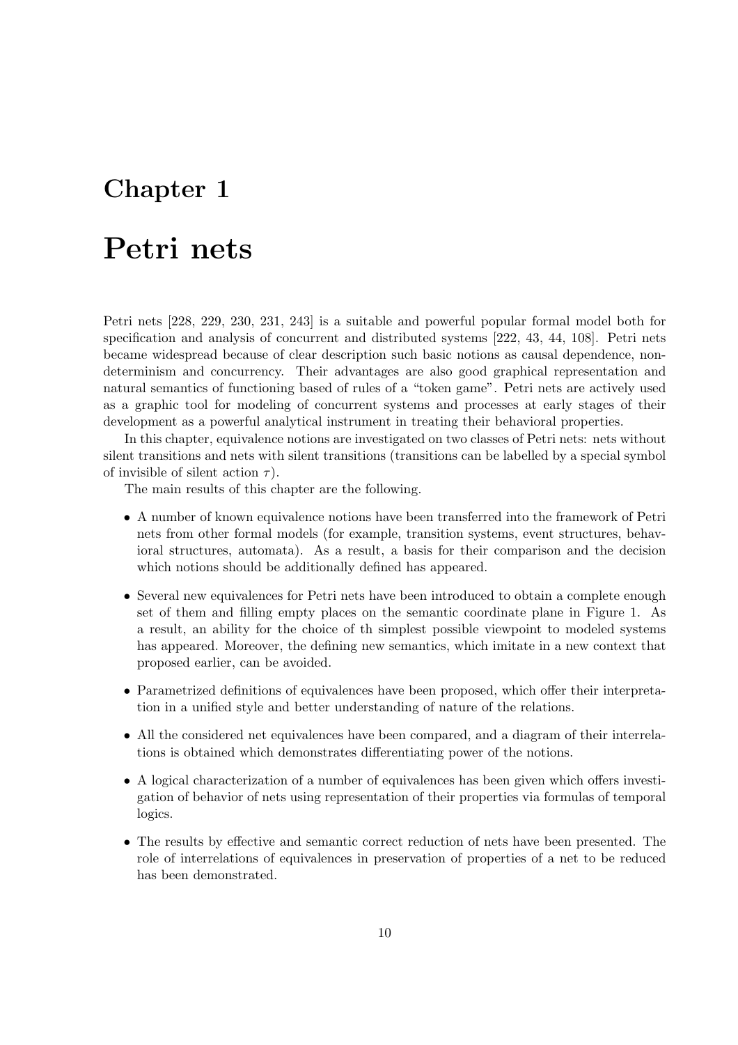# Chapter 1

# Petri nets

Petri nets [228, 229, 230, 231, 243] is a suitable and powerful popular formal model both for specification and analysis of concurrent and distributed systems [222, 43, 44, 108]. Petri nets became widespread because of clear description such basic notions as causal dependence, nondeterminism and concurrency. Their advantages are also good graphical representation and natural semantics of functioning based of rules of a "token game". Petri nets are actively used as a graphic tool for modeling of concurrent systems and processes at early stages of their development as a powerful analytical instrument in treating their behavioral properties.

In this chapter, equivalence notions are investigated on two classes of Petri nets: nets without silent transitions and nets with silent transitions (transitions can be labelled by a special symbol of invisible of silent action $\tau$).

The main results of this chapter are the following.

- A number of known equivalence notions have been transferred into the framework of Petri nets from other formal models (for example, transition systems, event structures, behavioral structures, automata). As a result, a basis for their comparison and the decision which notions should be additionally defined has appeared.
- Several new equivalences for Petri nets have been introduced to obtain a complete enough set of them and filling empty places on the semantic coordinate plane in Figure 1. As a result, an ability for the choice of th simplest possible viewpoint to modeled systems has appeared. Moreover, the defining new semantics, which imitate in a new context that proposed earlier, can be avoided.
- Parametrized definitions of equivalences have been proposed, which offer their interpretation in a unified style and better understanding of nature of the relations.
- All the considered net equivalences have been compared, and a diagram of their interrelations is obtained which demonstrates differentiating power of the notions.
- A logical characterization of a number of equivalences has been given which offers investigation of behavior of nets using representation of their properties via formulas of temporal logics.
- The results by effective and semantic correct reduction of nets have been presented. The role of interrelations of equivalences in preservation of properties of a net to be reduced has been demonstrated.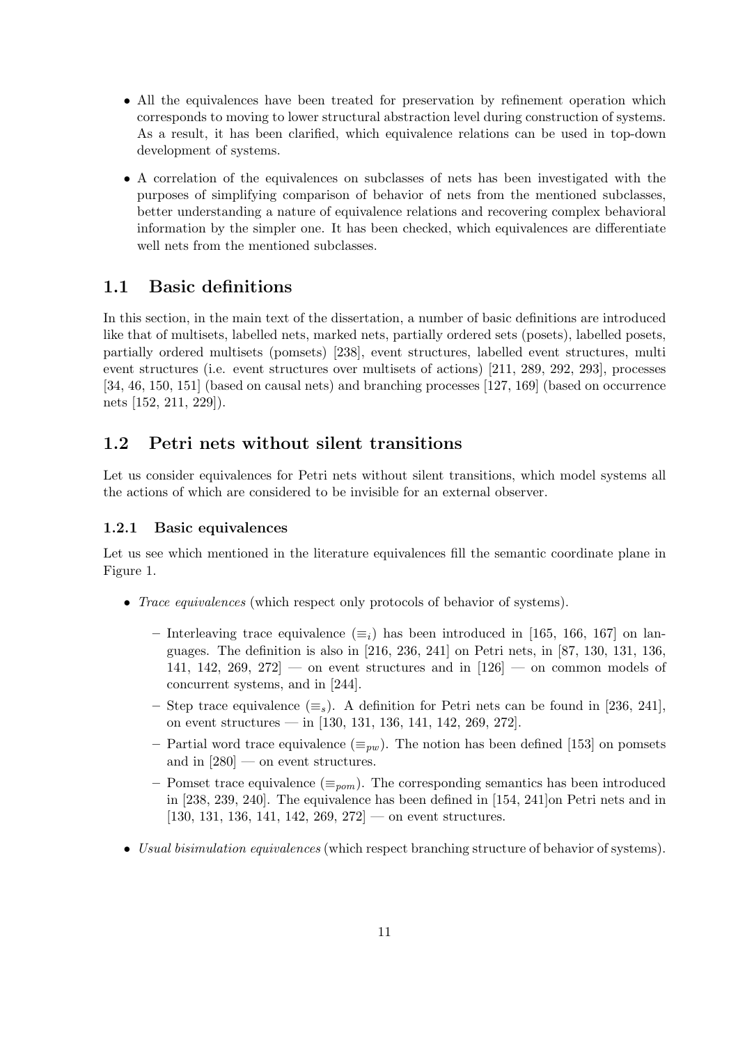- All the equivalences have been treated for preservation by refinement operation which corresponds to moving to lower structural abstraction level during construction of systems. As a result, it has been clarified, which equivalence relations can be used in top-down development of systems.
- A correlation of the equivalences on subclasses of nets has been investigated with the purposes of simplifying comparison of behavior of nets from the mentioned subclasses, better understanding a nature of equivalence relations and recovering complex behavioral information by the simpler one. It has been checked, which equivalences are differentiate well nets from the mentioned subclasses.

## 1.1 Basic definitions

In this section, in the main text of the dissertation, a number of basic definitions are introduced like that of multisets, labelled nets, marked nets, partially ordered sets (posets), labelled posets, partially ordered multisets (pomsets) [238], event structures, labelled event structures, multi event structures (i.e. event structures over multisets of actions) [211, 289, 292, 293], processes [34, 46, 150, 151] (based on causal nets) and branching processes [127, 169] (based on occurrence nets [152, 211, 229]).

## 1.2 Petri nets without silent transitions

Let us consider equivalences for Petri nets without silent transitions, which model systems all the actions of which are considered to be invisible for an external observer.

### 1.2.1 Basic equivalences

Let us see which mentioned in the literature equivalences fill the semantic coordinate plane in Figure 1.

- *Trace equivalences* (which respect only protocols of behavior of systems).
  - Interleaving trace equivalence ($\equiv_i$) has been introduced in [165, 166, 167] on languages. The definition is also in [216, 236, 241] on Petri nets, in [87, 130, 131, 136, 141, 142, 269, 272] — on event structures and in [126] — on common models of concurrent systems, and in [244].
  - Step trace equivalence ($\equiv_s$). A definition for Petri nets can be found in [236, 241], on event structures — in [130, 131, 136, 141, 142, 269, 272].
  - Partial word trace equivalence ($\equiv_{pw}$). The notion has been defined [153] on pomsets and in [280] — on event structures.
  - Pomset trace equivalence ($\equiv_{pom}$). The corresponding semantics has been introduced in [238, 239, 240]. The equivalence has been defined in [154, 241]on Petri nets and in [130, 131, 136, 141, 142, 269, 272] — on event structures.
- *Usual bisimulation equivalences* (which respect branching structure of behavior of systems).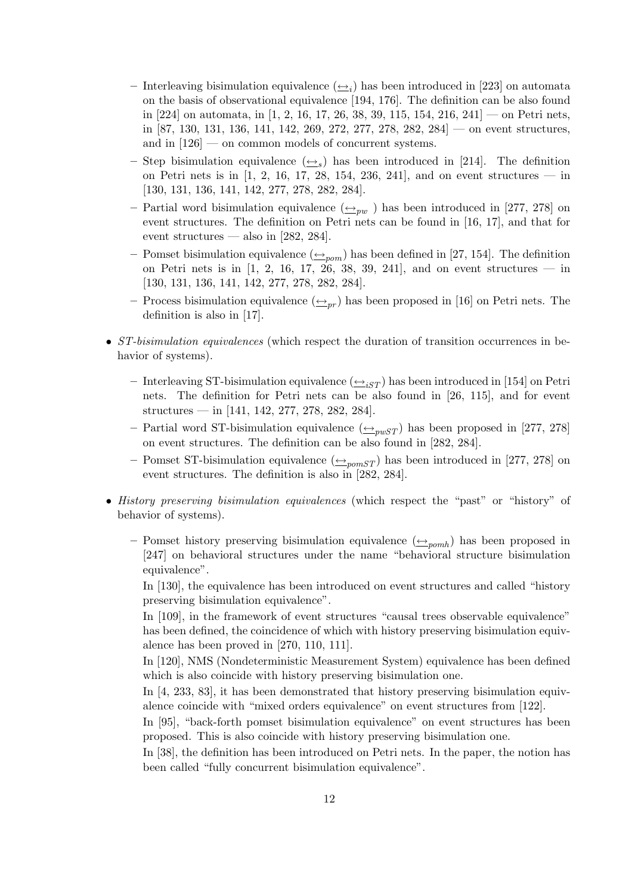- Interleaving bisimulation equivalence ($\underline{\leftrightarrow}_i$) has been introduced in [223] on automata on the basis of observational equivalence [194, 176]. The definition can be also found in [224] on automata, in [1, 2, 16, 17, 26, 38, 39, 115, 154, 216, 241] — on Petri nets, in [87, 130, 131, 136, 141, 142, 269, 272, 277, 278, 282, 284] — on event structures, and in [126] — on common models of concurrent systems.
  - Step bisimulation equivalence ($\underline{\leftrightarrow}_s$) has been introduced in [214]. The definition on Petri nets is in [1, 2, 16, 17, 28, 154, 236, 241], and on event structures — in [130, 131, 136, 141, 142, 277, 278, 282, 284].
  - Partial word bisimulation equivalence ($\underline{\leftrightarrow}_{pw}$ ) has been introduced in [277, 278] on event structures. The definition on Petri nets can be found in [16, 17], and that for event structures — also in [282, 284].
  - Pomset bisimulation equivalence ($\underline{\leftrightarrow}_{pom}$) has been defined in [27, 154]. The definition on Petri nets is in [1, 2, 16, 17, 26, 38, 39, 241], and on event structures — in [130, 131, 136, 141, 142, 277, 278, 282, 284].
  - Process bisimulation equivalence ($\underline{\leftrightarrow}_{pr}$) has been proposed in [16] on Petri nets. The definition is also in [17].

- *ST-bisimulation equivalences* (which respect the duration of transition occurrences in behavior of systems).
  - Interleaving ST-bisimulation equivalence ($\underline{\leftrightarrow}_{iST}$) has been introduced in [154] on Petri nets. The definition for Petri nets can be also found in [26, 115], and for event structures — in [141, 142, 277, 278, 282, 284].
  - Partial word ST-bisimulation equivalence ($\underline{\leftrightarrow}_{pwST}$) has been proposed in [277, 278] on event structures. The definition can be also found in [282, 284].
  - Pomset ST-bisimulation equivalence ($\underline{\leftrightarrow}_{pomST}$) has been introduced in [277, 278] on event structures. The definition is also in [282, 284].

- *History preserving bisimulation equivalences* (which respect the "past" or "history" of behavior of systems).
  - Pomset history preserving bisimulation equivalence ($\underline{\leftrightarrow}_{pomh}$) has been proposed in [247] on behavioral structures under the name "behavioral structure bisimulation equivalence".

    In [130], the equivalence has been introduced on event structures and called "history preserving bisimulation equivalence".

    In [109], in the framework of event structures "causal trees observable equivalence" has been defined, the coincidence of which with history preserving bisimulation equivalence has been proved in [270, 110, 111].

    In [120], NMS (Nondeterministic Measurement System) equivalence has been defined which is also coincide with history preserving bisimulation one.

    In [4, 233, 83], it has been demonstrated that history preserving bisimulation equivalence coincide with "mixed orders equivalence" on event structures from [122].

    In [95], "back-forth pomset bisimulation equivalence" on event structures has been proposed. This is also coincide with history preserving bisimulation one.

    In [38], the definition has been introduced on Petri nets. In the paper, the notion has been called "fully concurrent bisimulation equivalence".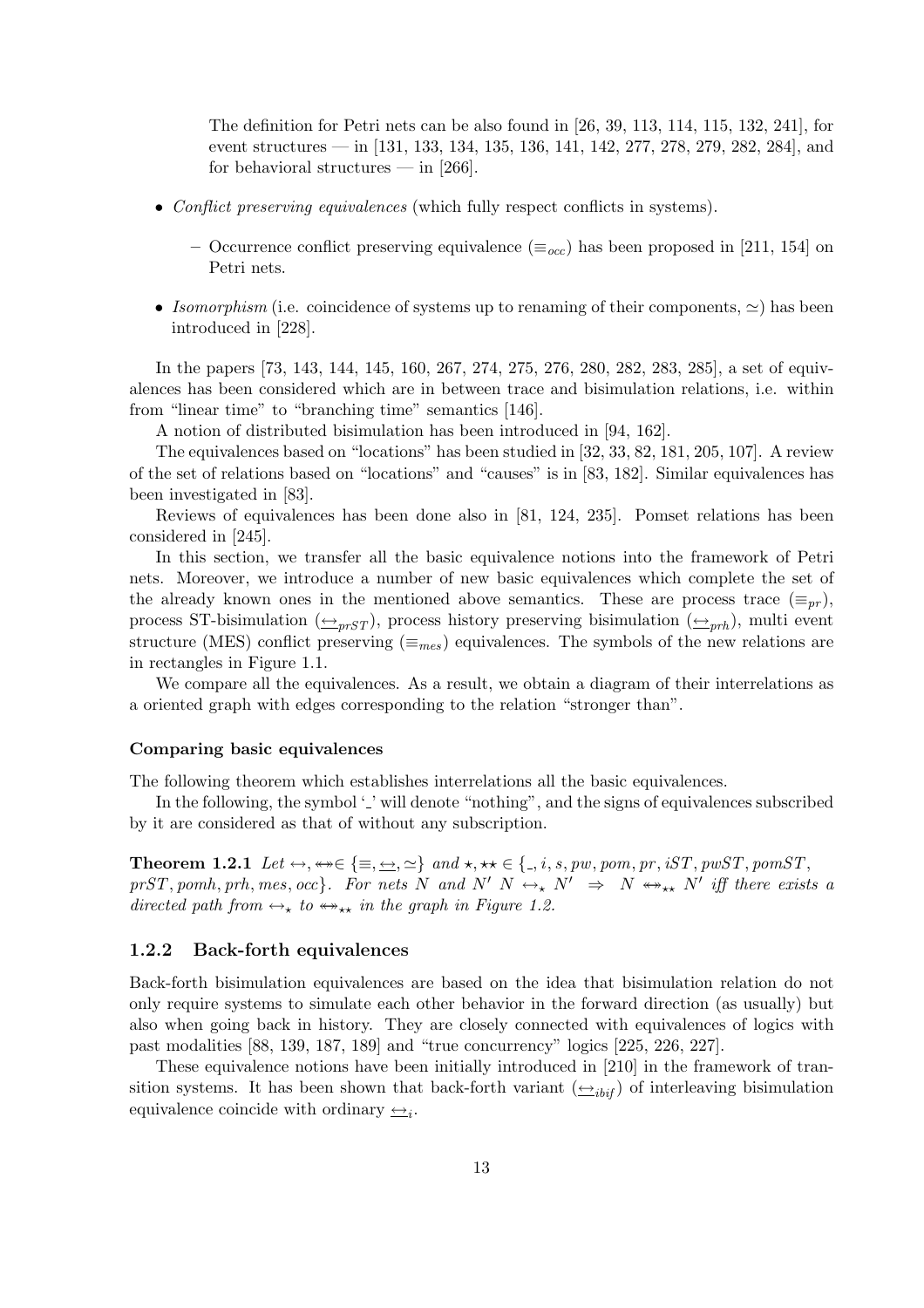The definition for Petri nets can be also found in [26, 39, 113, 114, 115, 132, 241], for event structures — in [131, 133, 134, 135, 136, 141, 142, 277, 278, 279, 282, 284], and for behavioral structures — in [266].

- *Conflict preserving equivalences* (which fully respect conflicts in systems).
  - Occurrence conflict preserving equivalence ($\equiv_{occ}$) has been proposed in [211, 154] on Petri nets.
- *Isomorphism* (i.e. coincidence of systems up to renaming of their components, $\simeq$) has been introduced in [228].

In the papers [73, 143, 144, 145, 160, 267, 274, 275, 276, 280, 282, 283, 285], a set of equivalences has been considered which are in between trace and bisimulation relations, i.e. within from "linear time" to "branching time" semantics [146].

A notion of distributed bisimulation has been introduced in [94, 162].

The equivalences based on "locations" has been studied in [32, 33, 82, 181, 205, 107]. A review of the set of relations based on "locations" and "causes" is in [83, 182]. Similar equivalences has been investigated in [83].

Reviews of equivalences has been done also in [81, 124, 235]. Pomset relations has been considered in [245].

In this section, we transfer all the basic equivalence notions into the framework of Petri nets. Moreover, we introduce a number of new basic equivalences which complete the set of the already known ones in the mentioned above semantics. These are process trace ($\equiv_{pr}$), process ST-bisimulation ($\underline{\leftrightarrow}_{prST}$), process history preserving bisimulation ($\underline{\leftrightarrow}_{prh}$), multi event structure (MES) conflict preserving ($\equiv_{mes}$) equivalences. The symbols of the new relations are in rectangles in Figure 1.1.

We compare all the equivalences. As a result, we obtain a diagram of their interrelations as a oriented graph with edges corresponding to the relation "stronger than".

**Comparing basic equivalences**

The following theorem which establishes interrelations all the basic equivalences.

In the following, the symbol '\_' will denote "nothing", and the signs of equivalences subscribed by it are considered as that of without any subscription.

**Theorem 1.2.1** *Let $\leftrightarrow, \twoheadleftarrow\!\!\twoheadrightarrow \in \{\equiv, \underline{\leftrightarrow}, \simeq\}$ and $\star, \star\star \in \{\_, i, s, pw, pom, pr, iST, pwST, pomST, prST, pomh, prh, mes, occ\}$. For nets $N$ and $N'$ $N \leftrightarrow_{\star} N' \;\Rightarrow\; N \twoheadleftarrow\!\!\twoheadrightarrow_{\star\star} N'$ iff there exists a directed path from $\leftrightarrow_{\star}$ to $\twoheadleftarrow\!\!\twoheadrightarrow_{\star\star}$ in the graph in Figure 1.2.*

### 1.2.2 Back-forth equivalences

Back-forth bisimulation equivalences are based on the idea that bisimulation relation do not only require systems to simulate each other behavior in the forward direction (as usually) but also when going back in history. They are closely connected with equivalences of logics with past modalities [88, 139, 187, 189] and "true concurrency" logics [225, 226, 227].

These equivalence notions have been initially introduced in [210] in the framework of transition systems. It has been shown that back-forth variant ($\underline{\leftrightarrow}_{ibif}$) of interleaving bisimulation equivalence coincide with ordinary $\underline{\leftrightarrow}_{i}$.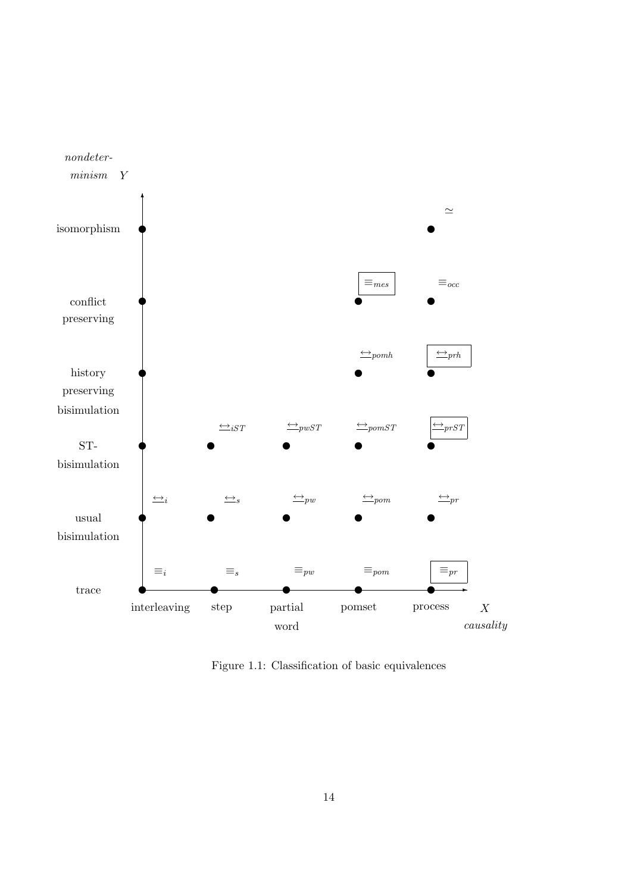| *nondeterminism* $Y$ | interleaving | step | partial word | pomset | process |
|---|---|---|---|---|---|
| isomorphism | | | | | $\simeq$ |
| conflict preserving | | | | $\boxed{\equiv_{mes}}$ | $\equiv_{occ}$ |
| history preserving bisimulation | | | | $\underline{\leftrightarrow}_{pomh}$ | $\boxed{\underline{\leftrightarrow}_{prh}}$ |
| ST-bisimulation | | $\underline{\leftrightarrow}_{iST}$ | $\underline{\leftrightarrow}_{pwST}$ | $\underline{\leftrightarrow}_{pomST}$ | $\boxed{\underline{\leftrightarrow}_{prST}}$ |
| usual bisimulation | $\underline{\leftrightarrow}_{i}$ | $\underline{\leftrightarrow}_{s}$ | $\underline{\leftrightarrow}_{pw}$ | $\underline{\leftrightarrow}_{pom}$ | $\underline{\leftrightarrow}_{pr}$ |
| trace | $\equiv_i$ | $\equiv_s$ | $\equiv_{pw}$ | $\equiv_{pom}$ | $\boxed{\equiv_{pr}}$ |

$X$ *causality*

Figure 1.1: Classification of basic equivalences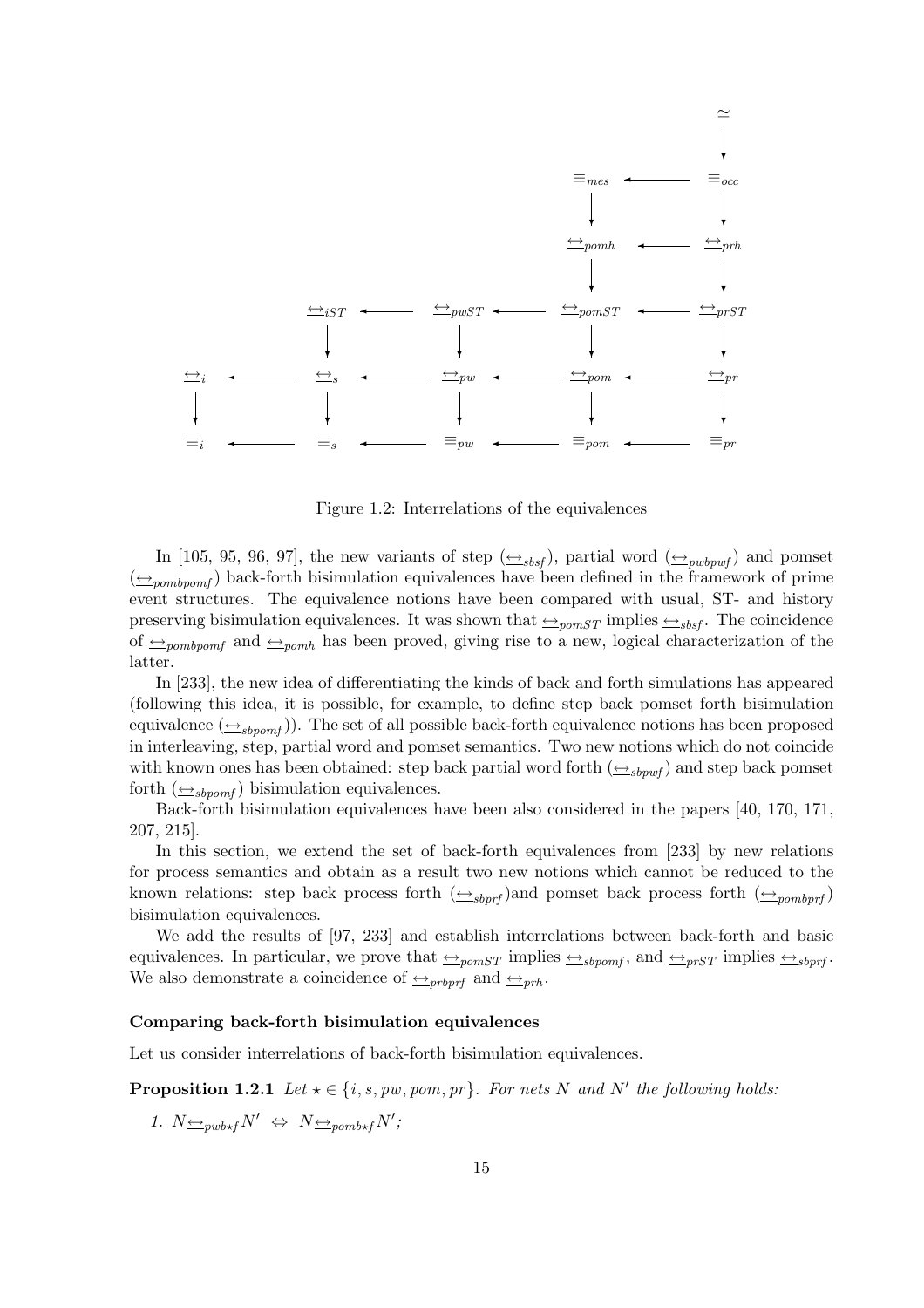Figure 1.2: Interrelations of the equivalences

In [105, 95, 96, 97], the new variants of step ($\underline{\leftrightarrow}_{sbsf}$), partial word ($\underline{\leftrightarrow}_{pwbpwf}$) and pomset ($\underline{\leftrightarrow}_{pombpomf}$) back-forth bisimulation equivalences have been defined in the framework of prime event structures. The equivalence notions have been compared with usual, ST- and history preserving bisimulation equivalences. It was shown that $\underline{\leftrightarrow}_{pomST}$ implies $\underline{\leftrightarrow}_{sbsf}$. The coincidence of $\underline{\leftrightarrow}_{pombpomf}$ and $\underline{\leftrightarrow}_{pomh}$ has been proved, giving rise to a new, logical characterization of the latter.

In [233], the new idea of differentiating the kinds of back and forth simulations has appeared (following this idea, it is possible, for example, to define step back pomset forth bisimulation equivalence ($\underline{\leftrightarrow}_{sbpomf}$)). The set of all possible back-forth equivalence notions has been proposed in interleaving, step, partial word and pomset semantics. Two new notions which do not coincide with known ones has been obtained: step back partial word forth ($\underline{\leftrightarrow}_{sbpwf}$) and step back pomset forth ($\underline{\leftrightarrow}_{sbpomf}$) bisimulation equivalences.

Back-forth bisimulation equivalences have been also considered in the papers [40, 170, 171, 207, 215].

In this section, we extend the set of back-forth equivalences from [233] by new relations for process semantics and obtain as a result two new notions which cannot be reduced to the known relations: step back process forth ($\underline{\leftrightarrow}_{sbprf}$)and pomset back process forth ($\underline{\leftrightarrow}_{pombprf}$) bisimulation equivalences.

We add the results of [97, 233] and establish interrelations between back-forth and basic equivalences. In particular, we prove that $\underline{\leftrightarrow}_{pomST}$ implies $\underline{\leftrightarrow}_{sbpomf}$, and $\underline{\leftrightarrow}_{prST}$ implies $\underline{\leftrightarrow}_{sbprf}$. We also demonstrate a coincidence of $\underline{\leftrightarrow}_{prbprf}$ and $\underline{\leftrightarrow}_{prh}$.

#### Comparing back-forth bisimulation equivalences

Let us consider interrelations of back-forth bisimulation equivalences.

**Proposition 1.2.1** *Let $\star \in \{i, s, pw, pom, pr\}$. For nets $N$ and $N'$ the following holds:*

1. $N \underline{\leftrightarrow}_{pwb\star f} N' \;\Leftrightarrow\; N \underline{\leftrightarrow}_{pomb\star f} N'$;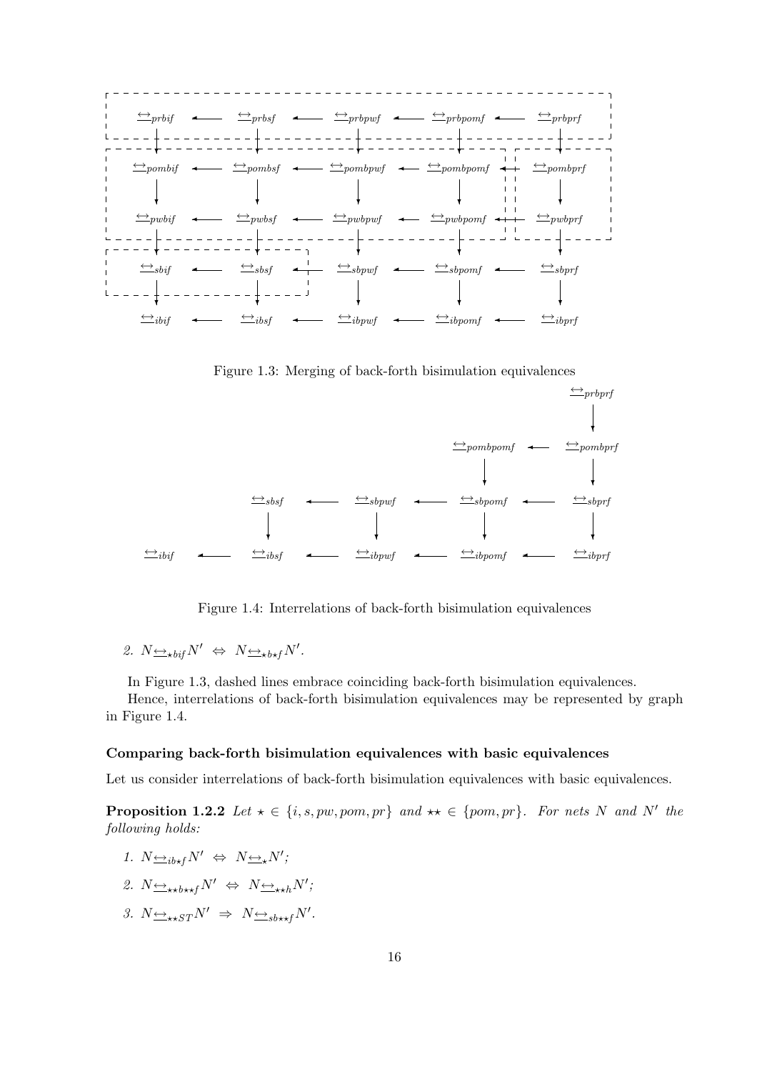Figure 1.3: Merging of back-forth bisimulation equivalences

Figure 1.4: Interrelations of back-forth bisimulation equivalences

2. $N \underline{\leftrightarrow}_{\star bif} N' \;\Leftrightarrow\; N \underline{\leftrightarrow}_{\star b \star f} N'$.

In Figure 1.3, dashed lines embrace coinciding back-forth bisimulation equivalences.

Hence, interrelations of back-forth bisimulation equivalences may be represented by graph in Figure 1.4.

### Comparing back-forth bisimulation equivalences with basic equivalences

Let us consider interrelations of back-forth bisimulation equivalences with basic equivalences.

**Proposition 1.2.2** *Let $\star \in \{i, s, pw, pom, pr\}$ and $\star\star \in \{pom, pr\}$. For nets $N$ and $N'$ the following holds:*

1. $N \underline{\leftrightarrow}_{ib \star f} N' \;\Leftrightarrow\; N \underline{\leftrightarrow}_{\star} N'$;
2. $N \underline{\leftrightarrow}_{\star\star b \star\star f} N' \;\Leftrightarrow\; N \underline{\leftrightarrow}_{\star\star h} N'$;
3. $N \underline{\leftrightarrow}_{\star\star ST} N' \;\Rightarrow\; N \underline{\leftrightarrow}_{sb \star\star f} N'$.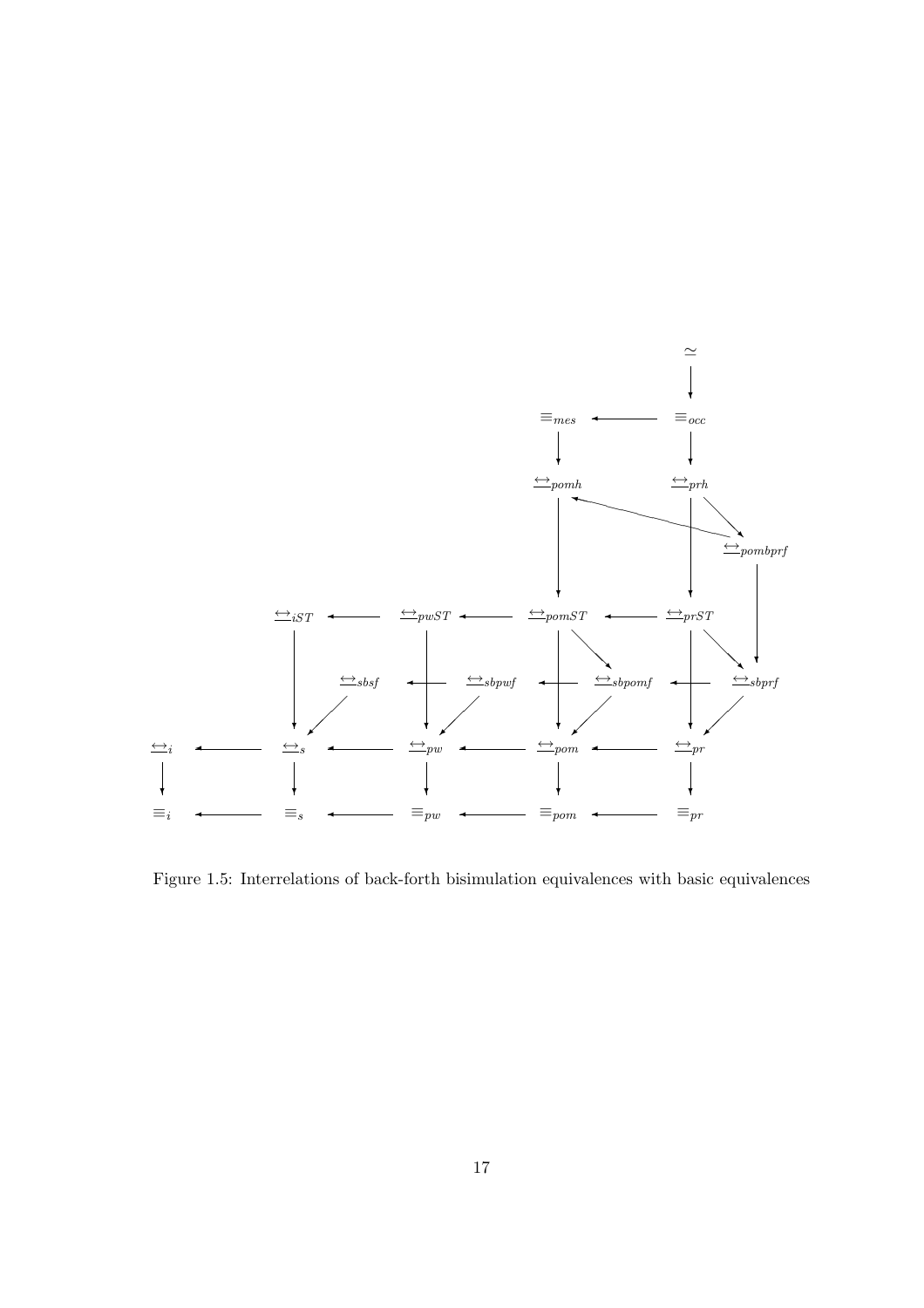Figure 1.5: Interrelations of back-forth bisimulation equivalences with basic equivalences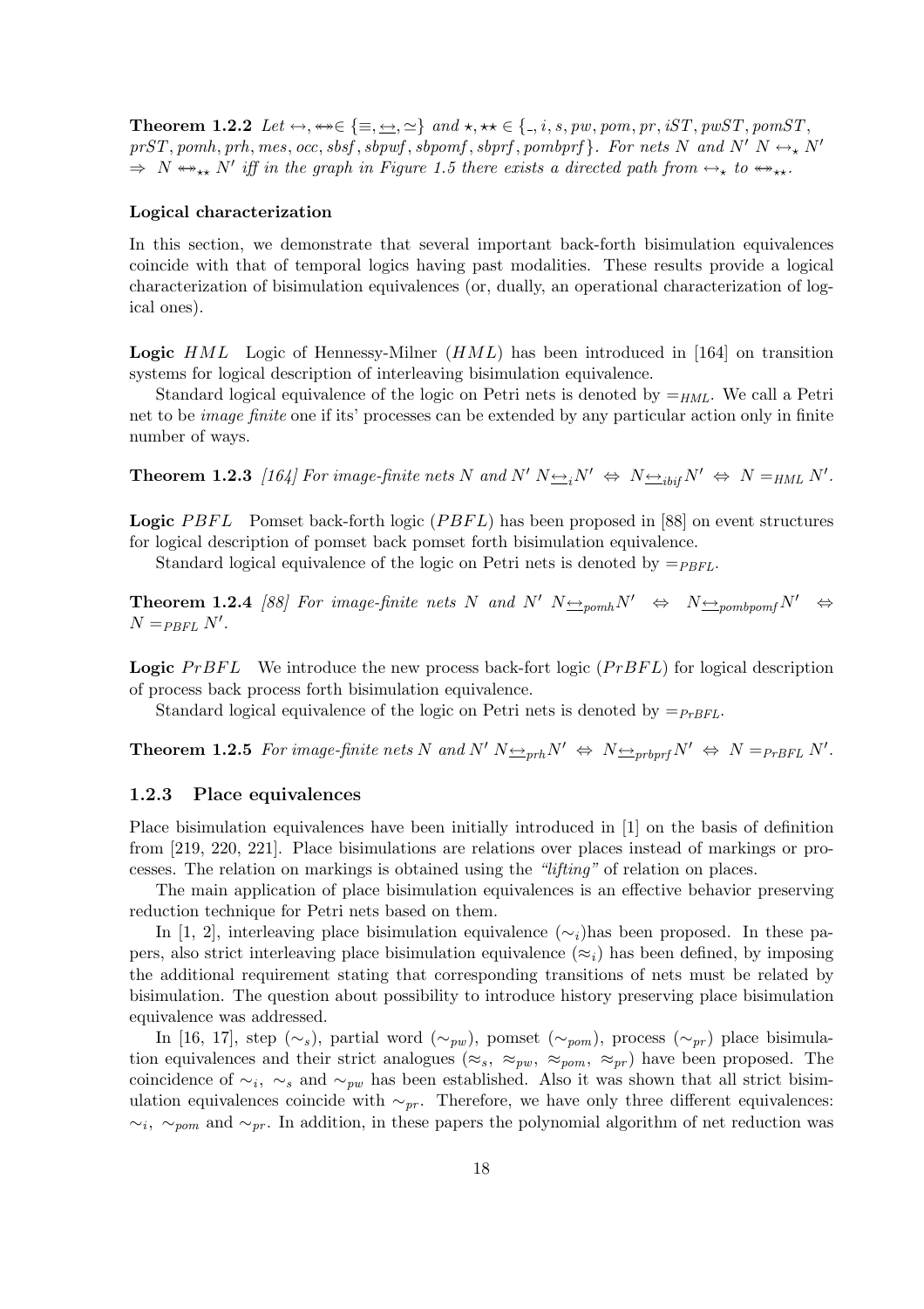**Theorem 1.2.2** *Let* $\leftrightarrow, \leftrightarrow\!\!\!\!\leftrightarrow \in \{\equiv, \underline{\leftrightarrow}, \simeq\}$ *and* $\star, \star\star \in \{\_, i, s, pw, pom, pr, iST, pwST, pomST, prST, pomh, prh, mes, occ, sbsf, sbpwf, sbpomf, sbprf, pombprf\}$*. For nets* $N$ *and* $N'$ $N \leftrightarrow_\star N' \Rightarrow N \leftrightarrow\!\!\!\!\leftrightarrow_{\star\star} N'$ *iff in the graph in Figure 1.5 there exists a directed path from* $\leftrightarrow_\star$ *to* $\leftrightarrow\!\!\!\!\leftrightarrow_{\star\star}$*.*

#### Logical characterization

In this section, we demonstrate that several important back-forth bisimulation equivalences coincide with that of temporal logics having past modalities. These results provide a logical characterization of bisimulation equivalences (or, dually, an operational characterization of logical ones).

**Logic** $HML$ Logic of Hennessy-Milner ($HML$) has been introduced in [164] on transition systems for logical description of interleaving bisimulation equivalence.

Standard logical equivalence of the logic on Petri nets is denoted by $=_{HML}$. We call a Petri net to be *image finite* one if its' processes can be extended by any particular action only in finite number of ways.

**Theorem 1.2.3** *[164] For image-finite nets* $N$ *and* $N'$ $N \underline{\leftrightarrow}_i N' \Leftrightarrow N \underline{\leftrightarrow}_{ibif} N' \Leftrightarrow N =_{HML} N'$*.*

**Logic** $PBFL$ Pomset back-forth logic ($PBFL$) has been proposed in [88] on event structures for logical description of pomset back pomset forth bisimulation equivalence.

Standard logical equivalence of the logic on Petri nets is denoted by $=_{PBFL}$.

**Theorem 1.2.4** *[88] For image-finite nets* $N$ *and* $N'$ $N \underline{\leftrightarrow}_{pomh} N' \Leftrightarrow N \underline{\leftrightarrow}_{pombpomf} N' \Leftrightarrow N =_{PBFL} N'$*.*

**Logic** $PrBFL$ We introduce the new process back-fort logic ($PrBFL$) for logical description of process back process forth bisimulation equivalence.

Standard logical equivalence of the logic on Petri nets is denoted by $=_{PrBFL}$.

**Theorem 1.2.5** *For image-finite nets* $N$ *and* $N'$ $N \underline{\leftrightarrow}_{prh} N' \Leftrightarrow N \underline{\leftrightarrow}_{prbprf} N' \Leftrightarrow N =_{PrBFL} N'$*.*

### 1.2.3 Place equivalences

Place bisimulation equivalences have been initially introduced in [1] on the basis of definition from [219, 220, 221]. Place bisimulations are relations over places instead of markings or processes. The relation on markings is obtained using the *"lifting"* of relation on places.

The main application of place bisimulation equivalences is an effective behavior preserving reduction technique for Petri nets based on them.

In [1, 2], interleaving place bisimulation equivalence ($\sim_i$)has been proposed. In these papers, also strict interleaving place bisimulation equivalence ($\approx_i$) has been defined, by imposing the additional requirement stating that corresponding transitions of nets must be related by bisimulation. The question about possibility to introduce history preserving place bisimulation equivalence was addressed.

In [16, 17], step ($\sim_s$), partial word ($\sim_{pw}$), pomset ($\sim_{pom}$), process ($\sim_{pr}$) place bisimulation equivalences and their strict analogues ($\approx_s$, $\approx_{pw}$, $\approx_{pom}$, $\approx_{pr}$) have been proposed. The coincidence of $\sim_i$, $\sim_s$ and $\sim_{pw}$ has been established. Also it was shown that all strict bisimulation equivalences coincide with $\sim_{pr}$. Therefore, we have only three different equivalences: $\sim_i$, $\sim_{pom}$ and $\sim_{pr}$. In addition, in these papers the polynomial algorithm of net reduction was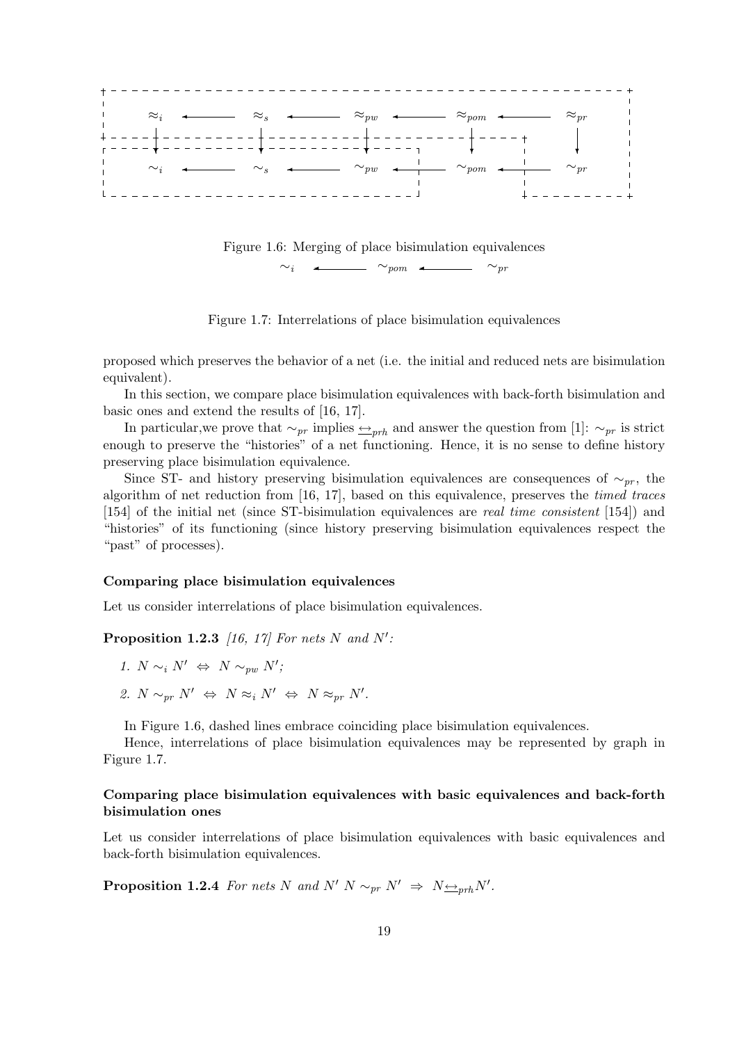$$
\begin{array}{ccccccccc}
\approx_i & \longleftarrow & \approx_s & \longleftarrow & \approx_{pw} & \longleftarrow & \approx_{pom} & \longleftarrow & \approx_{pr} \\
\downarrow & & \downarrow & & \downarrow & & \downarrow & & \downarrow \\
\sim_i & \longleftarrow & \sim_s & \longleftarrow & \sim_{pw} & \longleftarrow & \sim_{pom} & \longleftarrow & \sim_{pr}
\end{array}
$$

Figure 1.6: Merging of place bisimulation equivalences

$$
\sim_i \longleftarrow \sim_{pom} \longleftarrow \sim_{pr}
$$

Figure 1.7: Interrelations of place bisimulation equivalences

proposed which preserves the behavior of a net (i.e. the initial and reduced nets are bisimulation equivalent).

In this section, we compare place bisimulation equivalences with back-forth bisimulation and basic ones and extend the results of [16, 17].

In particular,we prove that $\sim_{pr}$ implies $\underline{\leftrightarrow}_{prh}$ and answer the question from [1]: $\sim_{pr}$ is strict enough to preserve the "histories" of a net functioning. Hence, it is no sense to define history preserving place bisimulation equivalence.

Since ST- and history preserving bisimulation equivalences are consequences of $\sim_{pr}$, the algorithm of net reduction from [16, 17], based on this equivalence, preserves the *timed traces* [154] of the initial net (since ST-bisimulation equivalences are *real time consistent* [154]) and "histories" of its functioning (since history preserving bisimulation equivalences respect the "past" of processes).

### Comparing place bisimulation equivalences

Let us consider interrelations of place bisimulation equivalences.

**Proposition 1.2.3** *[16, 17] For nets $N$ and $N'$:*

1. $N \sim_i N' \Leftrightarrow N \sim_{pw} N'$;
2. $N \sim_{pr} N' \Leftrightarrow N \approx_i N' \Leftrightarrow N \approx_{pr} N'$.

In Figure 1.6, dashed lines embrace coinciding place bisimulation equivalences.

Hence, interrelations of place bisimulation equivalences may be represented by graph in Figure 1.7.

### Comparing place bisimulation equivalences with basic equivalences and back-forth bisimulation ones

Let us consider interrelations of place bisimulation equivalences with basic equivalences and back-forth bisimulation equivalences.

**Proposition 1.2.4** *For nets $N$ and $N'$ $N \sim_{pr} N' \Rightarrow N \underline{\leftrightarrow}_{prh} N'$.*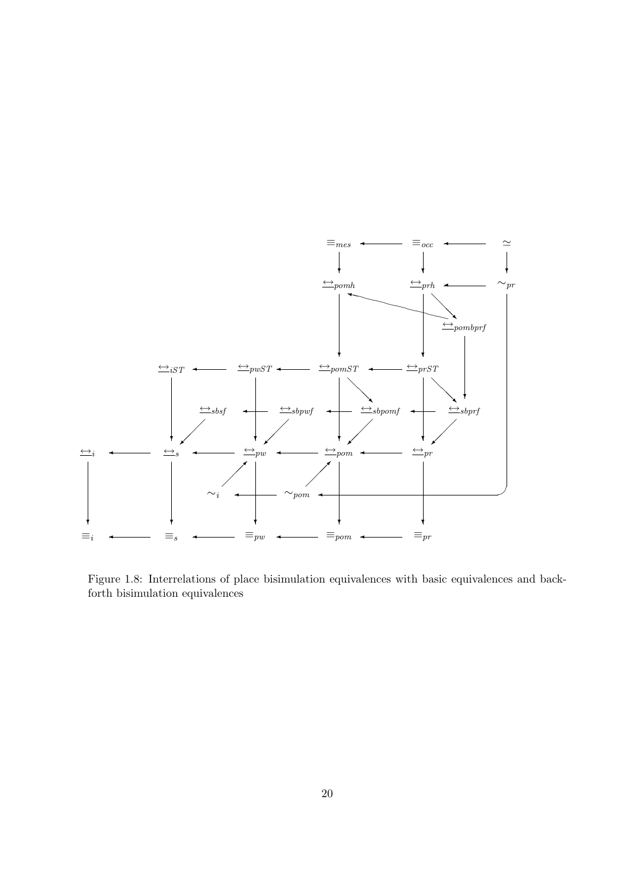Figure 1.8: Interrelations of place bisimulation equivalences with basic equivalences and back-forth bisimulation equivalences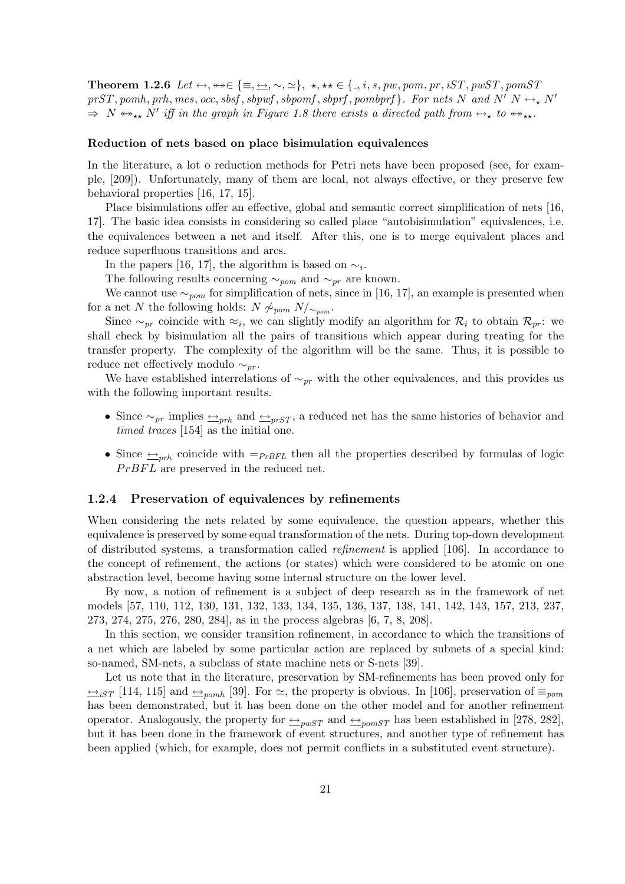**Theorem 1.2.6** *Let* $\leftrightarrow, \twoheadleftrightarrow \in \{\equiv, \underline{\leftrightarrow}, \sim, \simeq\}$, $\star, \star\star \in \{\_, i, s, pw, pom, pr, iST, pwST, pomST$ $prST, pomh, prh, mes, occ, sbsf, sbpwf, sbpomf, sbprf, pombprf\}$*. For nets* $N$ *and* $N'$ $N \leftrightarrow_\star N'$ $\Rightarrow$ $N \twoheadleftrightarrow_{\star\star} N'$ *iff in the graph in Figure 1.8 there exists a directed path from* $\leftrightarrow_\star$ *to* $\twoheadleftrightarrow_{\star\star}$*.*

#### Reduction of nets based on place bisimulation equivalences

In the literature, a lot o reduction methods for Petri nets have been proposed (see, for example, [209]). Unfortunately, many of them are local, not always effective, or they preserve few behavioral properties [16, 17, 15].

Place bisimulations offer an effective, global and semantic correct simplification of nets [16, 17]. The basic idea consists in considering so called place "autobisimulation" equivalences, i.e. the equivalences between a net and itself. After this, one is to merge equivalent places and reduce superfluous transitions and arcs.

In the papers [16, 17], the algorithm is based on $\sim_i$.

The following results concerning $\sim_{pom}$ and $\sim_{pr}$ are known.

We cannot use $\sim_{pom}$ for simplification of nets, since in [16, 17], an example is presented when for a net $N$ the following holds: $N \not\sim_{pom} N/_{\sim_{pom}}$.

Since $\sim_{pr}$ coincide with $\approx_i$, we can slightly modify an algorithm for $\mathcal{R}_i$ to obtain $\mathcal{R}_{pr}$: we shall check by bisimulation all the pairs of transitions which appear during treating for the transfer property. The complexity of the algorithm will be the same. Thus, it is possible to reduce net effectively modulo $\sim_{pr}$.

We have established interrelations of $\sim_{pr}$ with the other equivalences, and this provides us with the following important results.

- Since $\sim_{pr}$ implies $\underline{\leftrightarrow}_{prh}$ and $\underline{\leftrightarrow}_{prST}$, a reduced net has the same histories of behavior and *timed traces* [154] as the initial one.
- Since $\underline{\leftrightarrow}_{prh}$ coincide with $=_{PrBFL}$ then all the properties described by formulas of logic $PrBFL$ are preserved in the reduced net.

### 1.2.4 Preservation of equivalences by refinements

When considering the nets related by some equivalence, the question appears, whether this equivalence is preserved by some equal transformation of the nets. During top-down development of distributed systems, a transformation called *refinement* is applied [106]. In accordance to the concept of refinement, the actions (or states) which were considered to be atomic on one abstraction level, become having some internal structure on the lower level.

By now, a notion of refinement is a subject of deep research as in the framework of net models [57, 110, 112, 130, 131, 132, 133, 134, 135, 136, 137, 138, 141, 142, 143, 157, 213, 237, 273, 274, 275, 276, 280, 284], as in the process algebras [6, 7, 8, 208].

In this section, we consider transition refinement, in accordance to which the transitions of a net which are labeled by some particular action are replaced by subnets of a special kind: so-named, SM-nets, a subclass of state machine nets or S-nets [39].

Let us note that in the literature, preservation by SM-refinements has been proved only for $\underline{\leftrightarrow}_{iST}$ [114, 115] and $\underline{\leftrightarrow}_{pomh}$ [39]. For $\simeq$, the property is obvious. In [106], preservation of $\equiv_{pom}$ has been demonstrated, but it has been done on the other model and for another refinement operator. Analogously, the property for $\underline{\leftrightarrow}_{pwST}$ and $\underline{\leftrightarrow}_{pomST}$ has been established in [278, 282], but it has been done in the framework of event structures, and another type of refinement has been applied (which, for example, does not permit conflicts in a substituted event structure).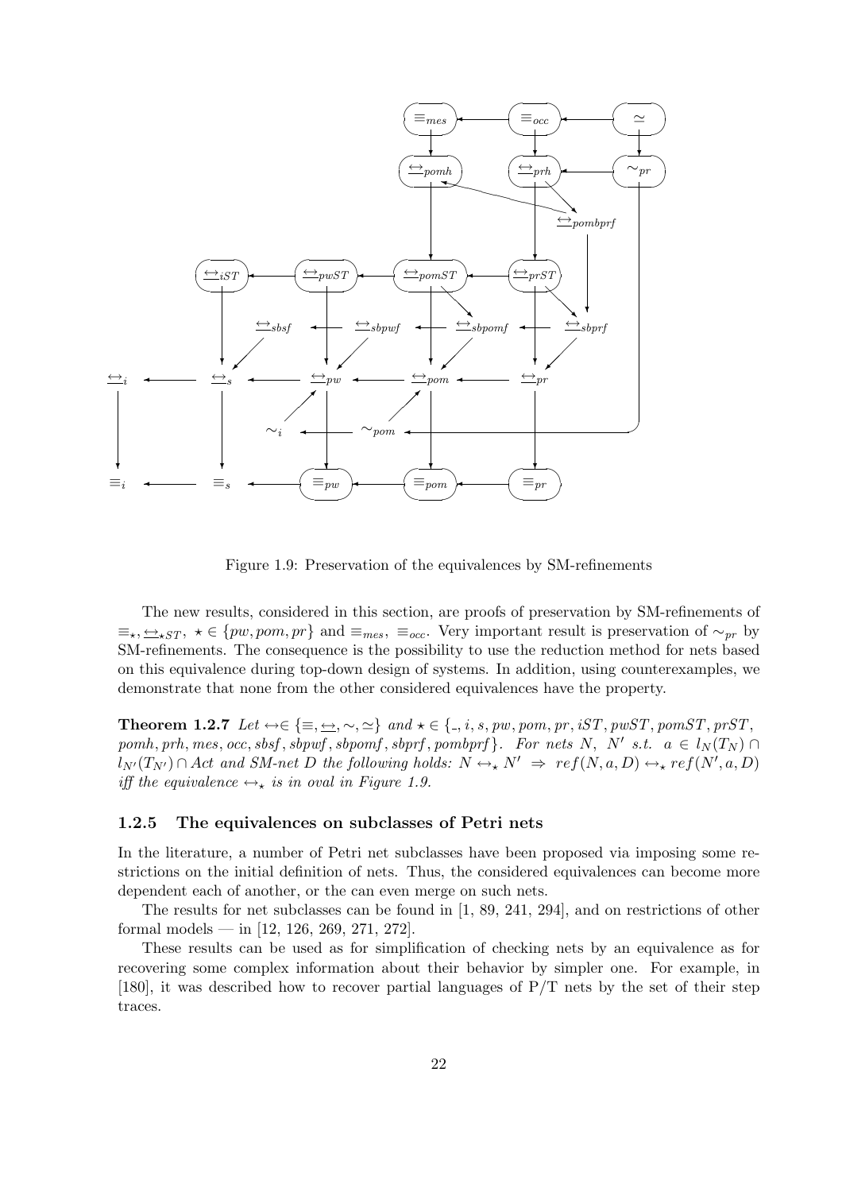Figure 1.9: Preservation of the equivalences by SM-refinements

The new results, considered in this section, are proofs of preservation by SM-refinements of $\equiv_\star, \underline{\leftrightarrow}_{\star ST}, \star \in \{pw, pom, pr\}$ and $\equiv_{mes}$, $\equiv_{occ}$. Very important result is preservation of $\sim_{pr}$ by SM-refinements. The consequence is the possibility to use the reduction method for nets based on this equivalence during top-down design of systems. In addition, using counterexamples, we demonstrate that none from the other considered equivalences have the property.

**Theorem 1.2.7** *Let $\leftrightarrow \in \{\equiv, \underline{\leftrightarrow}, \sim, \simeq\}$ and $\star \in \{\_, i, s, pw, pom, pr, iST, pwST, pomST, prST, pomh, prh, mes, occ, sbsf, sbpwf, sbpomf, sbprf, pombprf\}$. For nets $N$, $N'$ s.t. $a \in l_N(T_N) \cap l_{N'}(T_{N'}) \cap Act$ and SM-net $D$ the following holds: $N \leftrightarrow_\star N' \Rightarrow ref(N, a, D) \leftrightarrow_\star ref(N', a, D)$ iff the equivalence $\leftrightarrow_\star$ is in oval in Figure 1.9.*

### 1.2.5 The equivalences on subclasses of Petri nets

In the literature, a number of Petri net subclasses have been proposed via imposing some restrictions on the initial definition of nets. Thus, the considered equivalences can become more dependent each of another, or the can even merge on such nets.

The results for net subclasses can be found in [1, 89, 241, 294], and on restrictions of other formal models — in [12, 126, 269, 271, 272].

These results can be used as for simplification of checking nets by an equivalence as for recovering some complex information about their behavior by simpler one. For example, in [180], it was described how to recover partial languages of P/T nets by the set of their step traces.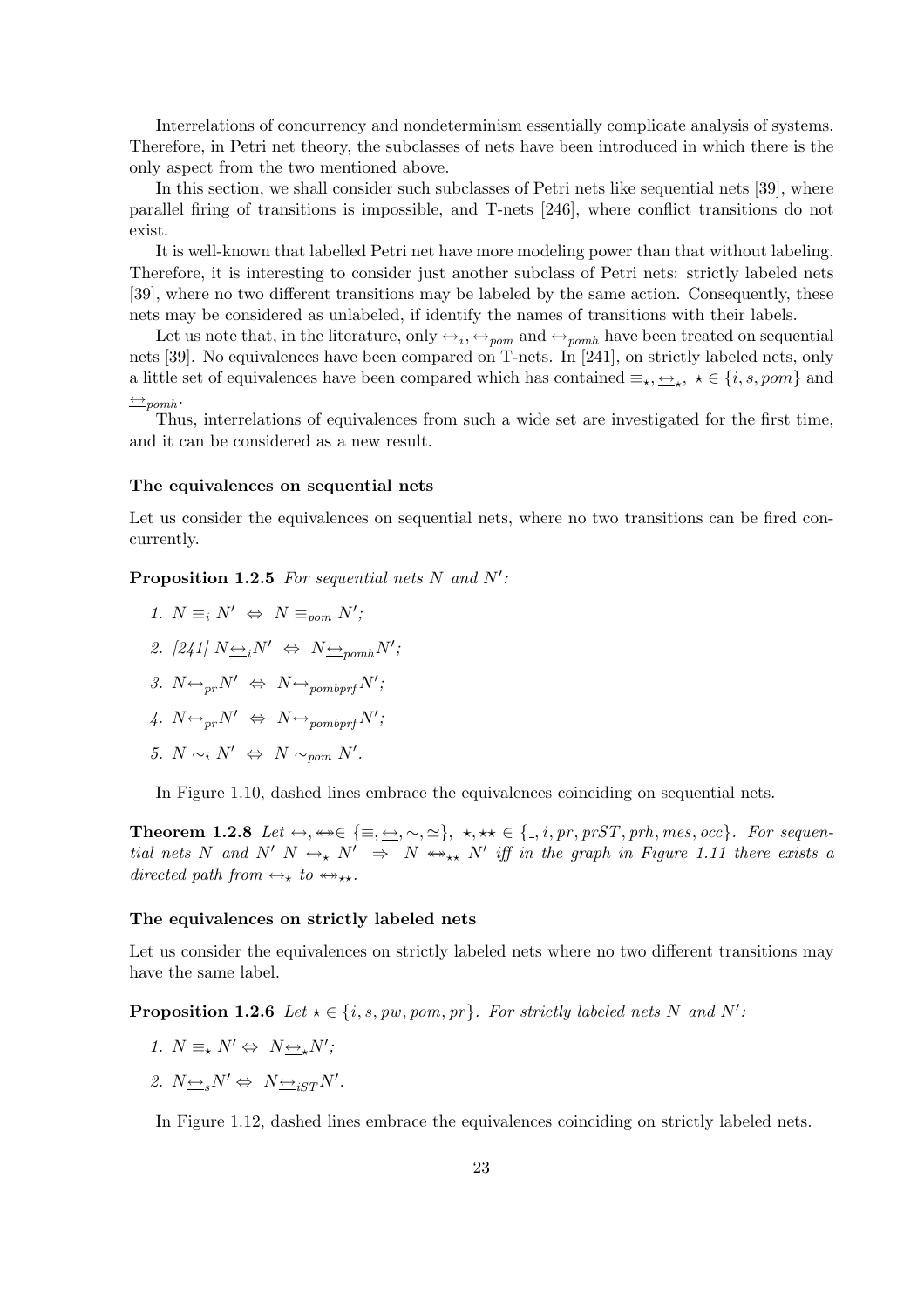Interrelations of concurrency and nondeterminism essentially complicate analysis of systems. Therefore, in Petri net theory, the subclasses of nets have been introduced in which there is the only aspect from the two mentioned above.

In this section, we shall consider such subclasses of Petri nets like sequential nets [39], where parallel firing of transitions is impossible, and T-nets [246], where conflict transitions do not exist.

It is well-known that labelled Petri net have more modeling power than that without labeling. Therefore, it is interesting to consider just another subclass of Petri nets: strictly labeled nets [39], where no two different transitions may be labeled by the same action. Consequently, these nets may be considered as unlabeled, if identify the names of transitions with their labels.

Let us note that, in the literature, only $\underline{\leftrightarrow}_i, \underline{\leftrightarrow}_{pom}$ and $\underline{\leftrightarrow}_{pomh}$ have been treated on sequential nets [39]. No equivalences have been compared on T-nets. In [241], on strictly labeled nets, only a little set of equivalences have been compared which has contained $\equiv_\star, \underline{\leftrightarrow}_\star,\ \star \in \{i, s, pom\}$ and $\underline{\leftrightarrow}_{pomh}$.

Thus, interrelations of equivalences from such a wide set are investigated for the first time, and it can be considered as a new result.

#### The equivalences on sequential nets

Let us consider the equivalences on sequential nets, where no two transitions can be fired concurrently.

**Proposition 1.2.5** *For sequential nets $N$ and $N'$:*

1. $N \equiv_i N' \ \Leftrightarrow\ N \equiv_{pom} N'$;
2. [241] $N \underline{\leftrightarrow}_i N' \ \Leftrightarrow\ N \underline{\leftrightarrow}_{pomh} N'$;
3. $N \underline{\leftrightarrow}_{pr} N' \ \Leftrightarrow\ N \underline{\leftrightarrow}_{pombprf} N'$;
4. $N \underline{\leftrightarrow}_{pr} N' \ \Leftrightarrow\ N \underline{\leftrightarrow}_{pombprf} N'$;
5. $N \sim_i N' \ \Leftrightarrow\ N \sim_{pom} N'$.

In Figure 1.10, dashed lines embrace the equivalences coinciding on sequential nets.

**Theorem 1.2.8** *Let $\leftrightarrow, \leftrightarrow\!\!\!\!\!\leftrightarrow \in \{\equiv, \underline{\leftrightarrow}, \sim, \simeq\}$, $\star, \star\star \in \{\_, i, pr, prST, prh, mes, occ\}$. For sequential nets $N$ and $N'$ $N \leftrightarrow_\star N' \ \Rightarrow\ N \leftrightarrow\!\!\!\!\!\leftrightarrow_{\star\star} N'$ iff in the graph in Figure 1.11 there exists a directed path from $\leftrightarrow_\star$ to $\leftrightarrow\!\!\!\!\!\leftrightarrow_{\star\star}$.*

#### The equivalences on strictly labeled nets

Let us consider the equivalences on strictly labeled nets where no two different transitions may have the same label.

**Proposition 1.2.6** *Let $\star \in \{i, s, pw, pom, pr\}$. For strictly labeled nets $N$ and $N'$:*

1. $N \equiv_\star N' \Leftrightarrow\ N \underline{\leftrightarrow}_\star N'$;
2. $N \underline{\leftrightarrow}_s N' \Leftrightarrow\ N \underline{\leftrightarrow}_{iST} N'$.

In Figure 1.12, dashed lines embrace the equivalences coinciding on strictly labeled nets.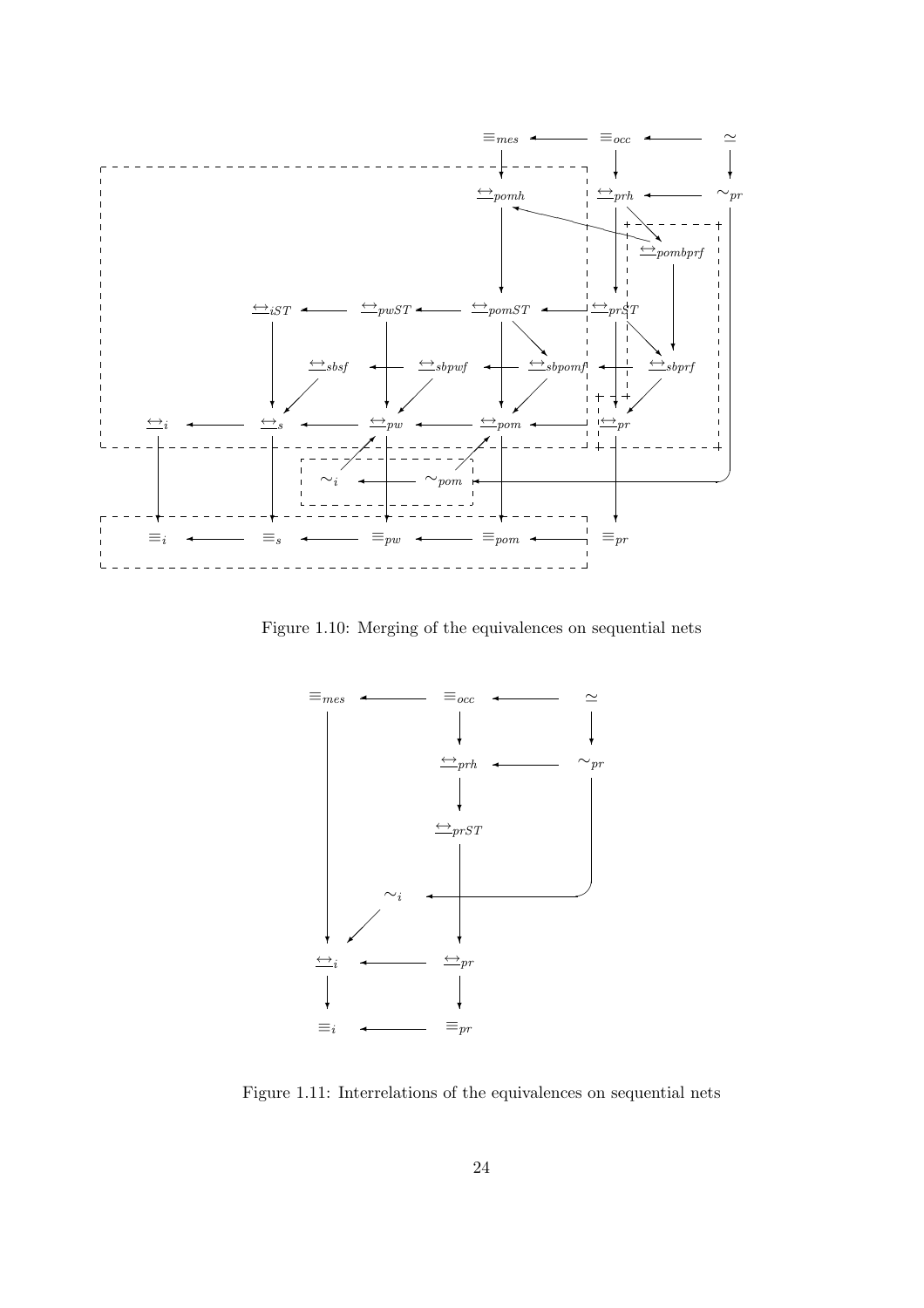Figure 1.10: Merging of the equivalences on sequential nets

Figure 1.11: Interrelations of the equivalences on sequential nets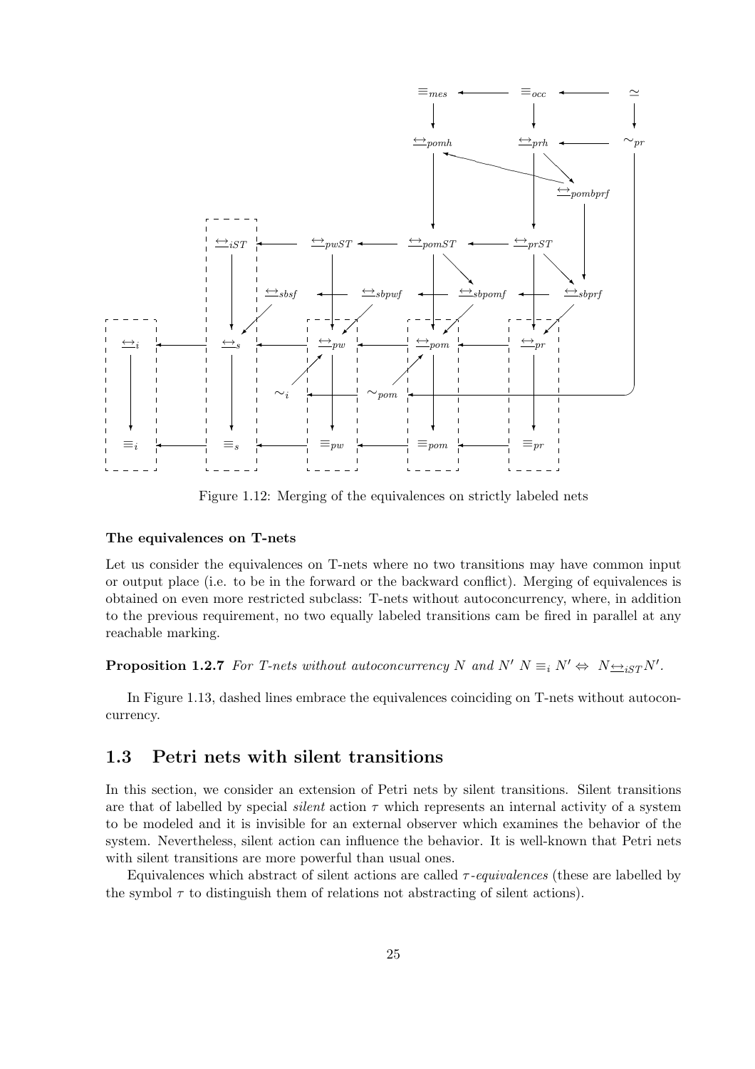Figure 1.12: Merging of the equivalences on strictly labeled nets

#### The equivalences on T-nets

Let us consider the equivalences on T-nets where no two transitions may have common input or output place (i.e. to be in the forward or the backward conflict). Merging of equivalences is obtained on even more restricted subclass: T-nets without autoconcurrency, where, in addition to the previous requirement, no two equally labeled transitions cam be fired in parallel at any reachable marking.

**Proposition 1.2.7** *For T-nets without autoconcurrency $N$ and $N'$ $N \equiv_i N' \Leftrightarrow N \underline{\leftrightarrow}_{iST} N'$.*

In Figure 1.13, dashed lines embrace the equivalences coinciding on T-nets without autoconcurrency.

## 1.3 Petri nets with silent transitions

In this section, we consider an extension of Petri nets by silent transitions. Silent transitions are that of labelled by special *silent* action $\tau$ which represents an internal activity of a system to be modeled and it is invisible for an external observer which examines the behavior of the system. Nevertheless, silent action can influence the behavior. It is well-known that Petri nets with silent transitions are more powerful than usual ones.

Equivalences which abstract of silent actions are called $\tau$-*equivalences* (these are labelled by the symbol $\tau$ to distinguish them of relations not abstracting of silent actions).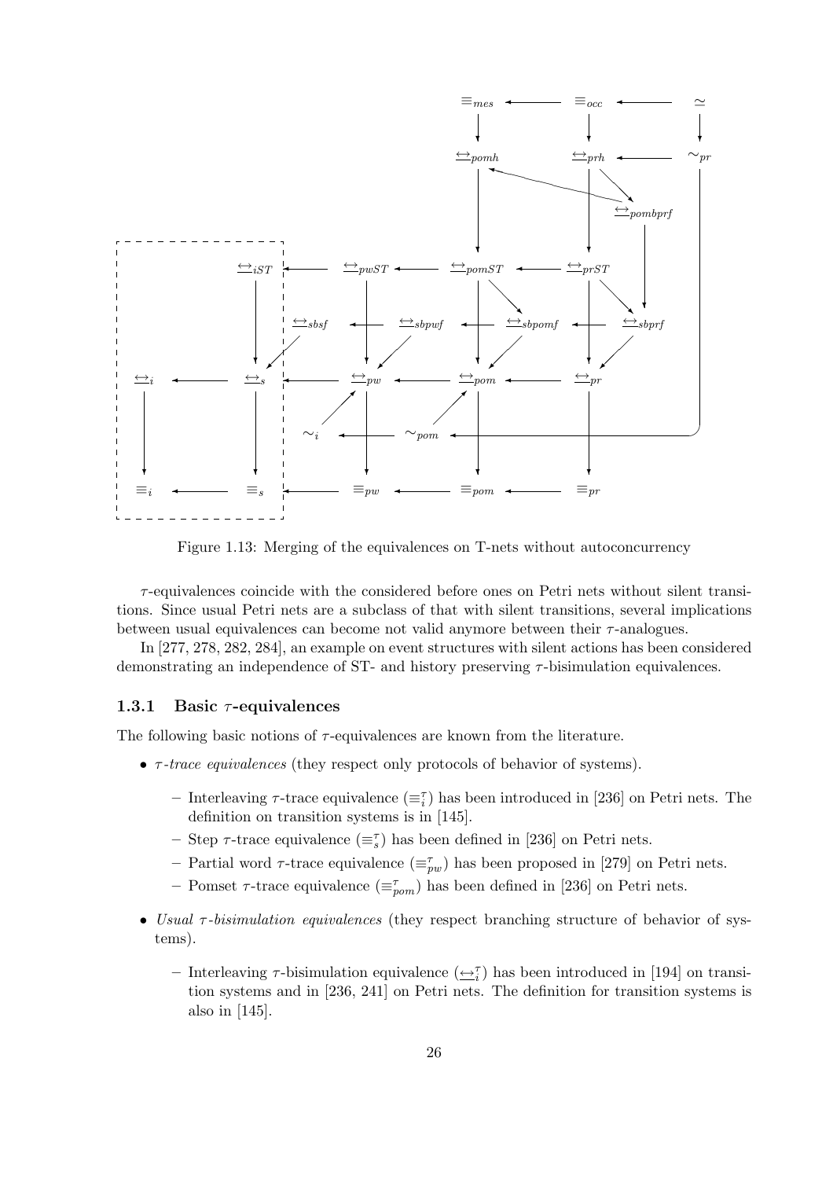Figure 1.13: Merging of the equivalences on T-nets without autoconcurrency

$\tau$-equivalences coincide with the considered before ones on Petri nets without silent transitions. Since usual Petri nets are a subclass of that with silent transitions, several implications between usual equivalences can become not valid anymore between their $\tau$-analogues.

In [277, 278, 282, 284], an example on event structures with silent actions has been considered demonstrating an independence of ST- and history preserving $\tau$-bisimulation equivalences.

### 1.3.1 Basic $\tau$-equivalences

The following basic notions of $\tau$-equivalences are known from the literature.

- *$\tau$-trace equivalences* (they respect only protocols of behavior of systems).
  - Interleaving $\tau$-trace equivalence ($\equiv_i^\tau$) has been introduced in [236] on Petri nets. The definition on transition systems is in [145].
  - Step $\tau$-trace equivalence ($\equiv_s^\tau$) has been defined in [236] on Petri nets.
  - Partial word $\tau$-trace equivalence ($\equiv_{pw}^\tau$) has been proposed in [279] on Petri nets.
  - Pomset $\tau$-trace equivalence ($\equiv_{pom}^\tau$) has been defined in [236] on Petri nets.
- *Usual $\tau$-bisimulation equivalences* (they respect branching structure of behavior of systems).
  - Interleaving $\tau$-bisimulation equivalence ($\underline{\leftrightarrow}_i^\tau$) has been introduced in [194] on transition systems and in [236, 241] on Petri nets. The definition for transition systems is also in [145].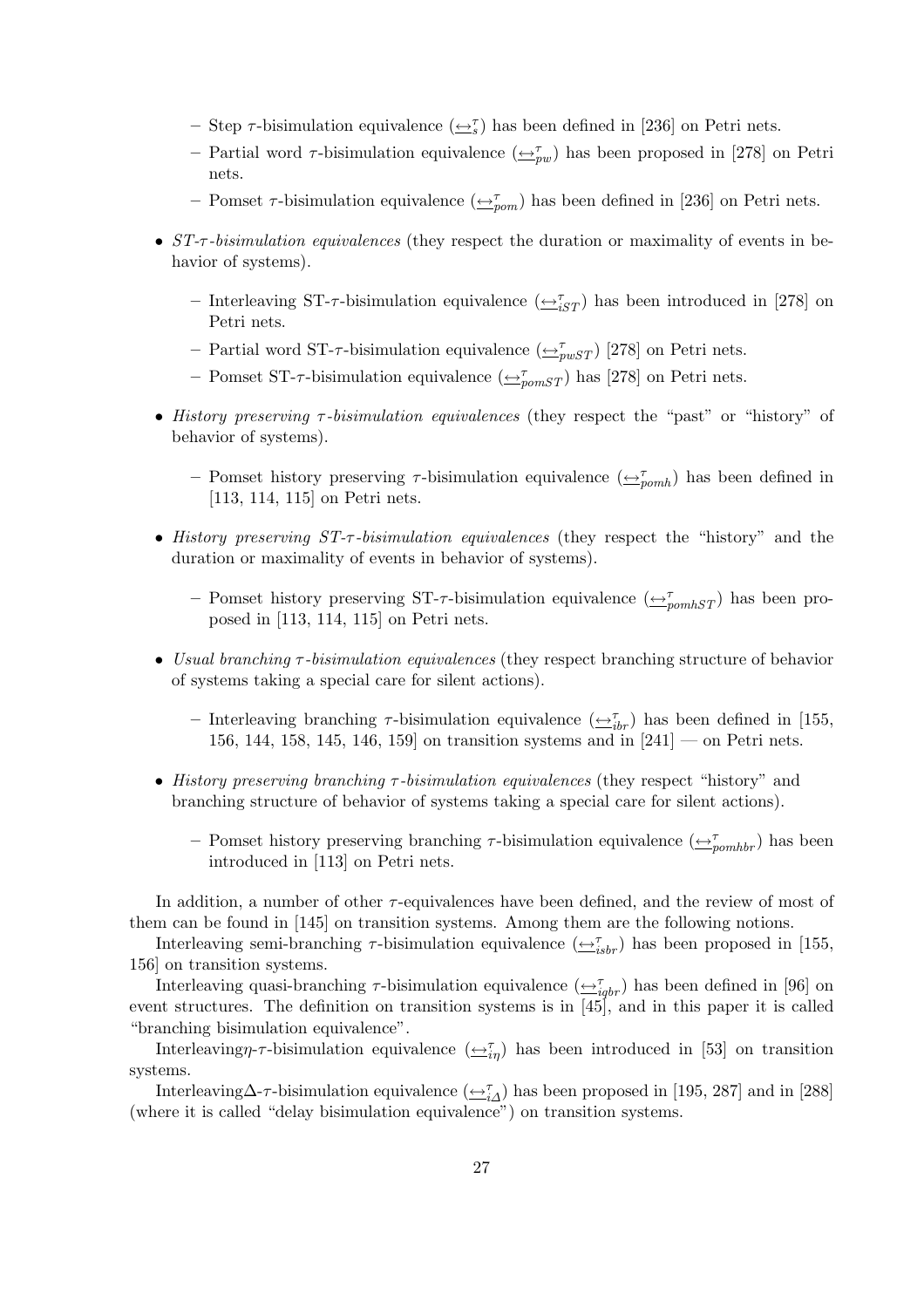- Step $\tau$-bisimulation equivalence ($\underline{\leftrightarrow}^{\tau}_{s}$) has been defined in [236] on Petri nets.
  - Partial word $\tau$-bisimulation equivalence ($\underline{\leftrightarrow}^{\tau}_{pw}$) has been proposed in [278] on Petri nets.
  - Pomset $\tau$-bisimulation equivalence ($\underline{\leftrightarrow}^{\tau}_{pom}$) has been defined in [236] on Petri nets.

- *ST-$\tau$-bisimulation equivalences* (they respect the duration or maximality of events in behavior of systems).
  - Interleaving ST-$\tau$-bisimulation equivalence ($\underline{\leftrightarrow}^{\tau}_{iST}$) has been introduced in [278] on Petri nets.
  - Partial word ST-$\tau$-bisimulation equivalence ($\underline{\leftrightarrow}^{\tau}_{pwST}$) [278] on Petri nets.
  - Pomset ST-$\tau$-bisimulation equivalence ($\underline{\leftrightarrow}^{\tau}_{pomST}$) has [278] on Petri nets.

- *History preserving $\tau$-bisimulation equivalences* (they respect the "past" or "history" of behavior of systems).
  - Pomset history preserving $\tau$-bisimulation equivalence ($\underline{\leftrightarrow}^{\tau}_{pomh}$) has been defined in [113, 114, 115] on Petri nets.

- *History preserving ST-$\tau$-bisimulation equivalences* (they respect the "history" and the duration or maximality of events in behavior of systems).
  - Pomset history preserving ST-$\tau$-bisimulation equivalence ($\underline{\leftrightarrow}^{\tau}_{pomhST}$) has been proposed in [113, 114, 115] on Petri nets.

- *Usual branching $\tau$-bisimulation equivalences* (they respect branching structure of behavior of systems taking a special care for silent actions).
  - Interleaving branching $\tau$-bisimulation equivalence ($\underline{\leftrightarrow}^{\tau}_{ibr}$) has been defined in [155, 156, 144, 158, 145, 146, 159] on transition systems and in [241] — on Petri nets.

- *History preserving branching $\tau$-bisimulation equivalences* (they respect "history" and branching structure of behavior of systems taking a special care for silent actions).
  - Pomset history preserving branching $\tau$-bisimulation equivalence ($\underline{\leftrightarrow}^{\tau}_{pomhbr}$) has been introduced in [113] on Petri nets.

In addition, a number of other $\tau$-equivalences have been defined, and the review of most of them can be found in [145] on transition systems. Among them are the following notions.

Interleaving semi-branching $\tau$-bisimulation equivalence ($\underline{\leftrightarrow}^{\tau}_{isbr}$) has been proposed in [155, 156] on transition systems.

Interleaving quasi-branching $\tau$-bisimulation equivalence ($\underline{\leftrightarrow}^{\tau}_{iqbr}$) has been defined in [96] on event structures. The definition on transition systems is in [45], and in this paper it is called "branching bisimulation equivalence".

Interleaving$\eta$-$\tau$-bisimulation equivalence ($\underline{\leftrightarrow}^{\tau}_{i\eta}$) has been introduced in [53] on transition systems.

Interleaving$\Delta$-$\tau$-bisimulation equivalence ($\underline{\leftrightarrow}^{\tau}_{i\Delta}$) has been proposed in [195, 287] and in [288] (where it is called "delay bisimulation equivalence") on transition systems.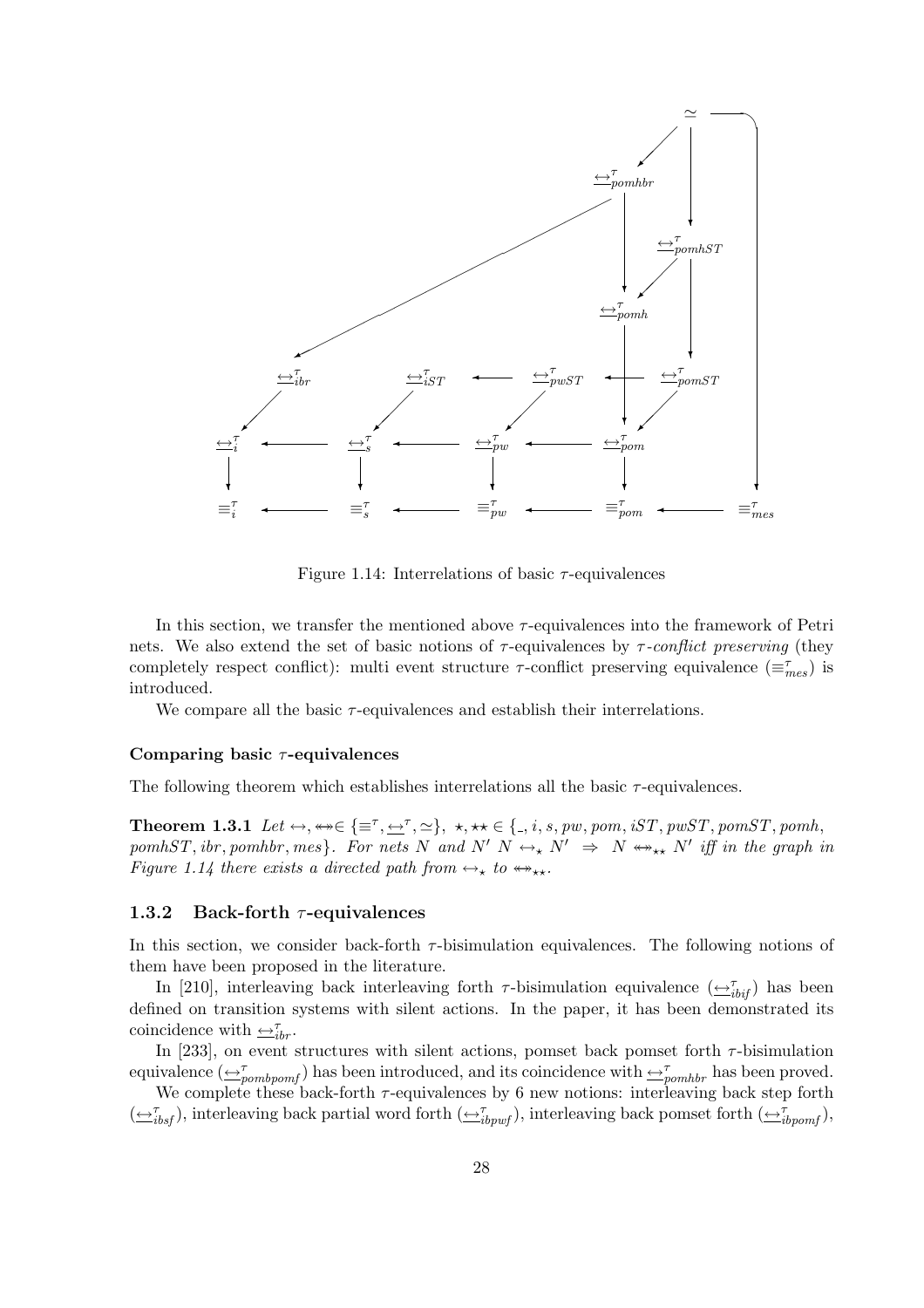Figure 1.14: Interrelations of basic $\tau$-equivalences

In this section, we transfer the mentioned above $\tau$-equivalences into the framework of Petri nets. We also extend the set of basic notions of $\tau$-equivalences by *$\tau$-conflict preserving* (they completely respect conflict): multi event structure $\tau$-conflict preserving equivalence ($\equiv^{\tau}_{mes}$) is introduced.

We compare all the basic $\tau$-equivalences and establish their interrelations.

#### Comparing basic $\tau$-equivalences

The following theorem which establishes interrelations all the basic $\tau$-equivalences.

**Theorem 1.3.1** *Let $\leftrightarrow, \twoheadleftrightarrow \in \{\equiv^{\tau}, \underline{\leftrightarrow}^{\tau}, \simeq\}$, $\star, \star\star \in \{\_, i, s, pw, pom, iST, pwST, pomST, pomh, pomhST, ibr, pomhbr, mes\}$. For nets $N$ and $N'$ $N \leftrightarrow_{\star} N' \;\Rightarrow\; N \twoheadleftrightarrow_{\star\star} N'$ iff in the graph in Figure 1.14 there exists a directed path from $\leftrightarrow_{\star}$ to $\twoheadleftrightarrow_{\star\star}$.*

### 1.3.2 Back-forth $\tau$-equivalences

In this section, we consider back-forth $\tau$-bisimulation equivalences. The following notions of them have been proposed in the literature.

In [210], interleaving back interleaving forth $\tau$-bisimulation equivalence ($\underline{\leftrightarrow}^{\tau}_{ibif}$) has been defined on transition systems with silent actions. In the paper, it has been demonstrated its coincidence with $\underline{\leftrightarrow}^{\tau}_{ibr}$.

In [233], on event structures with silent actions, pomset back pomset forth $\tau$-bisimulation equivalence ($\underline{\leftrightarrow}^{\tau}_{pombpomf}$) has been introduced, and its coincidence with $\underline{\leftrightarrow}^{\tau}_{pomhbr}$ has been proved.

We complete these back-forth $\tau$-equivalences by 6 new notions: interleaving back step forth ($\underline{\leftrightarrow}^{\tau}_{ibsf}$), interleaving back partial word forth ($\underline{\leftrightarrow}^{\tau}_{ibpwf}$), interleaving back pomset forth ($\underline{\leftrightarrow}^{\tau}_{ibpomf}$),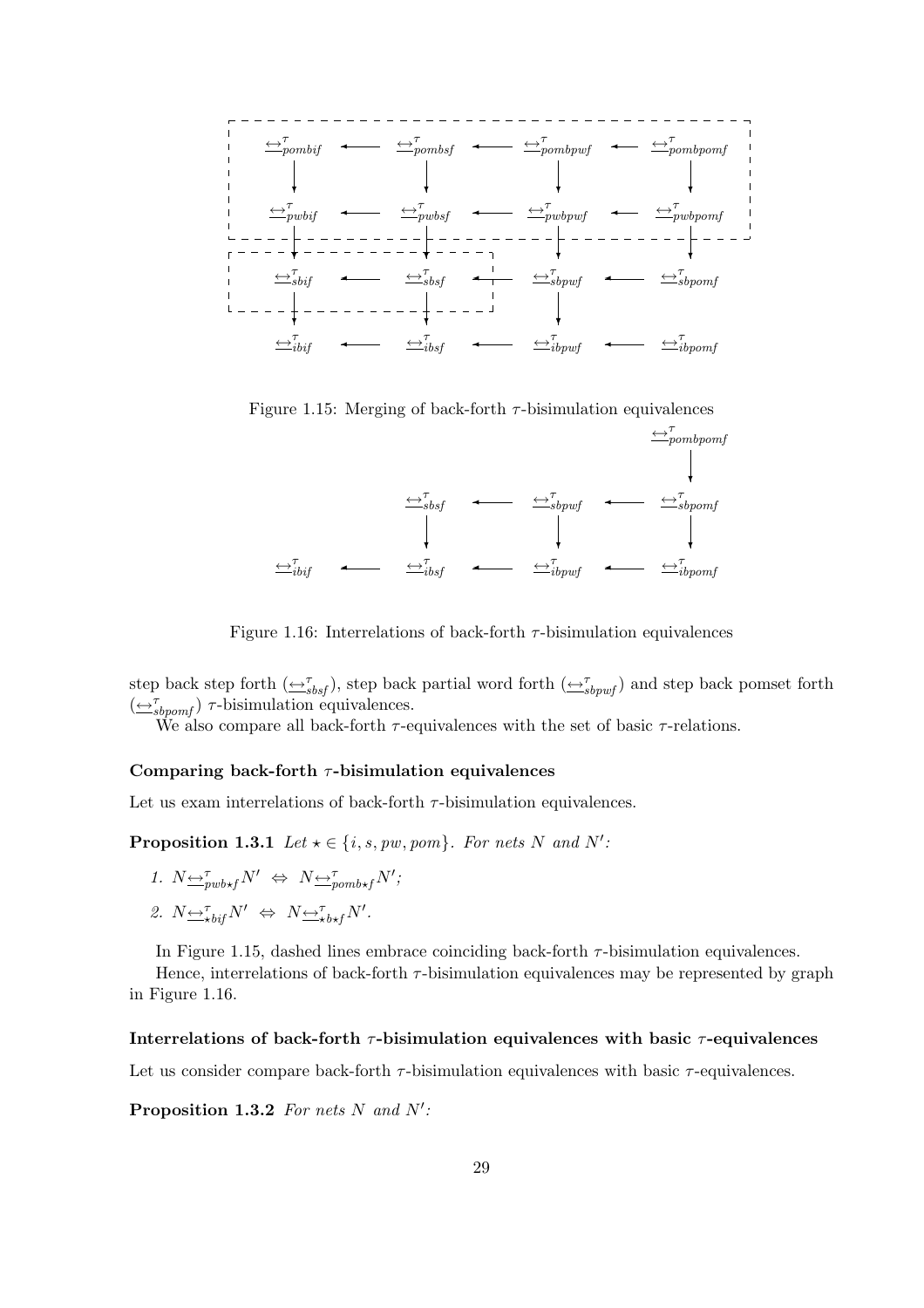Figure 1.15: Merging of back-forth $\tau$-bisimulation equivalences

Figure 1.16: Interrelations of back-forth $\tau$-bisimulation equivalences

step back step forth ($\underline{\leftrightarrow}^{\tau}_{sbsf}$), step back partial word forth ($\underline{\leftrightarrow}^{\tau}_{sbpwf}$) and step back pomset forth ($\underline{\leftrightarrow}^{\tau}_{sbpomf}$) $\tau$-bisimulation equivalences.

We also compare all back-forth $\tau$-equivalences with the set of basic $\tau$-relations.

### Comparing back-forth $\tau$-bisimulation equivalences

Let us exam interrelations of back-forth $\tau$-bisimulation equivalences.

**Proposition 1.3.1** *Let $\star \in \{i, s, pw, pom\}$. For nets $N$ and $N'$:*

1. $N \underline{\leftrightarrow}^{\tau}_{pwb\star f} N' \;\Leftrightarrow\; N \underline{\leftrightarrow}^{\tau}_{pomb\star f} N'$;
2. $N \underline{\leftrightarrow}^{\tau}_{\star bif} N' \;\Leftrightarrow\; N \underline{\leftrightarrow}^{\tau}_{\star b\star f} N'$.

In Figure 1.15, dashed lines embrace coinciding back-forth $\tau$-bisimulation equivalences.

Hence, interrelations of back-forth $\tau$-bisimulation equivalences may be represented by graph in Figure 1.16.

### Interrelations of back-forth $\tau$-bisimulation equivalences with basic $\tau$-equivalences

Let us consider compare back-forth $\tau$-bisimulation equivalences with basic $\tau$-equivalences.

**Proposition 1.3.2** *For nets $N$ and $N'$:*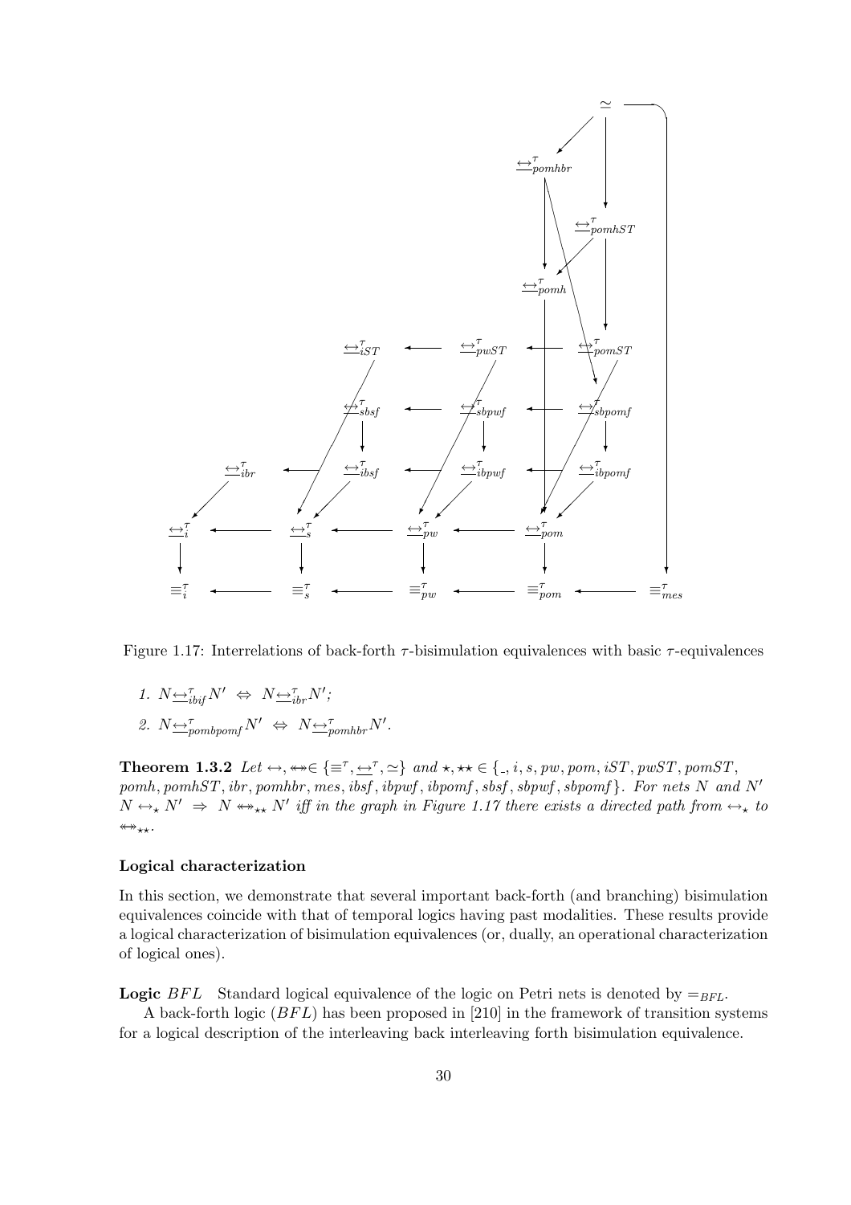Figure 1.17: Interrelations of back-forth $\tau$-bisimulation equivalences with basic $\tau$-equivalences

1. $N \underline{\leftrightarrow}^{\tau}_{ibif} N' \;\Leftrightarrow\; N \underline{\leftrightarrow}^{\tau}_{ibr} N'$;
2. $N \underline{\leftrightarrow}^{\tau}_{pombpomf} N' \;\Leftrightarrow\; N \underline{\leftrightarrow}^{\tau}_{pomhbr} N'$.

**Theorem 1.3.2** *Let $\leftrightarrow, \leftrightarrow\!\!\!\!\!\!\leftrightarrow \in \{\equiv^{\tau}, \underline{\leftrightarrow}^{\tau}, \simeq\}$ and $\star, \star\star \in \{\_, i, s, pw, pom, iST, pwST, pomST, pomh, pomhST, ibr, pomhbr, mes, ibsf, ibpwf, ibpomf, sbsf, sbpwf, sbpomf\}$. For nets $N$ and $N'$ $N \leftrightarrow_{\star} N' \;\Rightarrow\; N \leftrightarrow\!\!\!\!\!\!\leftrightarrow_{\star\star} N'$ iff in the graph in Figure 1.17 there exists a directed path from $\leftrightarrow_{\star}$ to $\leftrightarrow\!\!\!\!\!\!\leftrightarrow_{\star\star}$.*

### Logical characterization

In this section, we demonstrate that several important back-forth (and branching) bisimulation equivalences coincide with that of temporal logics having past modalities. These results provide a logical characterization of bisimulation equivalences (or, dually, an operational characterization of logical ones).

**Logic** $BFL$ Standard logical equivalence of the logic on Petri nets is denoted by $=_{BFL}$.

A back-forth logic ($BFL$) has been proposed in [210] in the framework of transition systems for a logical description of the interleaving back interleaving forth bisimulation equivalence.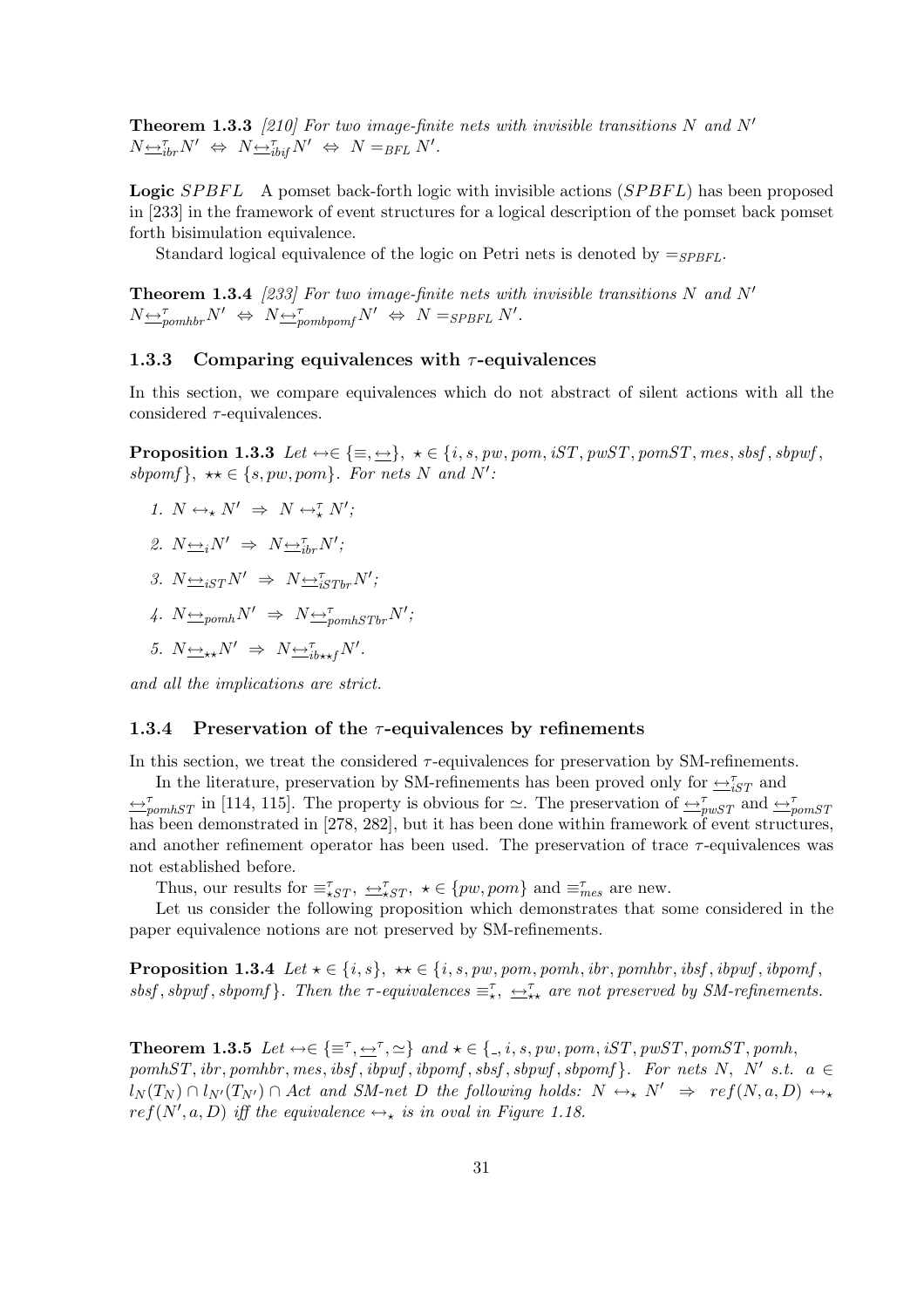**Theorem 1.3.3** *[210] For two image-finite nets with invisible transitions $N$ and $N'$* $N \underline{\leftrightarrow}^{\tau}_{ibr} N' \ \Leftrightarrow \ N \underline{\leftrightarrow}^{\tau}_{ibif} N' \ \Leftrightarrow \ N =_{BFL} N'$.

**Logic** $SPBFL$ A pomset back-forth logic with invisible actions ($SPBFL$) has been proposed in [233] in the framework of event structures for a logical description of the pomset back pomset forth bisimulation equivalence.

Standard logical equivalence of the logic on Petri nets is denoted by $=_{SPBFL}$.

**Theorem 1.3.4** *[233] For two image-finite nets with invisible transitions $N$ and $N'$* $N \underline{\leftrightarrow}^{\tau}_{pomhbr} N' \ \Leftrightarrow \ N \underline{\leftrightarrow}^{\tau}_{pombpomf} N' \ \Leftrightarrow \ N =_{SPBFL} N'$.

### 1.3.3 Comparing equivalences with $\tau$-equivalences

In this section, we compare equivalences which do not abstract of silent actions with all the considered $\tau$-equivalences.

**Proposition 1.3.3** *Let $\leftrightarrow \in \{\equiv, \underline{\leftrightarrow}\}$, $\star \in \{i, s, pw, pom, iST, pwST, pomST, mes, sbsf, sbpwf, sbpomf\}$, $\star\star \in \{s, pw, pom\}$. For nets $N$ and $N'$:*

1. $N \leftrightarrow_{\star} N' \ \Rightarrow \ N \leftrightarrow^{\tau}_{\star} N'$;
2. $N \underline{\leftrightarrow}_{i} N' \ \Rightarrow \ N \underline{\leftrightarrow}^{\tau}_{ibr} N'$;
3. $N \underline{\leftrightarrow}_{iST} N' \ \Rightarrow \ N \underline{\leftrightarrow}^{\tau}_{iSTbr} N'$;
4. $N \underline{\leftrightarrow}_{pomh} N' \ \Rightarrow \ N \underline{\leftrightarrow}^{\tau}_{pomhSTbr} N'$;
5. $N \underline{\leftrightarrow}_{\star\star} N' \ \Rightarrow \ N \underline{\leftrightarrow}^{\tau}_{ib\star\star f} N'$.

*and all the implications are strict.*

### 1.3.4 Preservation of the $\tau$-equivalences by refinements

In this section, we treat the considered $\tau$-equivalences for preservation by SM-refinements.

In the literature, preservation by SM-refinements has been proved only for $\underline{\leftrightarrow}^{\tau}_{iST}$ and $\underline{\leftrightarrow}^{\tau}_{pomhST}$ in [114, 115]. The property is obvious for $\simeq$. The preservation of $\underline{\leftrightarrow}^{\tau}_{pwST}$ and $\underline{\leftrightarrow}^{\tau}_{pomST}$ has been demonstrated in [278, 282], but it has been done within framework of event structures, and another refinement operator has been used. The preservation of trace $\tau$-equivalences was not established before.

Thus, our results for $\equiv^{\tau}_{\star ST}$, $\underline{\leftrightarrow}^{\tau}_{\star ST}$, $\star \in \{pw, pom\}$ and $\equiv^{\tau}_{mes}$ are new.

Let us consider the following proposition which demonstrates that some considered in the paper equivalence notions are not preserved by SM-refinements.

**Proposition 1.3.4** *Let $\star \in \{i, s\}$, $\star\star \in \{i, s, pw, pom, pomh, ibr, pomhbr, ibsf, ibpwf, ibpomf, sbsf, sbpwf, sbpomf\}$. Then the $\tau$-equivalences $\equiv^{\tau}_{\star}$, $\underline{\leftrightarrow}^{\tau}_{\star\star}$ are not preserved by SM-refinements.*

**Theorem 1.3.5** *Let $\leftrightarrow \in \{\equiv^{\tau}, \underline{\leftrightarrow}^{\tau}, \simeq\}$ and $\star \in \{\_, i, s, pw, pom, iST, pwST, pomST, pomh, pomhST, ibr, pomhbr, mes, ibsf, ibpwf, ibpomf, sbsf, sbpwf, sbpomf\}$. For nets $N$, $N'$ s.t. $a \in l_N(T_N) \cap l_{N'}(T_{N'}) \cap Act$ and SM-net $D$ the following holds: $N \leftrightarrow_{\star} N' \ \Rightarrow \ ref(N, a, D) \leftrightarrow_{\star} ref(N', a, D)$ iff the equivalence $\leftrightarrow_{\star}$ is in oval in Figure 1.18.*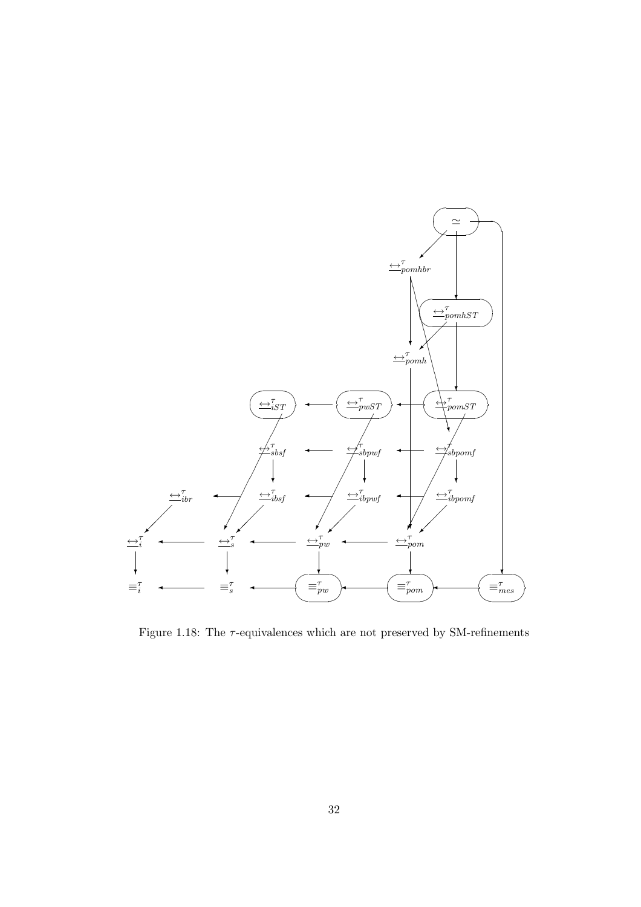Figure 1.18: The $\tau$-equivalences which are not preserved by SM-refinements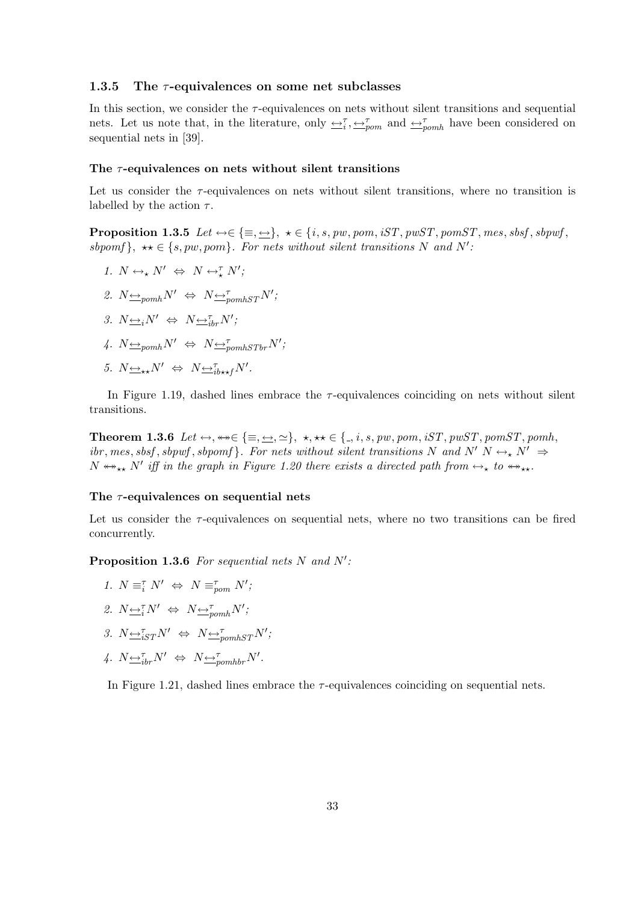### 1.3.5 The $\tau$-equivalences on some net subclasses

In this section, we consider the $\tau$-equivalences on nets without silent transitions and sequential nets. Let us note that, in the literature, only $\underline{\leftrightarrow}_i^\tau, \underline{\leftrightarrow}_{pom}^\tau$ and $\underline{\leftrightarrow}_{pomh}^\tau$ have been considered on sequential nets in [39].

#### The $\tau$-equivalences on nets without silent transitions

Let us consider the $\tau$-equivalences on nets without silent transitions, where no transition is labelled by the action $\tau$.

**Proposition 1.3.5** *Let $\leftrightarrow \in \{\equiv, \underline{\leftrightarrow}\}$, $\star \in \{i, s, pw, pom, iST, pwST, pomST, mes, sbsf, sbpwf, sbpomf\}$, $\star\star \in \{s, pw, pom\}$. For nets without silent transitions $N$ and $N'$:*

1. $N \leftrightarrow_\star N' \;\Leftrightarrow\; N \leftrightarrow_\star^\tau N'$;
2. $N \underline{\leftrightarrow}_{pomh} N' \;\Leftrightarrow\; N \underline{\leftrightarrow}_{pomhST}^\tau N'$;
3. $N \underline{\leftrightarrow}_i N' \;\Leftrightarrow\; N \underline{\leftrightarrow}_{ibr}^\tau N'$;
4. $N \underline{\leftrightarrow}_{pomh} N' \;\Leftrightarrow\; N \underline{\leftrightarrow}_{pomhSTbr}^\tau N'$;
5. $N \underline{\leftrightarrow}_{\star\star} N' \;\Leftrightarrow\; N \underline{\leftrightarrow}_{ib\star\star f}^\tau N'$.

In Figure 1.19, dashed lines embrace the $\tau$-equivalences coinciding on nets without silent transitions.

**Theorem 1.3.6** *Let $\leftrightarrow, \twoheadleftrightarrow \in \{\equiv, \underline{\leftrightarrow}, \simeq\}$, $\star, \star\star \in \{\_, i, s, pw, pom, iST, pwST, pomST, pomh, ibr, mes, sbsf, sbpwf, sbpomf\}$. For nets without silent transitions $N$ and $N'$ $N \leftrightarrow_\star N' \;\Rightarrow\; N \twoheadleftrightarrow_{\star\star} N'$ iff in the graph in Figure 1.20 there exists a directed path from $\leftrightarrow_\star$ to $\twoheadleftrightarrow_{\star\star}$.*

#### The $\tau$-equivalences on sequential nets

Let us consider the $\tau$-equivalences on sequential nets, where no two transitions can be fired concurrently.

**Proposition 1.3.6** *For sequential nets $N$ and $N'$:*

1. $N \equiv_i^\tau N' \;\Leftrightarrow\; N \equiv_{pom}^\tau N'$;
2. $N \underline{\leftrightarrow}_i^\tau N' \;\Leftrightarrow\; N \underline{\leftrightarrow}_{pomh}^\tau N'$;
3. $N \underline{\leftrightarrow}_{iST}^\tau N' \;\Leftrightarrow\; N \underline{\leftrightarrow}_{pomhST}^\tau N'$;
4. $N \underline{\leftrightarrow}_{ibr}^\tau N' \;\Leftrightarrow\; N \underline{\leftrightarrow}_{pomhbr}^\tau N'$.

In Figure 1.21, dashed lines embrace the $\tau$-equivalences coinciding on sequential nets.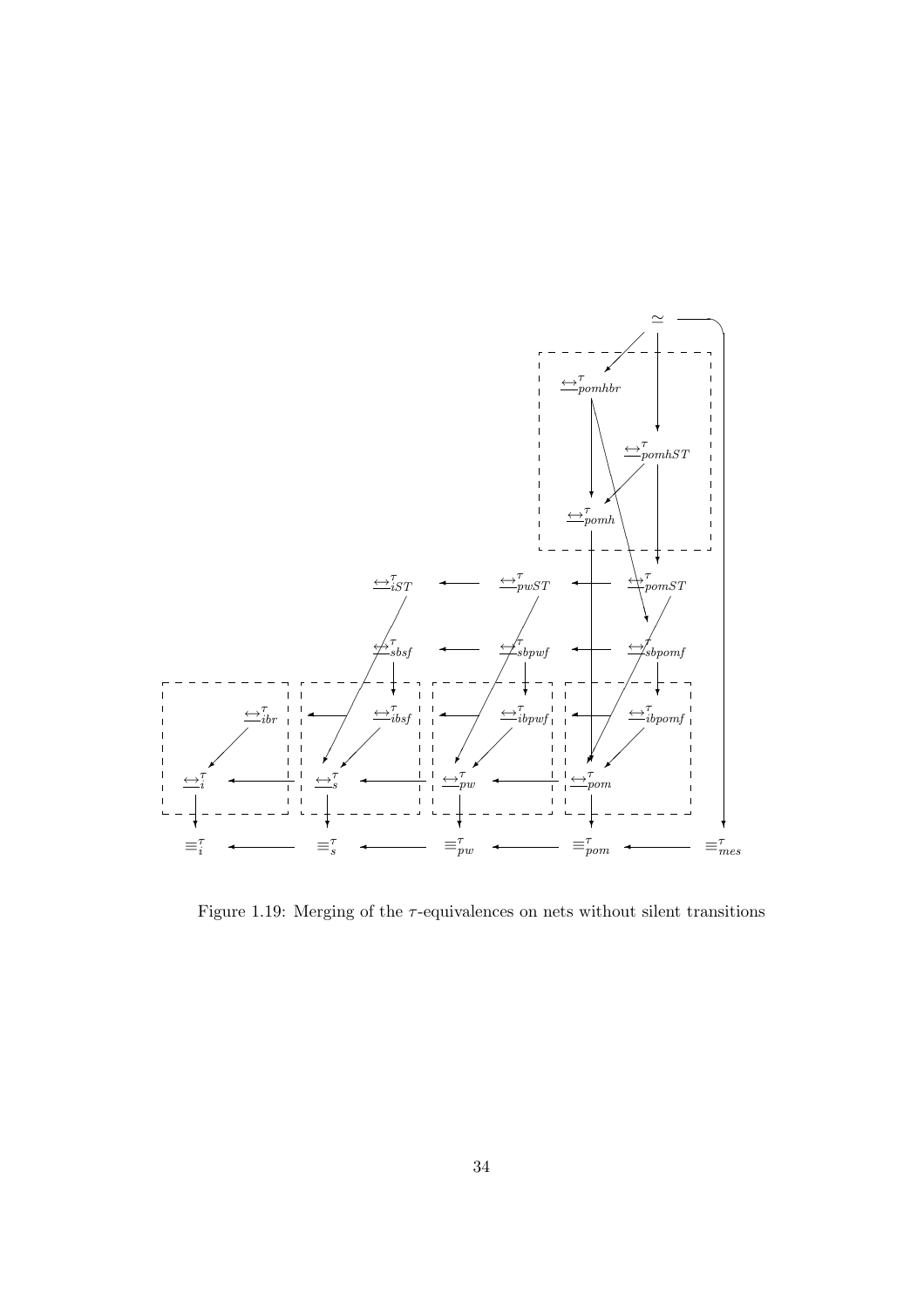Figure 1.19: Merging of the $\tau$-equivalences on nets without silent transitions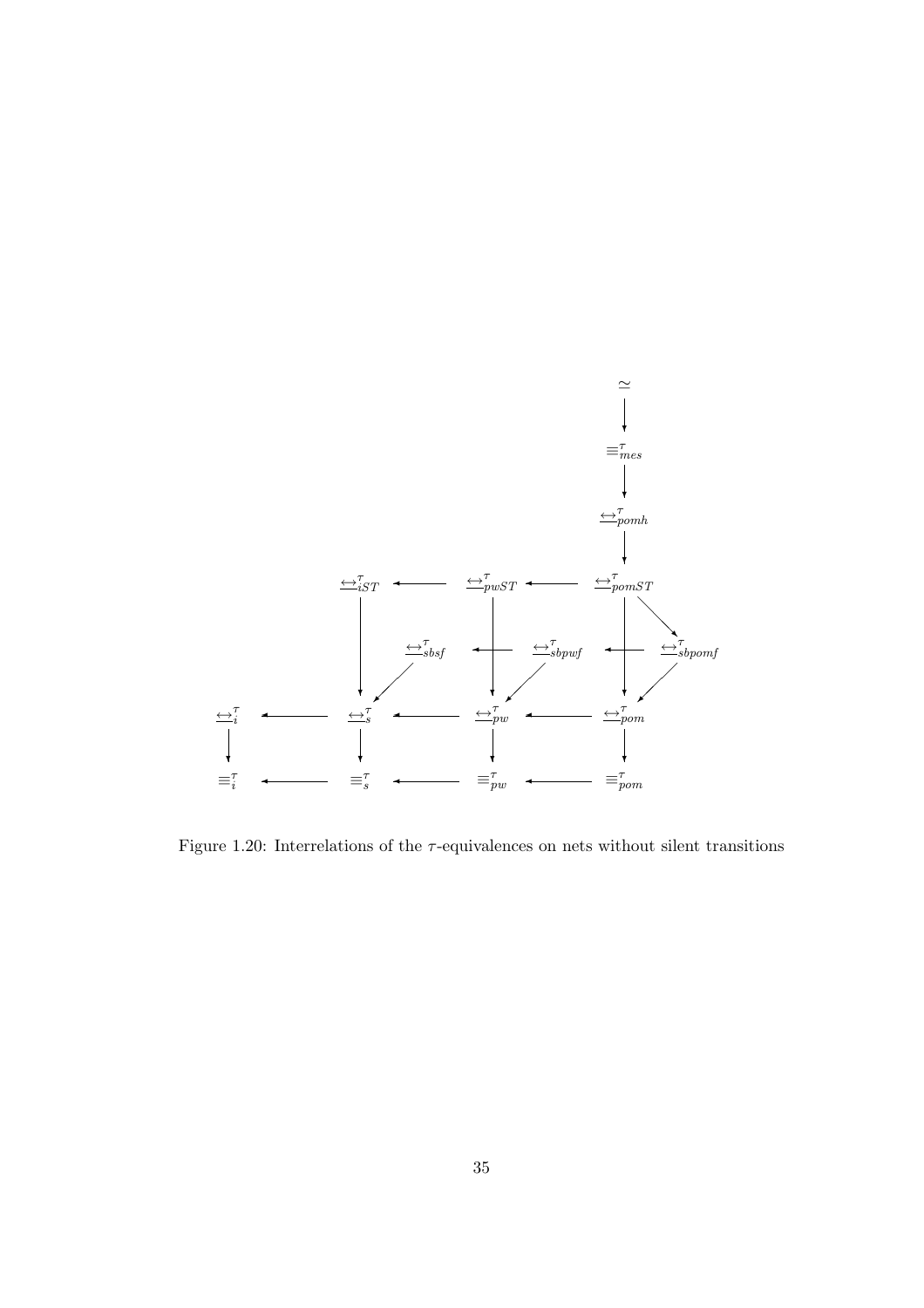Figure 1.20: Interrelations of the $\tau$-equivalences on nets without silent transitions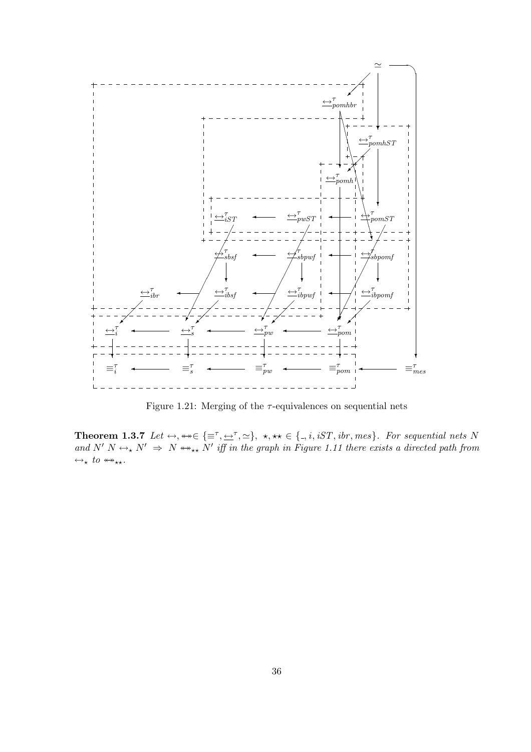Figure 1.21: Merging of the $\tau$-equivalences on sequential nets

**Theorem 1.3.7** *Let* $\leftrightarrow, \leftrightarrow\!\!\!\!\!\leftrightarrow \in \{\equiv^\tau, \underline{\leftrightarrow}^\tau, \simeq\}$, $\star, \star\star \in \{\_, i, iST, ibr, mes\}$. *For sequential nets* $N$ *and* $N'$ $N \leftrightarrow_\star N' \;\Rightarrow\; N \leftrightarrow\!\!\!\!\!\leftrightarrow_{\star\star} N'$ *iff in the graph in Figure 1.11 there exists a directed path from* $\leftrightarrow_\star$ *to* $\leftrightarrow\!\!\!\!\!\leftrightarrow_{\star\star}$.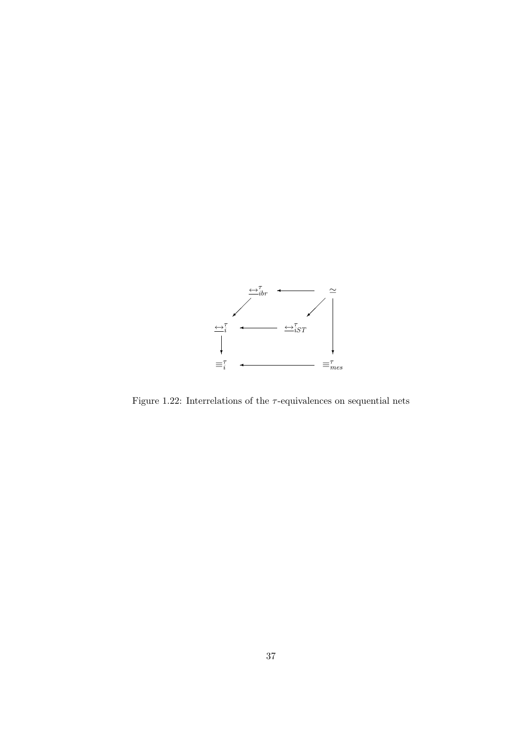$$
\begin{array}{ccccc}
 & \underline{\leftrightarrow}^{\tau}_{ibr} & \longleftarrow & \simeq & \\
\swarrow & & \swarrow & & \downarrow \\
\underline{\leftrightarrow}^{\tau}_{i} & \longleftarrow & \underline{\leftrightarrow}^{\tau}_{iST} & & \\
\downarrow & & & & \\
\equiv^{\tau}_{i} & \longleftarrow & & & \equiv^{\tau}_{mes}
\end{array}
$$

Figure 1.22: Interrelations of the $\tau$-equivalences on sequential nets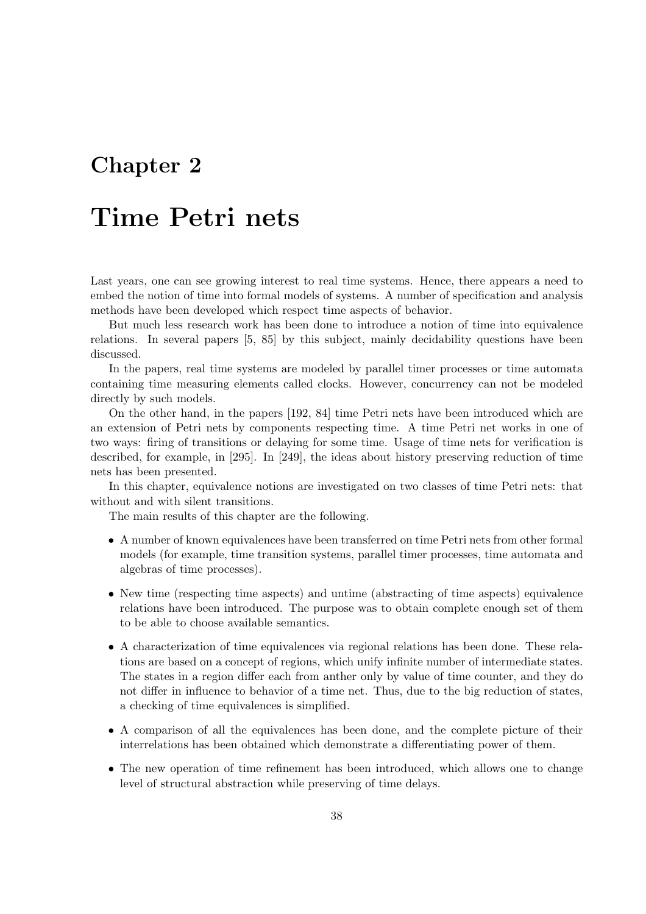# Chapter 2

# Time Petri nets

Last years, one can see growing interest to real time systems. Hence, there appears a need to embed the notion of time into formal models of systems. A number of specification and analysis methods have been developed which respect time aspects of behavior.

But much less research work has been done to introduce a notion of time into equivalence relations. In several papers [5, 85] by this subject, mainly decidability questions have been discussed.

In the papers, real time systems are modeled by parallel timer processes or time automata containing time measuring elements called clocks. However, concurrency can not be modeled directly by such models.

On the other hand, in the papers [192, 84] time Petri nets have been introduced which are an extension of Petri nets by components respecting time. A time Petri net works in one of two ways: firing of transitions or delaying for some time. Usage of time nets for verification is described, for example, in [295]. In [249], the ideas about history preserving reduction of time nets has been presented.

In this chapter, equivalence notions are investigated on two classes of time Petri nets: that without and with silent transitions.

The main results of this chapter are the following.

- A number of known equivalences have been transferred on time Petri nets from other formal models (for example, time transition systems, parallel timer processes, time automata and algebras of time processes).
- New time (respecting time aspects) and untime (abstracting of time aspects) equivalence relations have been introduced. The purpose was to obtain complete enough set of them to be able to choose available semantics.
- A characterization of time equivalences via regional relations has been done. These relations are based on a concept of regions, which unify infinite number of intermediate states. The states in a region differ each from anther only by value of time counter, and they do not differ in influence to behavior of a time net. Thus, due to the big reduction of states, a checking of time equivalences is simplified.
- A comparison of all the equivalences has been done, and the complete picture of their interrelations has been obtained which demonstrate a differentiating power of them.
- The new operation of time refinement has been introduced, which allows one to change level of structural abstraction while preserving of time delays.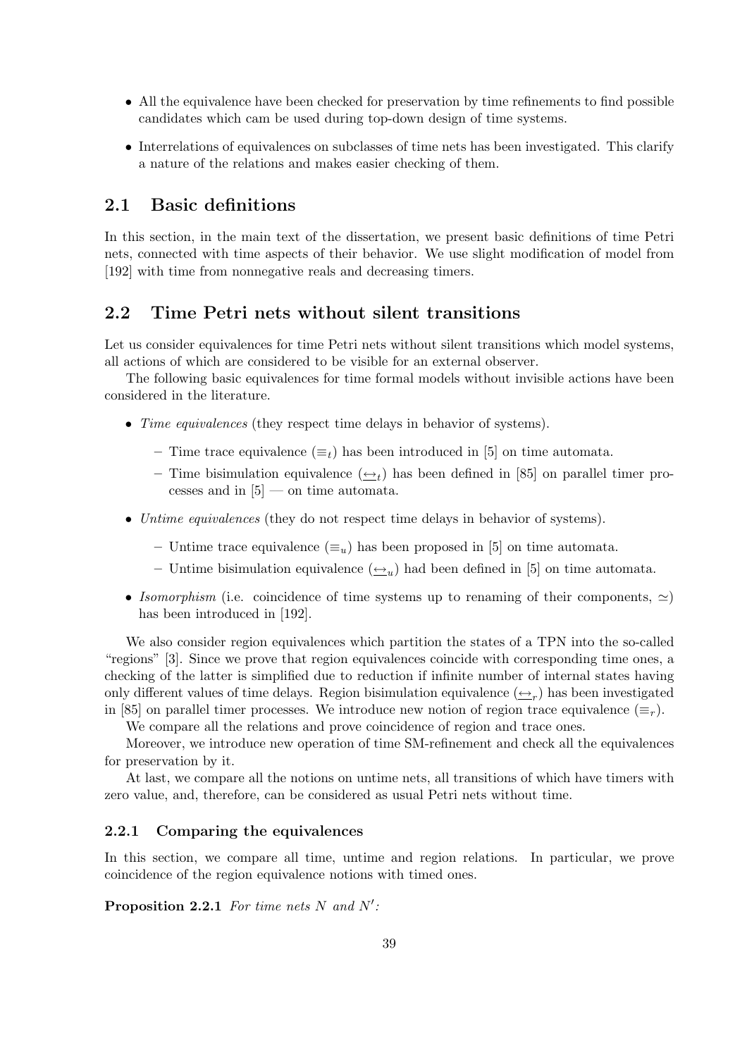- All the equivalence have been checked for preservation by time refinements to find possible candidates which cam be used during top-down design of time systems.
- Interrelations of equivalences on subclasses of time nets has been investigated. This clarify a nature of the relations and makes easier checking of them.

## 2.1 Basic definitions

In this section, in the main text of the dissertation, we present basic definitions of time Petri nets, connected with time aspects of their behavior. We use slight modification of model from [192] with time from nonnegative reals and decreasing timers.

## 2.2 Time Petri nets without silent transitions

Let us consider equivalences for time Petri nets without silent transitions which model systems, all actions of which are considered to be visible for an external observer.

The following basic equivalences for time formal models without invisible actions have been considered in the literature.

- *Time equivalences* (they respect time delays in behavior of systems).
  - Time trace equivalence ($\equiv_t$) has been introduced in [5] on time automata.
  - Time bisimulation equivalence ($\underline{\leftrightarrow}_t$) has been defined in [85] on parallel timer processes and in [5] — on time automata.
- *Untime equivalences* (they do not respect time delays in behavior of systems).
  - Untime trace equivalence ($\equiv_u$) has been proposed in [5] on time automata.
  - Untime bisimulation equivalence ($\underline{\leftrightarrow}_u$) had been defined in [5] on time automata.
- *Isomorphism* (i.e. coincidence of time systems up to renaming of their components, $\simeq$) has been introduced in [192].

We also consider region equivalences which partition the states of a TPN into the so-called "regions" [3]. Since we prove that region equivalences coincide with corresponding time ones, a checking of the latter is simplified due to reduction if infinite number of internal states having only different values of time delays. Region bisimulation equivalence ($\underline{\leftrightarrow}_r$) has been investigated in [85] on parallel timer processes. We introduce new notion of region trace equivalence ($\equiv_r$).

We compare all the relations and prove coincidence of region and trace ones.

Moreover, we introduce new operation of time SM-refinement and check all the equivalences for preservation by it.

At last, we compare all the notions on untime nets, all transitions of which have timers with zero value, and, therefore, can be considered as usual Petri nets without time.

### 2.2.1 Comparing the equivalences

In this section, we compare all time, untime and region relations. In particular, we prove coincidence of the region equivalence notions with timed ones.

**Proposition 2.2.1** *For time nets $N$ and $N'$:*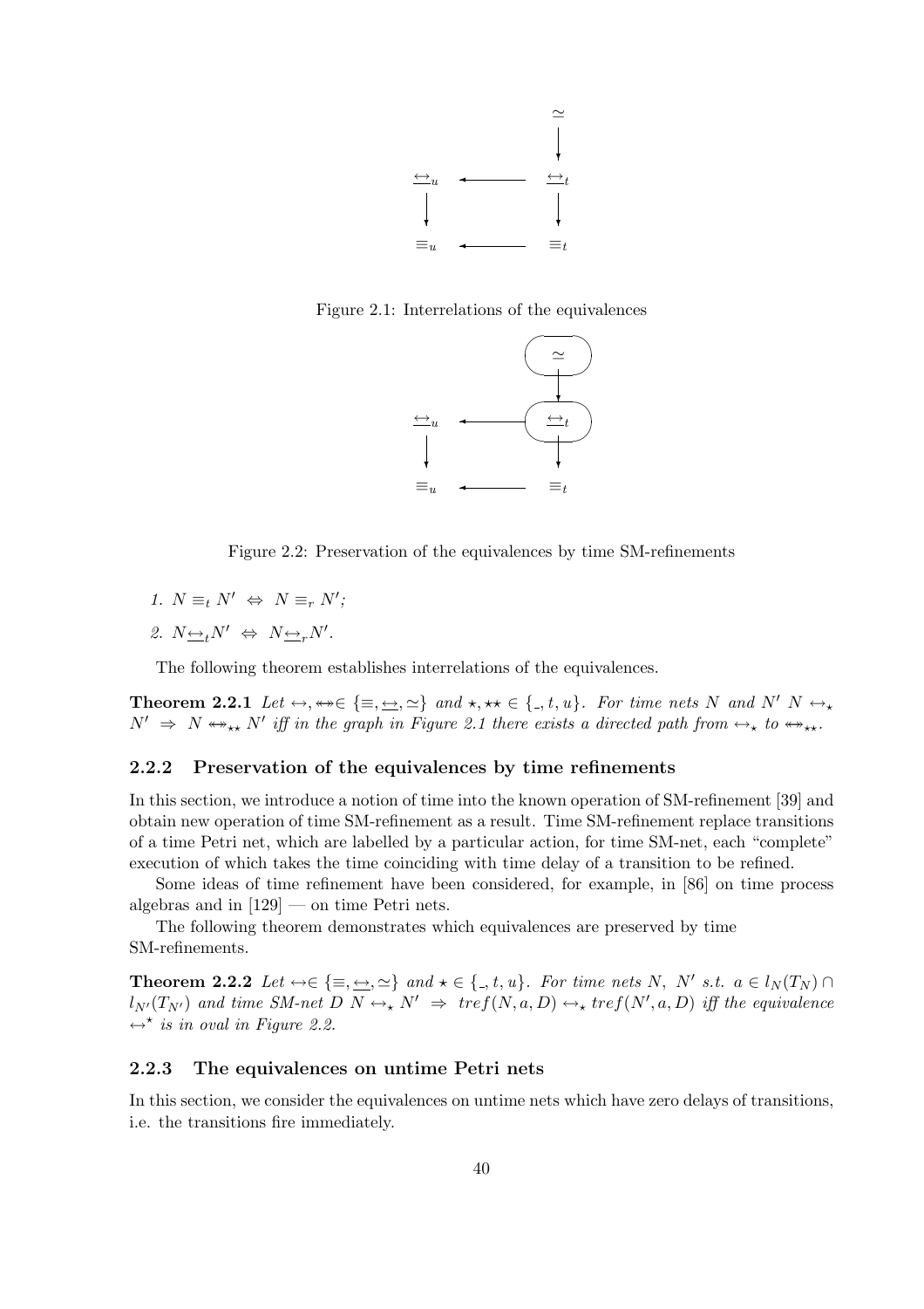Figure 2.1: Interrelations of the equivalences

Figure 2.2: Preservation of the equivalences by time SM-refinements

1. $N \equiv_t N' \Leftrightarrow N \equiv_r N'$;
2. $N \underline{\leftrightarrow}_t N' \Leftrightarrow N \underline{\leftrightarrow}_r N'$.

The following theorem establishes interrelations of the equivalences.

**Theorem 2.2.1** *Let* $\leftrightarrow, \twoheadleftrightarrow \in \{\equiv, \underline{\leftrightarrow}, \simeq\}$ *and* $\star, \star\star \in \{\_, t, u\}$*. For time nets* $N$ *and* $N'$ $N \leftrightarrow_\star N' \Rightarrow N \twoheadleftrightarrow_{\star\star} N'$ *iff in the graph in Figure 2.1 there exists a directed path from* $\leftrightarrow_\star$ *to* $\twoheadleftrightarrow_{\star\star}$*.*

### 2.2.2 Preservation of the equivalences by time refinements

In this section, we introduce a notion of time into the known operation of SM-refinement [39] and obtain new operation of time SM-refinement as a result. Time SM-refinement replace transitions of a time Petri net, which are labelled by a particular action, for time SM-net, each "complete" execution of which takes the time coinciding with time delay of a transition to be refined.

Some ideas of time refinement have been considered, for example, in [86] on time process algebras and in [129] — on time Petri nets.

The following theorem demonstrates which equivalences are preserved by time SM-refinements.

**Theorem 2.2.2** *Let* $\leftrightarrow \in \{\equiv, \underline{\leftrightarrow}, \simeq\}$ *and* $\star \in \{\_, t, u\}$*. For time nets* $N$*,* $N'$ *s.t.* $a \in l_N(T_N) \cap l_{N'}(T_{N'})$ *and time SM-net* $D$ $N \leftrightarrow_\star N' \Rightarrow tref(N, a, D) \leftrightarrow_\star tref(N', a, D)$ *iff the equivalence* $\leftrightarrow^\star$ *is in oval in Figure 2.2.*

### 2.2.3 The equivalences on untime Petri nets

In this section, we consider the equivalences on untime nets which have zero delays of transitions, i.e. the transitions fire immediately.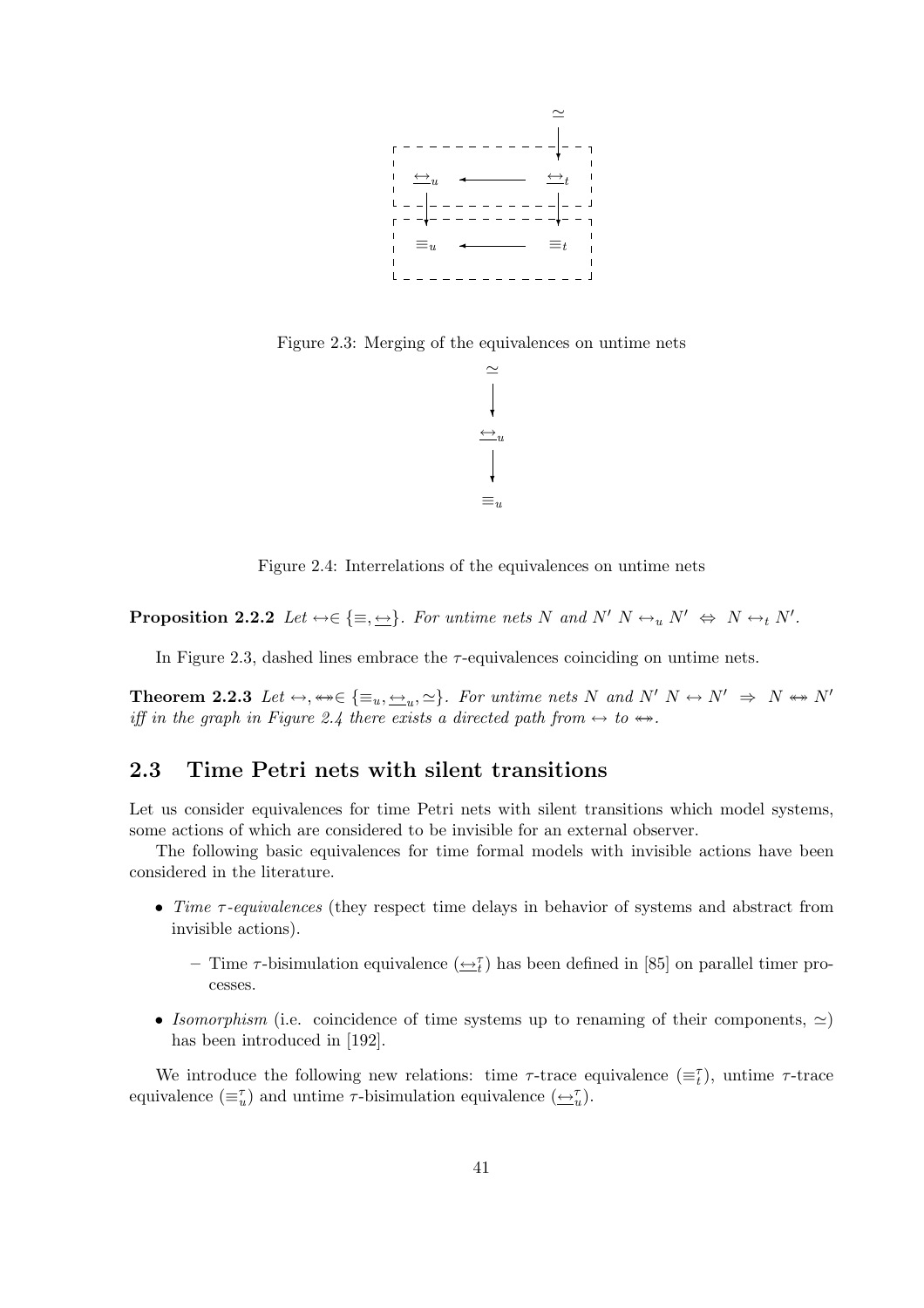Figure 2.3: Merging of the equivalences on untime nets

Figure 2.4: Interrelations of the equivalences on untime nets

**Proposition 2.2.2** *Let* $\leftrightarrow \in \{\equiv, \underline{\leftrightarrow}\}$. *For untime nets* $N$ *and* $N'$ $N \leftrightarrow_u N' \;\Leftrightarrow\; N \leftrightarrow_t N'$.

In Figure 2.3, dashed lines embrace the $\tau$-equivalences coinciding on untime nets.

**Theorem 2.2.3** *Let* $\leftrightarrow, \twoheadleftarrow\!\!\!\!\twoheadrightarrow \in \{\equiv_u, \underline{\leftrightarrow}_u, \simeq\}$. *For untime nets* $N$ *and* $N'$ $N \leftrightarrow N' \;\Rightarrow\; N \twoheadleftarrow\!\!\!\!\twoheadrightarrow N'$ *iff in the graph in Figure 2.4 there exists a directed path from* $\leftrightarrow$ *to* $\twoheadleftarrow\!\!\!\!\twoheadrightarrow$.

## 2.3 Time Petri nets with silent transitions

Let us consider equivalences for time Petri nets with silent transitions which model systems, some actions of which are considered to be invisible for an external observer.

The following basic equivalences for time formal models with invisible actions have been considered in the literature.

- *Time $\tau$-equivalences* (they respect time delays in behavior of systems and abstract from invisible actions).
  - Time $\tau$-bisimulation equivalence ($\underline{\leftrightarrow}_t^\tau$) has been defined in [85] on parallel timer processes.
- *Isomorphism* (i.e. coincidence of time systems up to renaming of their components, $\simeq$) has been introduced in [192].

We introduce the following new relations: time $\tau$-trace equivalence ($\equiv_t^\tau$), untime $\tau$-trace equivalence ($\equiv_u^\tau$) and untime $\tau$-bisimulation equivalence ($\underline{\leftrightarrow}_u^\tau$).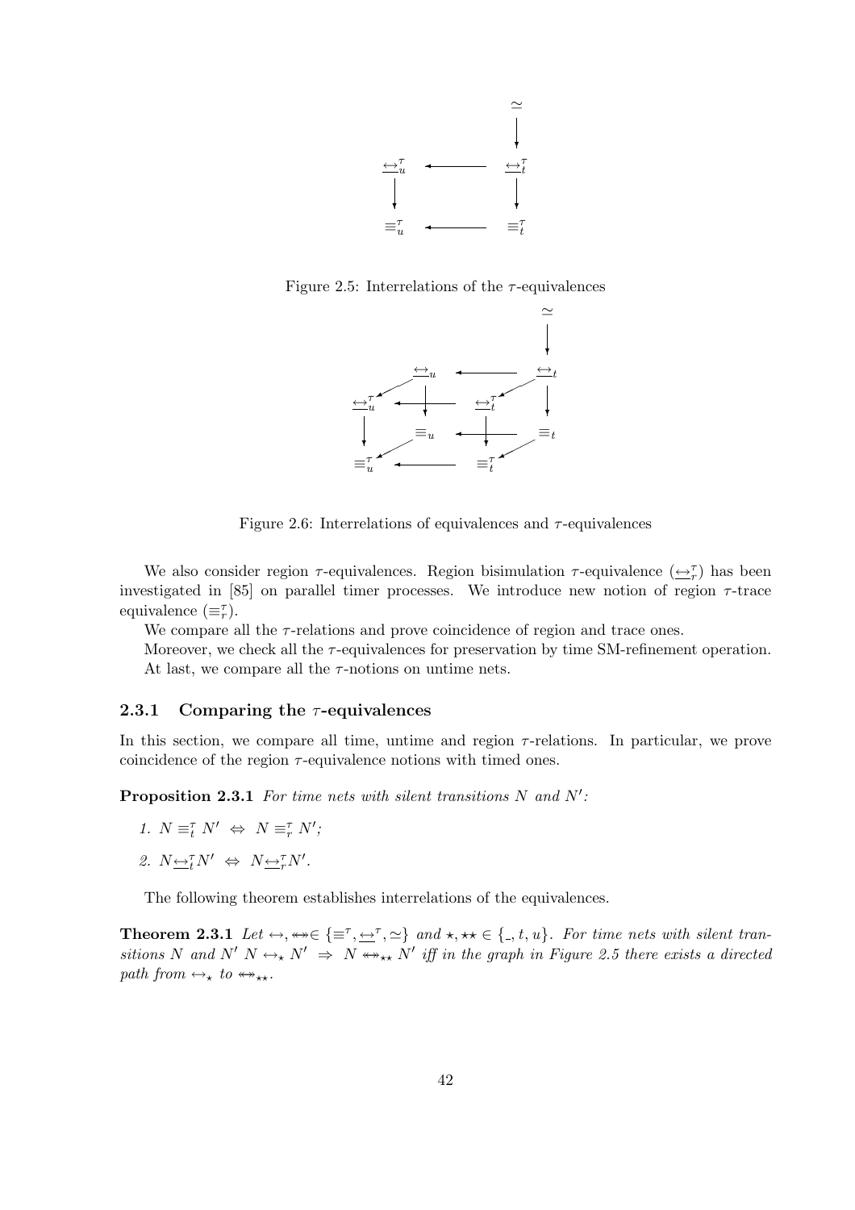Figure 2.5: Interrelations of the $\tau$-equivalences

Figure 2.6: Interrelations of equivalences and $\tau$-equivalences

We also consider region $\tau$-equivalences. Region bisimulation $\tau$-equivalence ($\underline{\leftrightarrow}_r^\tau$) has been investigated in [85] on parallel timer processes. We introduce new notion of region $\tau$-trace equivalence ($\equiv_r^\tau$).

We compare all the $\tau$-relations and prove coincidence of region and trace ones.

Moreover, we check all the $\tau$-equivalences for preservation by time SM-refinement operation.

At last, we compare all the $\tau$-notions on untime nets.

### 2.3.1 Comparing the $\tau$-equivalences

In this section, we compare all time, untime and region $\tau$-relations. In particular, we prove coincidence of the region $\tau$-equivalence notions with timed ones.

**Proposition 2.3.1** *For time nets with silent transitions $N$ and $N'$:*

1. $N \equiv_t^\tau N' \;\Leftrightarrow\; N \equiv_r^\tau N'$;
2. $N \underline{\leftrightarrow}_t^\tau N' \;\Leftrightarrow\; N \underline{\leftrightarrow}_r^\tau N'$.

The following theorem establishes interrelations of the equivalences.

**Theorem 2.3.1** *Let $\leftrightarrow, \twoheadleftarrow\!\!\twoheadrightarrow \in \{\equiv^\tau, \underline{\leftrightarrow}^\tau, \simeq\}$ and $\star, \star\star \in \{\_, t, u\}$. For time nets with silent transitions $N$ and $N'$ $N \leftrightarrow_\star N' \;\Rightarrow\; N \twoheadleftarrow\!\!\twoheadrightarrow_{\star\star} N'$ iff in the graph in Figure 2.5 there exists a directed path from $\leftrightarrow_\star$ to $\twoheadleftarrow\!\!\twoheadrightarrow_{\star\star}$.*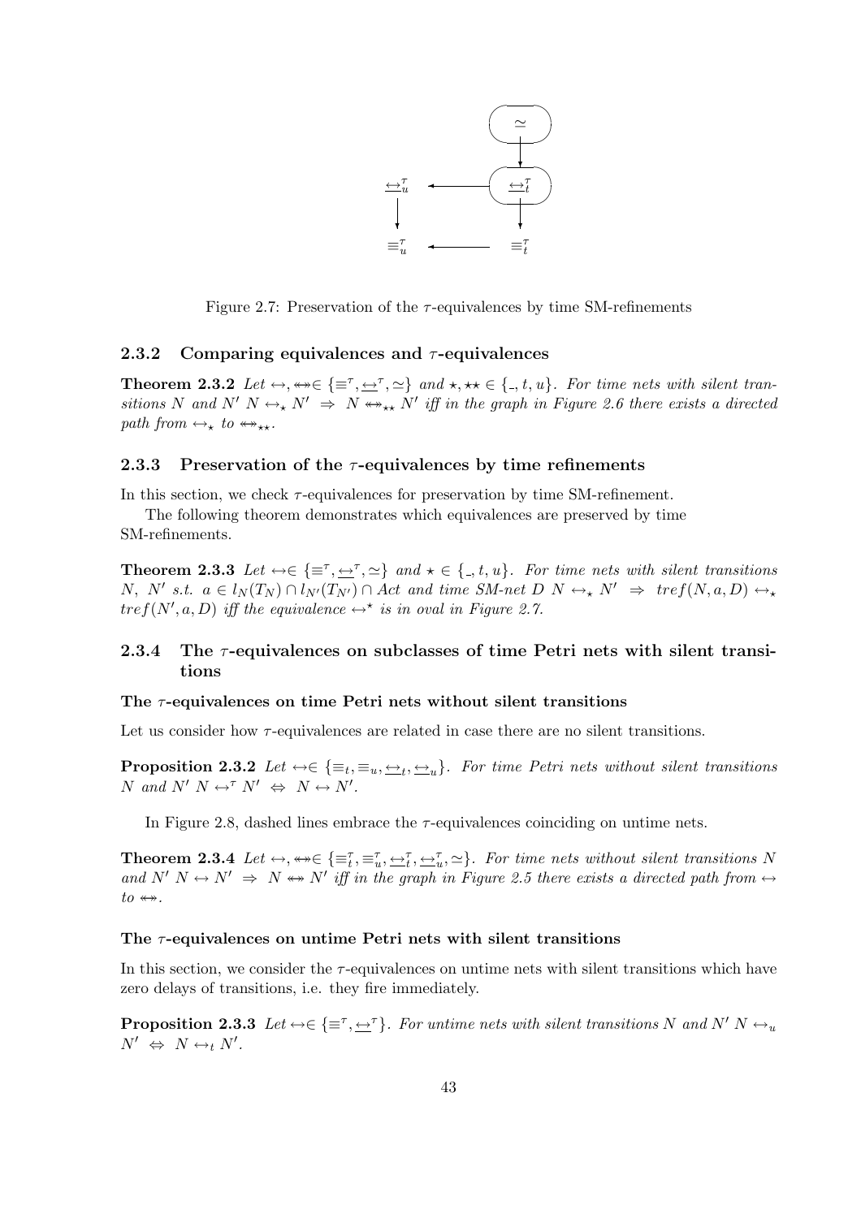Figure 2.7: Preservation of the $\tau$-equivalences by time SM-refinements

### 2.3.2 Comparing equivalences and $\tau$-equivalences

**Theorem 2.3.2** *Let $\leftrightarrow, \twoheadleftrightarrow \in \{\equiv^\tau, \underline{\leftrightarrow}^\tau, \simeq\}$ and $\star, \star\star \in \{\_, t, u\}$. For time nets with silent transitions $N$ and $N'$ $N \leftrightarrow_\star N' \Rightarrow N \twoheadleftrightarrow_{\star\star} N'$ iff in the graph in Figure 2.6 there exists a directed path from $\leftrightarrow_\star$ to $\twoheadleftrightarrow_{\star\star}$.*

### 2.3.3 Preservation of the $\tau$-equivalences by time refinements

In this section, we check $\tau$-equivalences for preservation by time SM-refinement.

The following theorem demonstrates which equivalences are preserved by time SM-refinements.

**Theorem 2.3.3** *Let $\leftrightarrow \in \{\equiv^\tau, \underline{\leftrightarrow}^\tau, \simeq\}$ and $\star \in \{\_, t, u\}$. For time nets with silent transitions $N$, $N'$ s.t. $a \in l_N(T_N) \cap l_{N'}(T_{N'}) \cap Act$ and time SM-net $D$ $N \leftrightarrow_\star N' \Rightarrow tref(N, a, D) \leftrightarrow_\star tref(N', a, D)$ iff the equivalence $\leftrightarrow^\star$ is in oval in Figure 2.7.*

### 2.3.4 The $\tau$-equivalences on subclasses of time Petri nets with silent transitions

#### The $\tau$-equivalences on time Petri nets without silent transitions

Let us consider how $\tau$-equivalences are related in case there are no silent transitions.

**Proposition 2.3.2** *Let $\leftrightarrow \in \{\equiv_t, \equiv_u, \underline{\leftrightarrow}_t, \underline{\leftrightarrow}_u\}$. For time Petri nets without silent transitions $N$ and $N'$ $N \leftrightarrow^\tau N' \Leftrightarrow N \leftrightarrow N'$.*

In Figure 2.8, dashed lines embrace the $\tau$-equivalences coinciding on untime nets.

**Theorem 2.3.4** *Let $\leftrightarrow, \twoheadleftrightarrow \in \{\equiv_t^\tau, \equiv_u^\tau, \underline{\leftrightarrow}_t^\tau, \underline{\leftrightarrow}_u^\tau, \simeq\}$. For time nets without silent transitions $N$ and $N'$ $N \leftrightarrow N' \Rightarrow N \twoheadleftrightarrow N'$ iff in the graph in Figure 2.5 there exists a directed path from $\leftrightarrow$ to $\twoheadleftrightarrow$.*

#### The $\tau$-equivalences on untime Petri nets with silent transitions

In this section, we consider the $\tau$-equivalences on untime nets with silent transitions which have zero delays of transitions, i.e. they fire immediately.

**Proposition 2.3.3** *Let $\leftrightarrow \in \{\equiv^\tau, \underline{\leftrightarrow}^\tau\}$. For untime nets with silent transitions $N$ and $N'$ $N \leftrightarrow_u N' \Leftrightarrow N \leftrightarrow_t N'$.*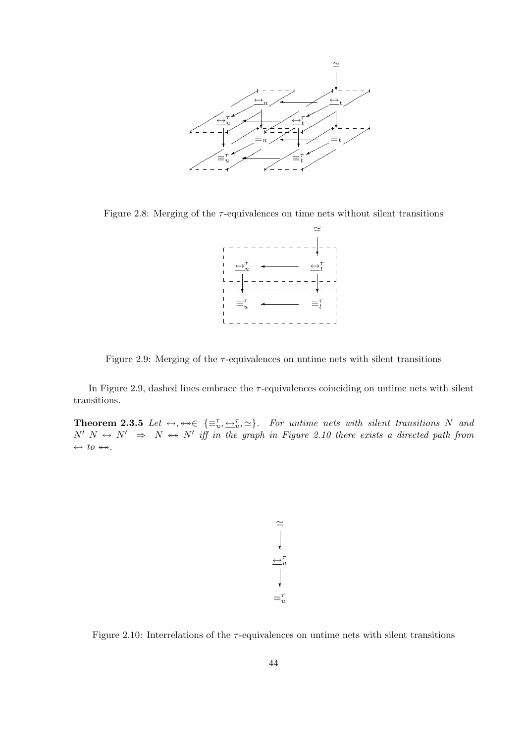Figure 2.8: Merging of the $\tau$-equivalences on time nets without silent transitions

Figure 2.9: Merging of the $\tau$-equivalences on untime nets with silent transitions

In Figure 2.9, dashed lines embrace the $\tau$-equivalences coinciding on untime nets with silent transitions.

**Theorem 2.3.5** *Let $\leftrightarrow, \twoheadleftrightarrow \in \{\equiv_u^\tau, \underline{\leftrightarrow}_u^\tau, \simeq\}$. For untime nets with silent transitions $N$ and $N'$ $N \leftrightarrow N' \;\Rightarrow\; N \twoheadleftrightarrow N'$ iff in the graph in Figure 2.10 there exists a directed path from $\leftrightarrow$ to $\twoheadleftrightarrow$.*

Figure 2.10: Interrelations of the $\tau$-equivalences on untime nets with silent transitions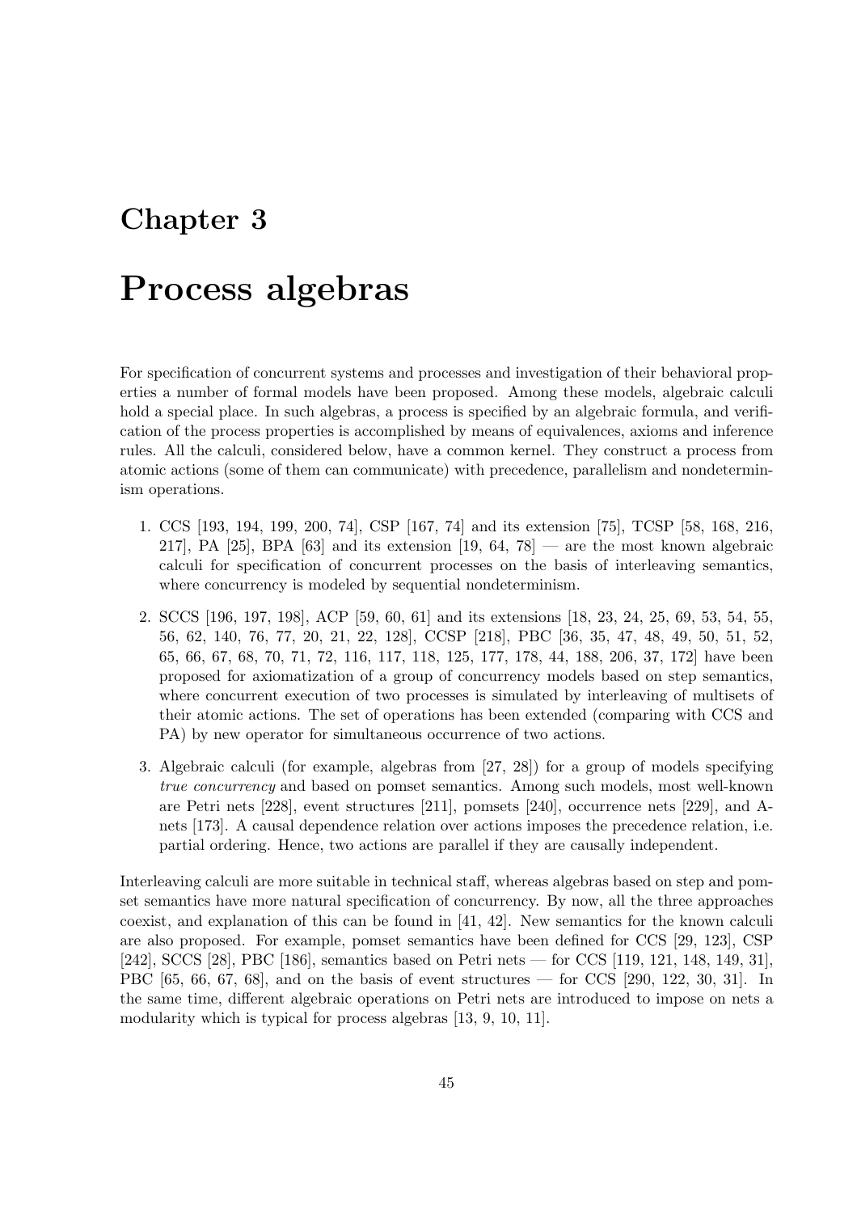# Chapter 3

# Process algebras

For specification of concurrent systems and processes and investigation of their behavioral properties a number of formal models have been proposed. Among these models, algebraic calculi hold a special place. In such algebras, a process is specified by an algebraic formula, and verification of the process properties is accomplished by means of equivalences, axioms and inference rules. All the calculi, considered below, have a common kernel. They construct a process from atomic actions (some of them can communicate) with precedence, parallelism and nondeterminism operations.

1. CCS [193, 194, 199, 200, 74], CSP [167, 74] and its extension [75], TCSP [58, 168, 216, 217], PA [25], BPA [63] and its extension [19, 64, 78] — are the most known algebraic calculi for specification of concurrent processes on the basis of interleaving semantics, where concurrency is modeled by sequential nondeterminism.

2. SCCS [196, 197, 198], ACP [59, 60, 61] and its extensions [18, 23, 24, 25, 69, 53, 54, 55, 56, 62, 140, 76, 77, 20, 21, 22, 128], CCSP [218], PBC [36, 35, 47, 48, 49, 50, 51, 52, 65, 66, 67, 68, 70, 71, 72, 116, 117, 118, 125, 177, 178, 44, 188, 206, 37, 172] have been proposed for axiomatization of a group of concurrency models based on step semantics, where concurrent execution of two processes is simulated by interleaving of multisets of their atomic actions. The set of operations has been extended (comparing with CCS and PA) by new operator for simultaneous occurrence of two actions.

3. Algebraic calculi (for example, algebras from [27, 28]) for a group of models specifying *true concurrency* and based on pomset semantics. Among such models, most well-known are Petri nets [228], event structures [211], pomsets [240], occurrence nets [229], and A-nets [173]. A causal dependence relation over actions imposes the precedence relation, i.e. partial ordering. Hence, two actions are parallel if they are causally independent.

Interleaving calculi are more suitable in technical staff, whereas algebras based on step and pomset semantics have more natural specification of concurrency. By now, all the three approaches coexist, and explanation of this can be found in [41, 42]. New semantics for the known calculi are also proposed. For example, pomset semantics have been defined for CCS [29, 123], CSP [242], SCCS [28], PBC [186], semantics based on Petri nets — for CCS [119, 121, 148, 149, 31], PBC [65, 66, 67, 68], and on the basis of event structures — for CCS [290, 122, 30, 31]. In the same time, different algebraic operations on Petri nets are introduced to impose on nets a modularity which is typical for process algebras [13, 9, 10, 11].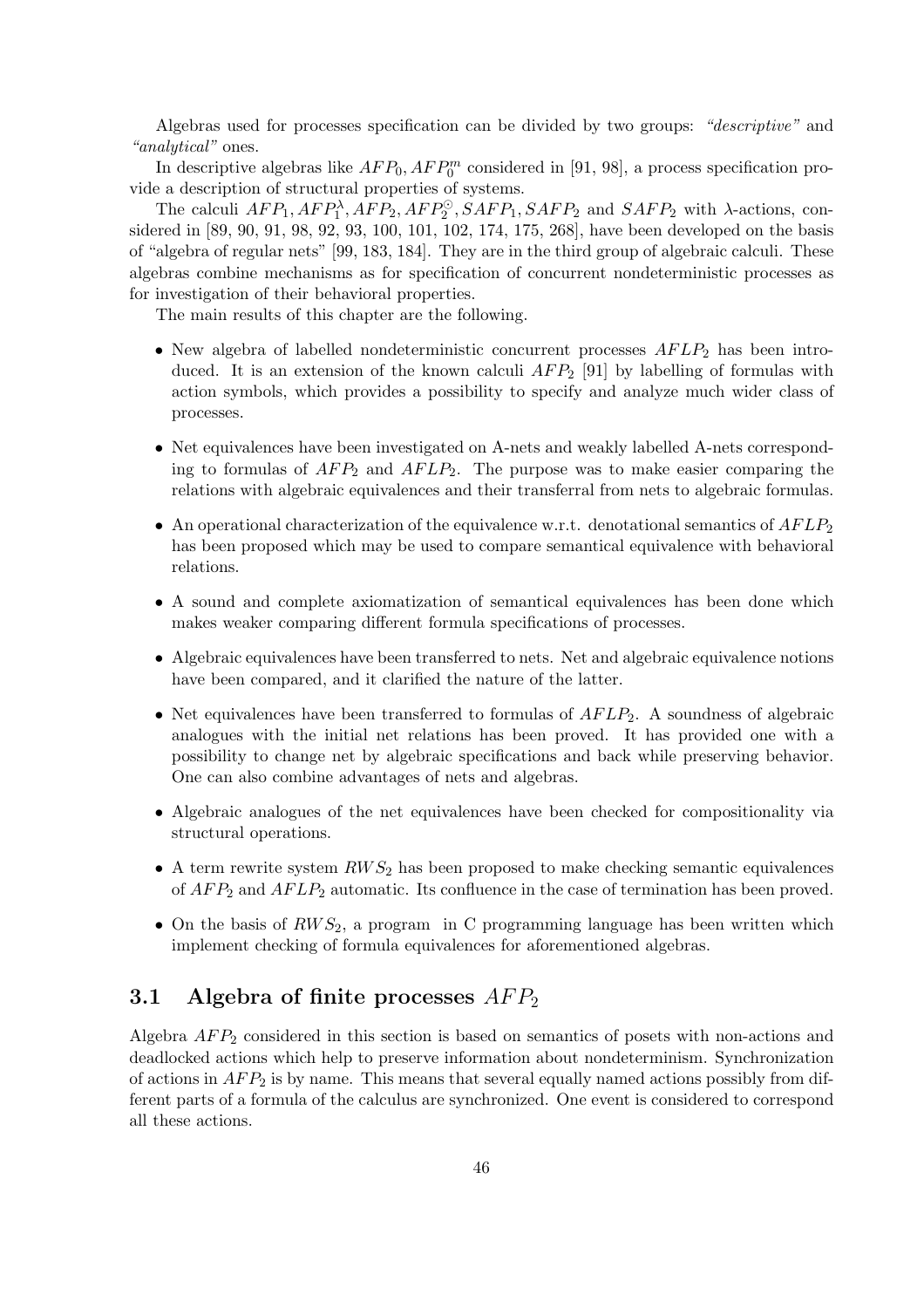Algebras used for processes specification can be divided by two groups: *"descriptive"* and *"analytical"* ones.

In descriptive algebras like $AFP_0, AFP_0^m$ considered in [91, 98], a process specification provide a description of structural properties of systems.

The calculi $AFP_1, AFP_1^\lambda, AFP_2, AFP_2^\odot, SAFP_1, SAFP_2$ and $SAFP_2$ with $\lambda$-actions, considered in [89, 90, 91, 98, 92, 93, 100, 101, 102, 174, 175, 268], have been developed on the basis of "algebra of regular nets" [99, 183, 184]. They are in the third group of algebraic calculi. These algebras combine mechanisms as for specification of concurrent nondeterministic processes as for investigation of their behavioral properties.

The main results of this chapter are the following.

- New algebra of labelled nondeterministic concurrent processes $AFLP_2$ has been introduced. It is an extension of the known calculi $AFP_2$ [91] by labelling of formulas with action symbols, which provides a possibility to specify and analyze much wider class of processes.
- Net equivalences have been investigated on A-nets and weakly labelled A-nets corresponding to formulas of $AFP_2$ and $AFLP_2$. The purpose was to make easier comparing the relations with algebraic equivalences and their transferral from nets to algebraic formulas.
- An operational characterization of the equivalence w.r.t. denotational semantics of $AFLP_2$ has been proposed which may be used to compare semantical equivalence with behavioral relations.
- A sound and complete axiomatization of semantical equivalences has been done which makes weaker comparing different formula specifications of processes.
- Algebraic equivalences have been transferred to nets. Net and algebraic equivalence notions have been compared, and it clarified the nature of the latter.
- Net equivalences have been transferred to formulas of $AFLP_2$. A soundness of algebraic analogues with the initial net relations has been proved. It has provided one with a possibility to change net by algebraic specifications and back while preserving behavior. One can also combine advantages of nets and algebras.
- Algebraic analogues of the net equivalences have been checked for compositionality via structural operations.
- A term rewrite system $RWS_2$ has been proposed to make checking semantic equivalences of $AFP_2$ and $AFLP_2$ automatic. Its confluence in the case of termination has been proved.
- On the basis of $RWS_2$, a program in C programming language has been written which implement checking of formula equivalences for aforementioned algebras.

## 3.1 Algebra of finite processes $AFP_2$

Algebra $AFP_2$ considered in this section is based on semantics of posets with non-actions and deadlocked actions which help to preserve information about nondeterminism. Synchronization of actions in $AFP_2$ is by name. This means that several equally named actions possibly from different parts of a formula of the calculus are synchronized. One event is considered to correspond all these actions.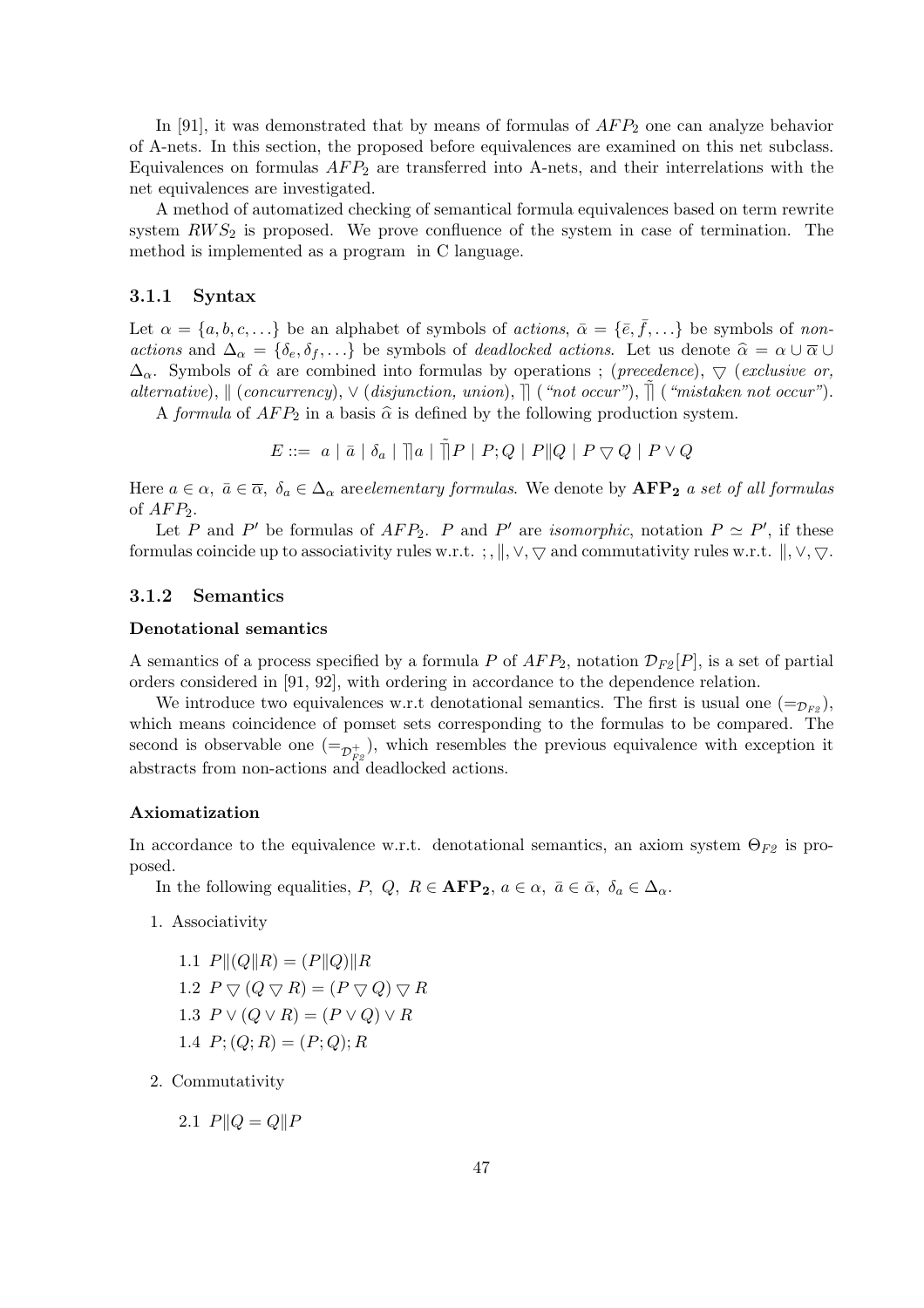In [91], it was demonstrated that by means of formulas of $AFP_2$ one can analyze behavior of A-nets. In this section, the proposed before equivalences are examined on this net subclass. Equivalences on formulas $AFP_2$ are transferred into A-nets, and their interrelations with the net equivalences are investigated.

A method of automatized checking of semantical formula equivalences based on term rewrite system $RWS_2$ is proposed. We prove confluence of the system in case of termination. The method is implemented as a program in C language.

### 3.1.1 Syntax

Let $\alpha = \{a, b, c, \ldots\}$ be an alphabet of symbols of *actions*, $\bar{\alpha} = \{\bar{e}, \bar{f}, \ldots\}$ be symbols of *non-actions* and $\Delta_\alpha = \{\delta_e, \delta_f, \ldots\}$ be symbols of *deadlocked actions*. Let us denote $\widehat{\alpha} = \alpha \cup \overline{\alpha} \cup \Delta_\alpha$. Symbols of $\hat{\alpha}$ are combined into formulas by operations ; (*precedence*), $\bigtriangledown$ (*exclusive or, alternative*), $\|$ (*concurrency*), $\vee$ (*disjunction, union*), $\rceil\!\rceil$ (*"not occur"*), $\tilde{\rceil\!\rceil}$ (*"mistaken not occur"*).

A *formula* of $AFP_2$ in a basis $\widehat{\alpha}$ is defined by the following production system.

$$E ::= \ a \mid \bar{a} \mid \delta_a \mid \rceil\!\rceil a \mid \tilde{\rceil\!\rceil} P \mid P; Q \mid P \| Q \mid P \bigtriangledown Q \mid P \vee Q$$

Here $a \in \alpha$, $\bar{a} \in \overline{\alpha}$, $\delta_a \in \Delta_\alpha$ are*elementary formulas*. We denote by $\mathbf{AFP_2}$ *a set of all formulas* of $AFP_2$.

Let $P$ and $P'$ be formulas of $AFP_2$. $P$ and $P'$ are *isomorphic*, notation $P \simeq P'$, if these formulas coincide up to associativity rules w.r.t. ; , $\|, \vee, \bigtriangledown$ and commutativity rules w.r.t. $\|, \vee, \bigtriangledown$.

### 3.1.2 Semantics

**Denotational semantics**

A semantics of a process specified by a formula $P$ of $AFP_2$, notation $\mathcal{D}_{F2}[P]$, is a set of partial orders considered in [91, 92], with ordering in accordance to the dependence relation.

We introduce two equivalences w.r.t denotational semantics. The first is usual one ($=_{\mathcal{D}_{F2}}$), which means coincidence of pomset sets corresponding to the formulas to be compared. The second is observable one ($=_{\mathcal{D}^+_{F2}}$), which resembles the previous equivalence with exception it abstracts from non-actions and deadlocked actions.

**Axiomatization**

In accordance to the equivalence w.r.t. denotational semantics, an axiom system $\Theta_{F2}$ is proposed.

In the following equalities, $P,\ Q,\ R \in \mathbf{AFP_2}$, $a \in \alpha,\ \bar{a} \in \bar{\alpha},\ \delta_a \in \Delta_\alpha$.

1. Associativity

   1.1 $P \| (Q \| R) = (P \| Q) \| R$

   1.2 $P \bigtriangledown (Q \bigtriangledown R) = (P \bigtriangledown Q) \bigtriangledown R$

   1.3 $P \vee (Q \vee R) = (P \vee Q) \vee R$

   1.4 $P; (Q; R) = (P; Q); R$

2. Commutativity

   2.1 $P \| Q = Q \| P$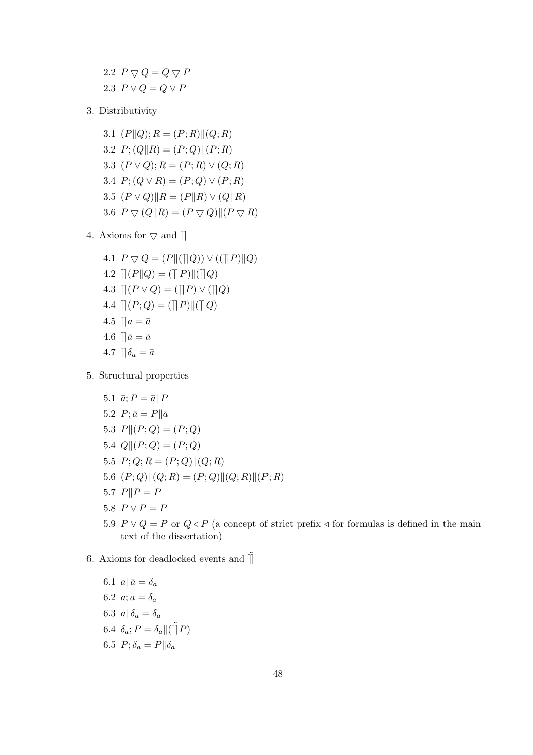2.2 $P \triangledown Q = Q \triangledown P$

2.3 $P \vee Q = Q \vee P$

3. Distributivity

   3.1 $(P \| Q); R = (P; R) \| (Q; R)$

   3.2 $P; (Q \| R) = (P; Q) \| (P; R)$

   3.3 $(P \vee Q); R = (P; R) \vee (Q; R)$

   3.4 $P; (Q \vee R) = (P; Q) \vee (P; R)$

   3.5 $(P \vee Q) \| R = (P \| R) \vee (Q \| R)$

   3.6 $P \triangledown (Q \| R) = (P \triangledown Q) \| (P \triangledown R)$

4. Axioms for $\triangledown$ and $\rceil\!\rceil$

   4.1 $P \triangledown Q = (P \| (\rceil\!\rceil Q)) \vee ((\rceil\!\rceil P) \| Q)$

   4.2 $\rceil\!\rceil (P \| Q) = (\rceil\!\rceil P) \| (\rceil\!\rceil Q)$

   4.3 $\rceil\!\rceil (P \vee Q) = (\rceil\!\rceil P) \vee (\rceil\!\rceil Q)$

   4.4 $\rceil\!\rceil (P; Q) = (\rceil\!\rceil P) \| (\rceil\!\rceil Q)$

   4.5 $\rceil\!\rceil a = \bar{a}$

   4.6 $\rceil\!\rceil \bar{a} = \bar{a}$

   4.7 $\rceil\!\rceil \delta_a = \bar{a}$

5. Structural properties

   5.1 $\bar{a}; P = \bar{a} \| P$

   5.2 $P; \bar{a} = P \| \bar{a}$

   5.3 $P \| (P; Q) = (P; Q)$

   5.4 $Q \| (P; Q) = (P; Q)$

   5.5 $P; Q; R = (P; Q) \| (Q; R)$

   5.6 $(P; Q) \| (Q; R) = (P; Q) \| (Q; R) \| (P; R)$

   5.7 $P \| P = P$

   5.8 $P \vee P = P$

   5.9 $P \vee Q = P$ or $Q \lhd P$ (a concept of strict prefix $\lhd$ for formulas is defined in the main text of the dissertation)

6. Axioms for deadlocked events and $\tilde{\rceil\!\rceil}$

   6.1 $a \| \bar{a} = \delta_a$

   6.2 $a; a = \delta_a$

   6.3 $a \| \delta_a = \delta_a$

   6.4 $\delta_a; P = \delta_a \| (\tilde{\rceil\!\rceil} P)$

   6.5 $P; \delta_a = P \| \delta_a$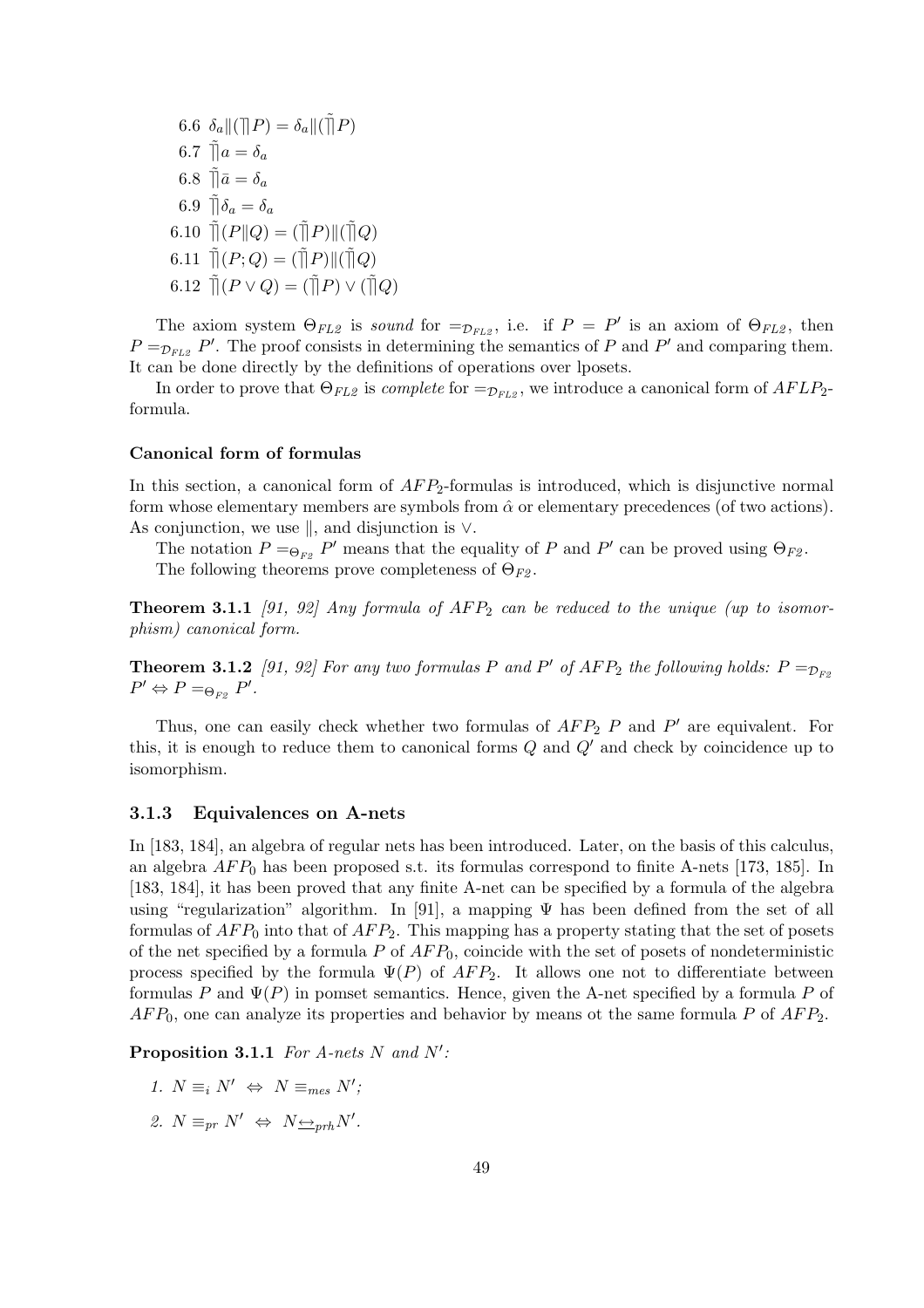6.6 $\delta_a \| (\rceil P) = \delta_a \| (\tilde{\rceil} P)$

6.7 $\tilde{\rceil} a = \delta_a$

6.8 $\tilde{\rceil} \bar{a} = \delta_a$

6.9 $\tilde{\rceil} \delta_a = \delta_a$

6.10 $\tilde{\rceil}(P \| Q) = (\tilde{\rceil} P) \| (\tilde{\rceil} Q)$

6.11 $\tilde{\rceil}(P; Q) = (\tilde{\rceil} P) \| (\tilde{\rceil} Q)$

6.12 $\tilde{\rceil}(P \vee Q) = (\tilde{\rceil} P) \vee (\tilde{\rceil} Q)$

The axiom system $\Theta_{FL2}$ is *sound* for $=_{\mathcal{D}_{FL2}}$, i.e. if $P = P'$ is an axiom of $\Theta_{FL2}$, then $P =_{\mathcal{D}_{FL2}} P'$. The proof consists in determining the semantics of $P$ and $P'$ and comparing them. It can be done directly by the definitions of operations over lposets.

In order to prove that $\Theta_{FL2}$ is *complete* for $=_{\mathcal{D}_{FL2}}$, we introduce a canonical form of $AFLP_2$-formula.

#### Canonical form of formulas

In this section, a canonical form of $AFP_2$-formulas is introduced, which is disjunctive normal form whose elementary members are symbols from $\hat{\alpha}$ or elementary precedences (of two actions). As conjunction, we use $\|$, and disjunction is $\vee$.

The notation $P =_{\Theta_{F2}} P'$ means that the equality of $P$ and $P'$ can be proved using $\Theta_{F2}$.

The following theorems prove completeness of $\Theta_{F2}$.

**Theorem 3.1.1** *[91, 92] Any formula of $AFP_2$ can be reduced to the unique (up to isomorphism) canonical form.*

**Theorem 3.1.2** *[91, 92] For any two formulas $P$ and $P'$ of $AFP_2$ the following holds: $P =_{\mathcal{D}_{F2}} P' \Leftrightarrow P =_{\Theta_{F2}} P'$.*

Thus, one can easily check whether two formulas of $AFP_2$ $P$ and $P'$ are equivalent. For this, it is enough to reduce them to canonical forms $Q$ and $Q'$ and check by coincidence up to isomorphism.

### 3.1.3 Equivalences on A-nets

In [183, 184], an algebra of regular nets has been introduced. Later, on the basis of this calculus, an algebra $AFP_0$ has been proposed s.t. its formulas correspond to finite A-nets [173, 185]. In [183, 184], it has been proved that any finite A-net can be specified by a formula of the algebra using "regularization" algorithm. In [91], a mapping $\Psi$ has been defined from the set of all formulas of $AFP_0$ into that of $AFP_2$. This mapping has a property stating that the set of posets of the net specified by a formula $P$ of $AFP_0$, coincide with the set of posets of nondeterministic process specified by the formula $\Psi(P)$ of $AFP_2$. It allows one not to differentiate between formulas $P$ and $\Psi(P)$ in pomset semantics. Hence, given the A-net specified by a formula $P$ of $AFP_0$, one can analyze its properties and behavior by means ot the same formula $P$ of $AFP_2$.

**Proposition 3.1.1** *For A-nets $N$ and $N'$:*

1. $N \equiv_i N' \;\Leftrightarrow\; N \equiv_{mes} N'$;
2. $N \equiv_{pr} N' \;\Leftrightarrow\; N \underline{\leftrightarrow}_{prh} N'$.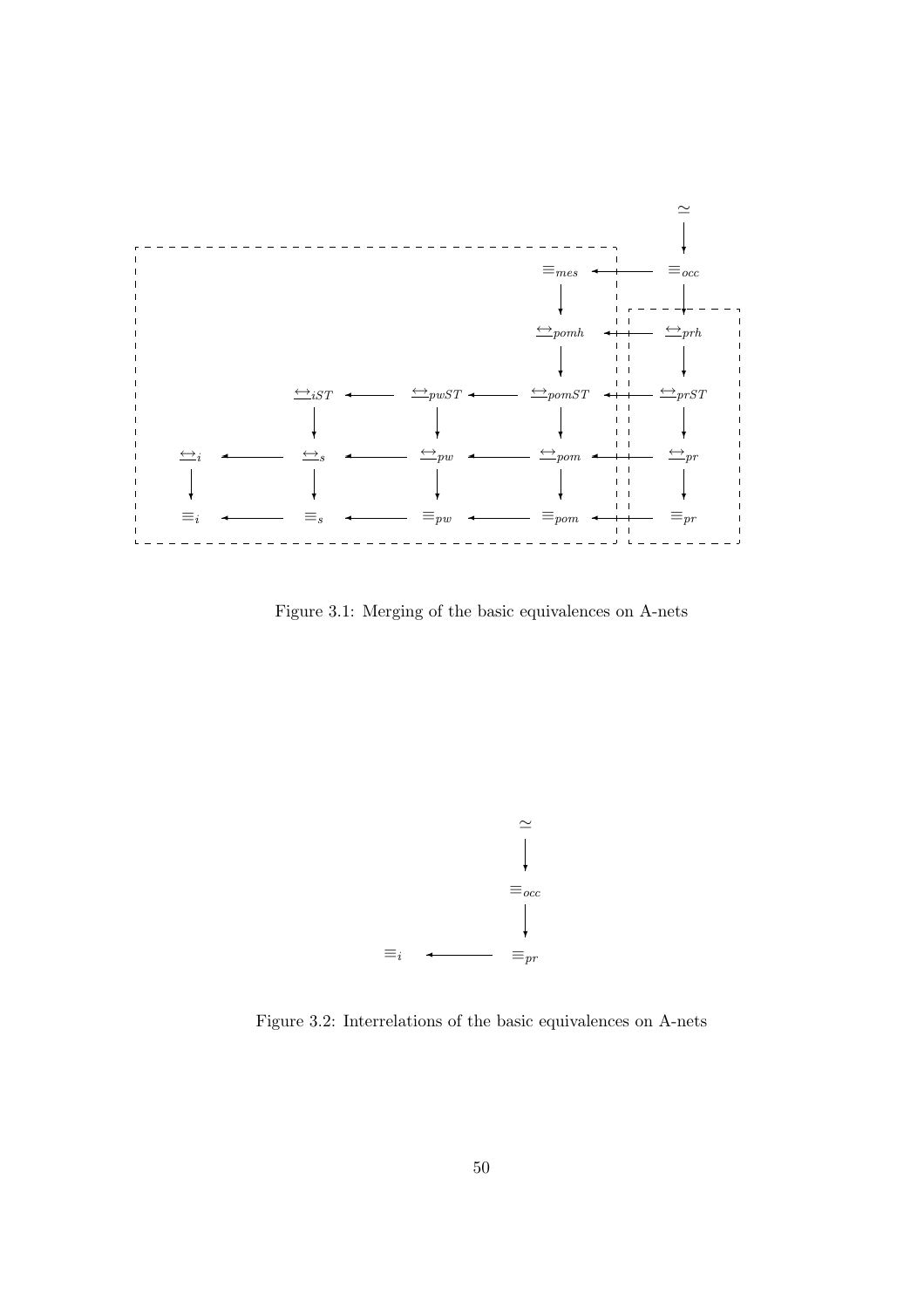$$
\begin{array}{ccccccccc}
 & & & & & & & & \simeq \\
 & & & & & & & & \downarrow \\
 & & & & & & \equiv_{mes} & \leftarrow & \equiv_{occ} \\
 & & & & & & \downarrow & & \downarrow \\
 & & & & & & \underline{\leftrightarrow}_{pomh} & \leftarrow & \underline{\leftrightarrow}_{prh} \\
 & & & & & & \downarrow & & \downarrow \\
 & & \underline{\leftrightarrow}_{iST} & \leftarrow & \underline{\leftrightarrow}_{pwST} & \leftarrow & \underline{\leftrightarrow}_{pomST} & \leftarrow & \underline{\leftrightarrow}_{prST} \\
 & & \downarrow & & \downarrow & & \downarrow & & \downarrow \\
\underline{\leftrightarrow}_{i} & \leftarrow & \underline{\leftrightarrow}_{s} & \leftarrow & \underline{\leftrightarrow}_{pw} & \leftarrow & \underline{\leftrightarrow}_{pom} & \leftarrow & \underline{\leftrightarrow}_{pr} \\
\downarrow & & \downarrow & & \downarrow & & \downarrow & & \downarrow \\
\equiv_{i} & \leftarrow & \equiv_{s} & \leftarrow & \equiv_{pw} & \leftarrow & \equiv_{pom} & \leftarrow & \equiv_{pr}
\end{array}
$$

Figure 3.1: Merging of the basic equivalences on A-nets

$$
\begin{array}{ccc}
 & & \simeq \\
 & & \downarrow \\
 & & \equiv_{occ} \\
 & & \downarrow \\
\equiv_{i} & \leftarrow & \equiv_{pr}
\end{array}
$$

Figure 3.2: Interrelations of the basic equivalences on A-nets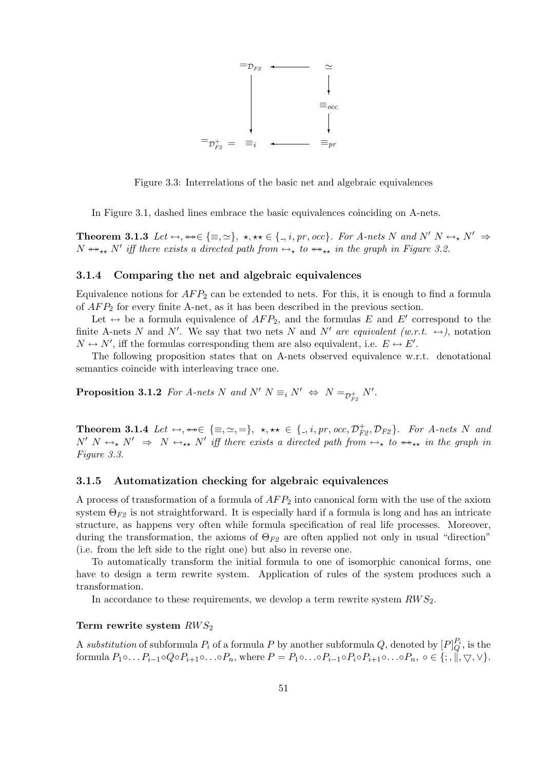$$
\begin{array}{ccc}
=_{\mathcal{D}_{F2}} & \longleftarrow & \simeq \\
\downarrow & & \downarrow \\
 & & \equiv_{occ} \\
 & & \downarrow \\
=_{\mathcal{D}^{+}_{F2}} \; = \; \equiv_i & \longleftarrow & \equiv_{pr}
\end{array}
$$

Figure 3.3: Interrelations of the basic net and algebraic equivalences

In Figure 3.1, dashed lines embrace the basic equivalences coinciding on A-nets.

**Theorem 3.1.3** *Let $\leftrightarrow, \twoheadleftarrow\!\!\!\twoheadrightarrow \in \{\equiv, \simeq\}$, $\star, \star\star \in \{\_, i, pr, occ\}$. For A-nets $N$ and $N'$ $N \leftrightarrow_\star N' \Rightarrow N \twoheadleftarrow\!\!\!\twoheadrightarrow_{\star\star} N'$ iff there exists a directed path from $\leftrightarrow_\star$ to $\twoheadleftarrow\!\!\!\twoheadrightarrow_{\star\star}$ in the graph in Figure 3.2.*

### 3.1.4 Comparing the net and algebraic equivalences

Equivalence notions for $AFP_2$ can be extended to nets. For this, it is enough to find a formula of $AFP_2$ for every finite A-net, as it has been described in the previous section.

Let $\leftrightarrow$ be a formula equivalence of $AFP_2$, and the formulas $E$ and $E'$ correspond to the finite A-nets $N$ and $N'$. We say that two nets $N$ and $N'$ *are equivalent (w.r.t. $\leftrightarrow$)*, notation $N \leftrightarrow N'$, iff the formulas corresponding them are also equivalent, i.e. $E \leftrightarrow E'$.

The following proposition states that on A-nets observed equivalence w.r.t. denotational semantics coincide with interleaving trace one.

**Proposition 3.1.2** *For A-nets $N$ and $N'$ $N \equiv_i N' \Leftrightarrow N =_{\mathcal{D}^{+}_{F2}} N'$.*

**Theorem 3.1.4** *Let $\leftrightarrow, \twoheadleftarrow\!\!\!\twoheadrightarrow \in \{\equiv, \simeq, =\}$, $\star, \star\star \in \{\_, i, pr, occ, \mathcal{D}^{+}_{F2}, \mathcal{D}_{F2}\}$. For A-nets $N$ and $N'$ $N \leftrightarrow_\star N' \Rightarrow N \leftrightarrow_{\star\star} N'$ iff there exists a directed path from $\leftrightarrow_\star$ to $\twoheadleftarrow\!\!\!\twoheadrightarrow_{\star\star}$ in the graph in Figure 3.3.*

### 3.1.5 Automatization checking for algebraic equivalences

A process of transformation of a formula of $AFP_2$ into canonical form with the use of the axiom system $\Theta_{F2}$ is not straightforward. It is especially hard if a formula is long and has an intricate structure, as happens very often while formula specification of real life processes. Moreover, during the transformation, the axioms of $\Theta_{F2}$ are often applied not only in usual "direction" (i.e. from the left side to the right one) but also in reverse one.

To automatically transform the initial formula to one of isomorphic canonical forms, one have to design a term rewrite system. Application of rules of the system produces such a transformation.

In accordance to these requirements, we develop a term rewrite system $RWS_2$.

#### Term rewrite system $RWS_2$

A *substitution* of subformula $P_i$ of a formula $P$ by another subformula $Q$, denoted by $[P]^{P_i}_{Q}$, is the formula $P_1 \circ \ldots P_{i-1} \circ Q \circ P_{i+1} \circ \ldots \circ P_n$, where $P = P_1 \circ \ldots \circ P_{i-1} \circ P_i \circ P_{i+1} \circ \ldots \circ P_n$, $\circ \in \{;, \|, \bigtriangledown, \vee\}$.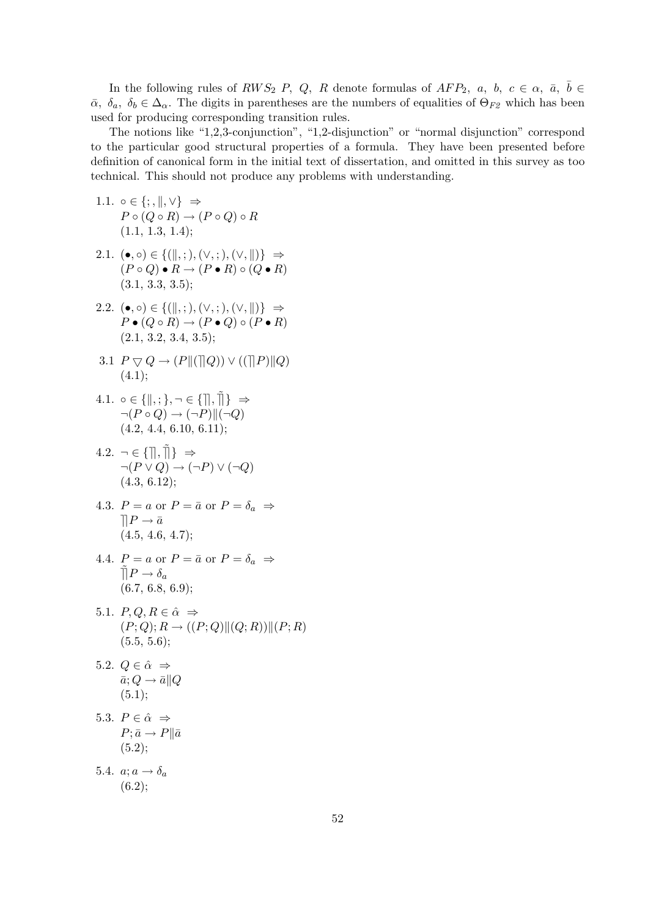In the following rules of $RWS_2$ $P,\ Q,\ R$ denote formulas of $AFP_2$, $a,\ b,\ c \in \alpha,\ \bar{a},\ \bar{b} \in \bar{\alpha},\ \delta_a,\ \delta_b \in \Delta_\alpha$. The digits in parentheses are the numbers of equalities of $\Theta_{F2}$ which has been used for producing corresponding transition rules.

The notions like "1,2,3-conjunction", "1,2-disjunction" or "normal disjunction" correspond to the particular good structural properties of a formula. They have been presented before definition of canonical form in the initial text of dissertation, and omitted in this survey as too technical. This should not produce any problems with understanding.

1.1. $\circ \in \{;, \|, \vee\} \ \Rightarrow$
  $P \circ (Q \circ R) \to (P \circ Q) \circ R$
  (1.1, 1.3, 1.4);

2.1. $(\bullet, \circ) \in \{(\|, ;), (\vee, ;), (\vee, \|)\} \ \Rightarrow$
  $(P \circ Q) \bullet R \to (P \bullet R) \circ (Q \bullet R)$
  (3.1, 3.3, 3.5);

2.2. $(\bullet, \circ) \in \{(\|, ;), (\vee, ;), (\vee, \|)\} \ \Rightarrow$
  $P \bullet (Q \circ R) \to (P \bullet Q) \circ (P \bullet R)$
  (2.1, 3.2, 3.4, 3.5);

3.1 $P \bigtriangledown Q \to (P \| (\rceil\!\rceil Q)) \vee ((\rceil\!\rceil P) \| Q)$
  (4.1);

4.1. $\circ \in \{\|, ;\}, \neg \in \{\rceil\!\rceil, \tilde{\rceil\!\rceil}\} \ \Rightarrow$
  $\neg(P \circ Q) \to (\neg P) \| (\neg Q)$
  (4.2, 4.4, 6.10, 6.11);

4.2. $\neg \in \{\rceil\!\rceil, \tilde{\rceil\!\rceil}\} \ \Rightarrow$
  $\neg(P \vee Q) \to (\neg P) \vee (\neg Q)$
  (4.3, 6.12);

4.3. $P = a$ or $P = \bar{a}$ or $P = \delta_a \ \Rightarrow$
  $\rceil\!\rceil P \to \bar{a}$
  (4.5, 4.6, 4.7);

4.4. $P = a$ or $P = \bar{a}$ or $P = \delta_a \ \Rightarrow$
  $\tilde{\rceil\!\rceil} P \to \delta_a$
  (6.7, 6.8, 6.9);

5.1. $P, Q, R \in \hat{\alpha} \ \Rightarrow$
  $(P;Q); R \to ((P;Q) \| (Q;R)) \| (P;R)$
  (5.5, 5.6);

5.2. $Q \in \hat{\alpha} \ \Rightarrow$
  $\bar{a}; Q \to \bar{a} \| Q$
  (5.1);

5.3. $P \in \hat{\alpha} \ \Rightarrow$
  $P; \bar{a} \to P \| \bar{a}$
  (5.2);

5.4. $a; a \to \delta_a$
  (6.2);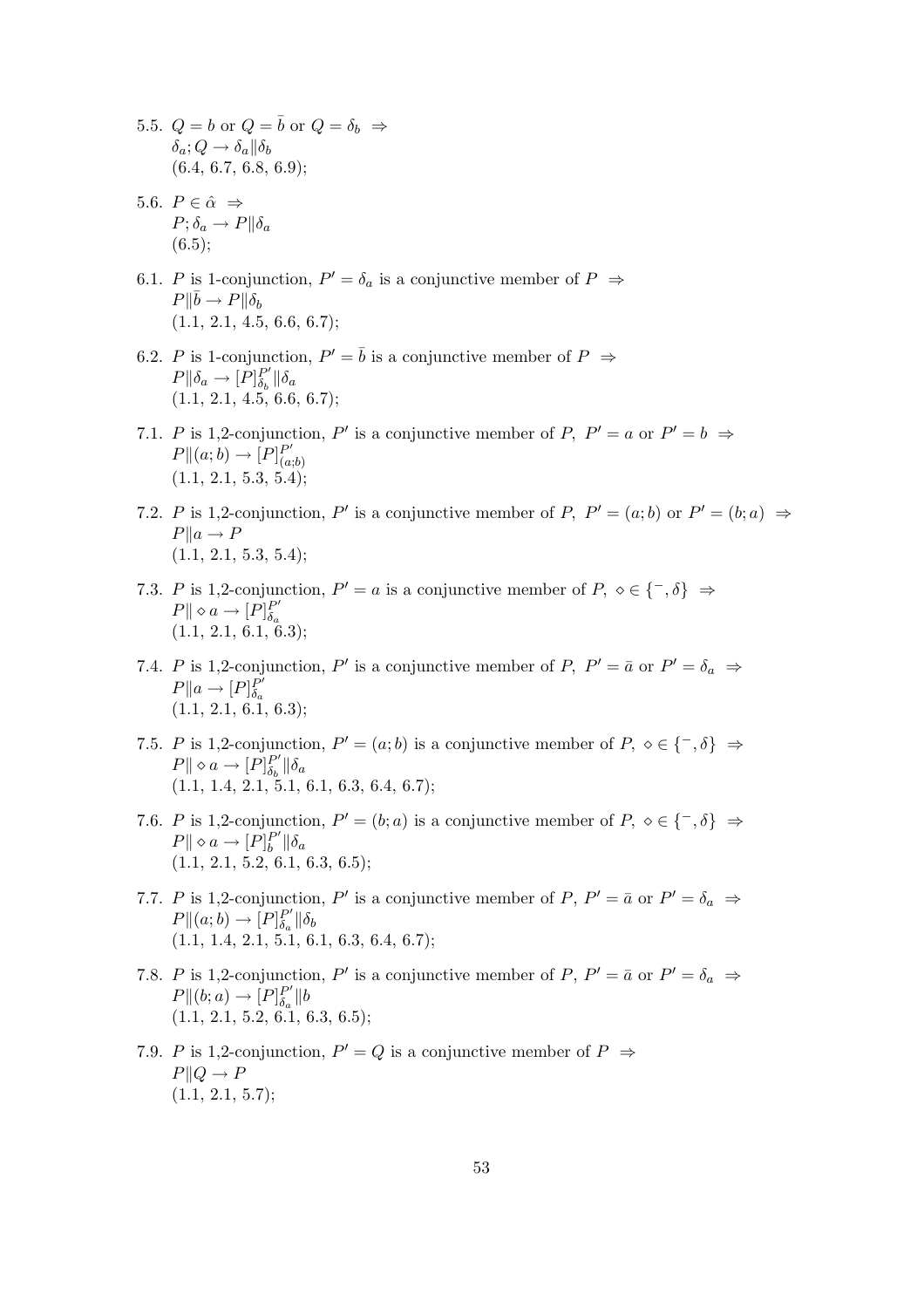5.5. $Q = b$ or $Q = \bar{b}$ or $Q = \delta_b \;\Rightarrow$
$\delta_a; Q \to \delta_a \| \delta_b$
(6.4, 6.7, 6.8, 6.9);

5.6. $P \in \hat{\alpha} \;\Rightarrow$
$P; \delta_a \to P \| \delta_a$
(6.5);

6.1. $P$ is 1-conjunction, $P' = \delta_a$ is a conjunctive member of $P \;\Rightarrow$
$P \| \bar{b} \to P \| \delta_b$
(1.1, 2.1, 4.5, 6.6, 6.7);

6.2. $P$ is 1-conjunction, $P' = \bar{b}$ is a conjunctive member of $P \;\Rightarrow$
$P \| \delta_a \to [P]^{P'}_{\delta_b} \| \delta_a$
(1.1, 2.1, 4.5, 6.6, 6.7);

7.1. $P$ is 1,2-conjunction, $P'$ is a conjunctive member of $P$, $P' = a$ or $P' = b \;\Rightarrow$
$P \| (a;b) \to [P]^{P'}_{(a;b)}$
(1.1, 2.1, 5.3, 5.4);

7.2. $P$ is 1,2-conjunction, $P'$ is a conjunctive member of $P$, $P' = (a;b)$ or $P' = (b;a) \;\Rightarrow$
$P \| a \to P$
(1.1, 2.1, 5.3, 5.4);

7.3. $P$ is 1,2-conjunction, $P' = a$ is a conjunctive member of $P$, $\diamond \in \{^-, \delta\} \;\Rightarrow$
$P \| \diamond a \to [P]^{P'}_{\delta_a}$
(1.1, 2.1, 6.1, 6.3);

7.4. $P$ is 1,2-conjunction, $P'$ is a conjunctive member of $P$, $P' = \bar{a}$ or $P' = \delta_a \;\Rightarrow$
$P \| a \to [P]^{P'}_{\delta_a}$
(1.1, 2.1, 6.1, 6.3);

7.5. $P$ is 1,2-conjunction, $P' = (a;b)$ is a conjunctive member of $P$, $\diamond \in \{^-, \delta\} \;\Rightarrow$
$P \| \diamond a \to [P]^{P'}_{\delta_b} \| \delta_a$
(1.1, 1.4, 2.1, 5.1, 6.1, 6.3, 6.4, 6.7);

7.6. $P$ is 1,2-conjunction, $P' = (b;a)$ is a conjunctive member of $P$, $\diamond \in \{^-, \delta\} \;\Rightarrow$
$P \| \diamond a \to [P]^{P'}_{b} \| \delta_a$
(1.1, 2.1, 5.2, 6.1, 6.3, 6.5);

7.7. $P$ is 1,2-conjunction, $P'$ is a conjunctive member of $P$, $P' = \bar{a}$ or $P' = \delta_a \;\Rightarrow$
$P \| (a;b) \to [P]^{P'}_{\delta_a} \| \delta_b$
(1.1, 1.4, 2.1, 5.1, 6.1, 6.3, 6.4, 6.7);

7.8. $P$ is 1,2-conjunction, $P'$ is a conjunctive member of $P$, $P' = \bar{a}$ or $P' = \delta_a \;\Rightarrow$
$P \| (b;a) \to [P]^{P'}_{\delta_a} \| b$
(1.1, 2.1, 5.2, 6.1, 6.3, 6.5);

7.9. $P$ is 1,2-conjunction, $P' = Q$ is a conjunctive member of $P \;\Rightarrow$
$P \| Q \to P$
(1.1, 2.1, 5.7);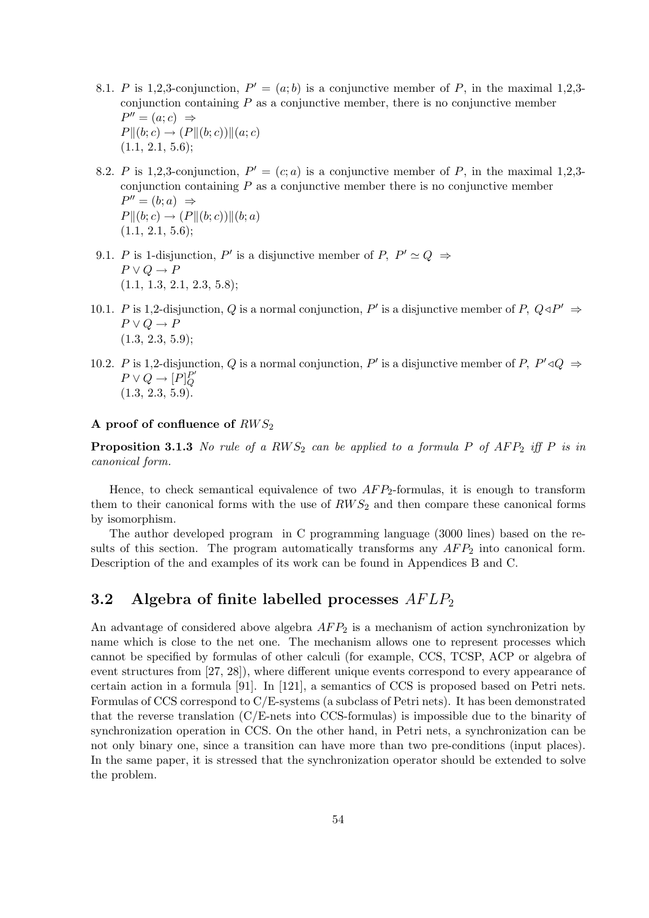8.1. $P$ is 1,2,3-conjunction, $P' = (a;b)$ is a conjunctive member of $P$, in the maximal 1,2,3-conjunction containing $P$ as a conjunctive member, there is no conjunctive member $P'' = (a;c)$ $\Rightarrow$
$P \| (b;c) \rightarrow (P \| (b;c)) \| (a;c)$
(1.1, 2.1, 5.6);

8.2. $P$ is 1,2,3-conjunction, $P' = (c;a)$ is a conjunctive member of $P$, in the maximal 1,2,3-conjunction containing $P$ as a conjunctive member there is no conjunctive member $P'' = (b;a)$ $\Rightarrow$
$P \| (b;c) \rightarrow (P \| (b;c)) \| (b;a)$
(1.1, 2.1, 5.6);

9.1. $P$ is 1-disjunction, $P'$ is a disjunctive member of $P$, $P' \simeq Q$ $\Rightarrow$
$P \vee Q \rightarrow P$
(1.1, 1.3, 2.1, 2.3, 5.8);

10.1. $P$ is 1,2-disjunction, $Q$ is a normal conjunction, $P'$ is a disjunctive member of $P$, $Q \lhd P'$ $\Rightarrow$
$P \vee Q \rightarrow P$
(1.3, 2.3, 5.9);

10.2. $P$ is 1,2-disjunction, $Q$ is a normal conjunction, $P'$ is a disjunctive member of $P$, $P' \lhd Q$ $\Rightarrow$
$P \vee Q \rightarrow [P]_Q^{P'}$
(1.3, 2.3, 5.9).

**A proof of confluence of $RWS_2$**

**Proposition 3.1.3** *No rule of a $RWS_2$ can be applied to a formula $P$ of $AFP_2$ iff $P$ is in canonical form.*

Hence, to check semantical equivalence of two $AFP_2$-formulas, it is enough to transform them to their canonical forms with the use of $RWS_2$ and then compare these canonical forms by isomorphism.

The author developed program in C programming language (3000 lines) based on the results of this section. The program automatically transforms any $AFP_2$ into canonical form. Description of the and examples of its work can be found in Appendices B and C.

## 3.2 Algebra of finite labelled processes $AFLP_2$

An advantage of considered above algebra $AFP_2$ is a mechanism of action synchronization by name which is close to the net one. The mechanism allows one to represent processes which cannot be specified by formulas of other calculi (for example, CCS, TCSP, ACP or algebra of event structures from [27, 28]), where different unique events correspond to every appearance of certain action in a formula [91]. In [121], a semantics of CCS is proposed based on Petri nets. Formulas of CCS correspond to C/E-systems (a subclass of Petri nets). It has been demonstrated that the reverse translation (C/E-nets into CCS-formulas) is impossible due to the binarity of synchronization operation in CCS. On the other hand, in Petri nets, a synchronization can be not only binary one, since a transition can have more than two pre-conditions (input places). In the same paper, it is stressed that the synchronization operator should be extended to solve the problem.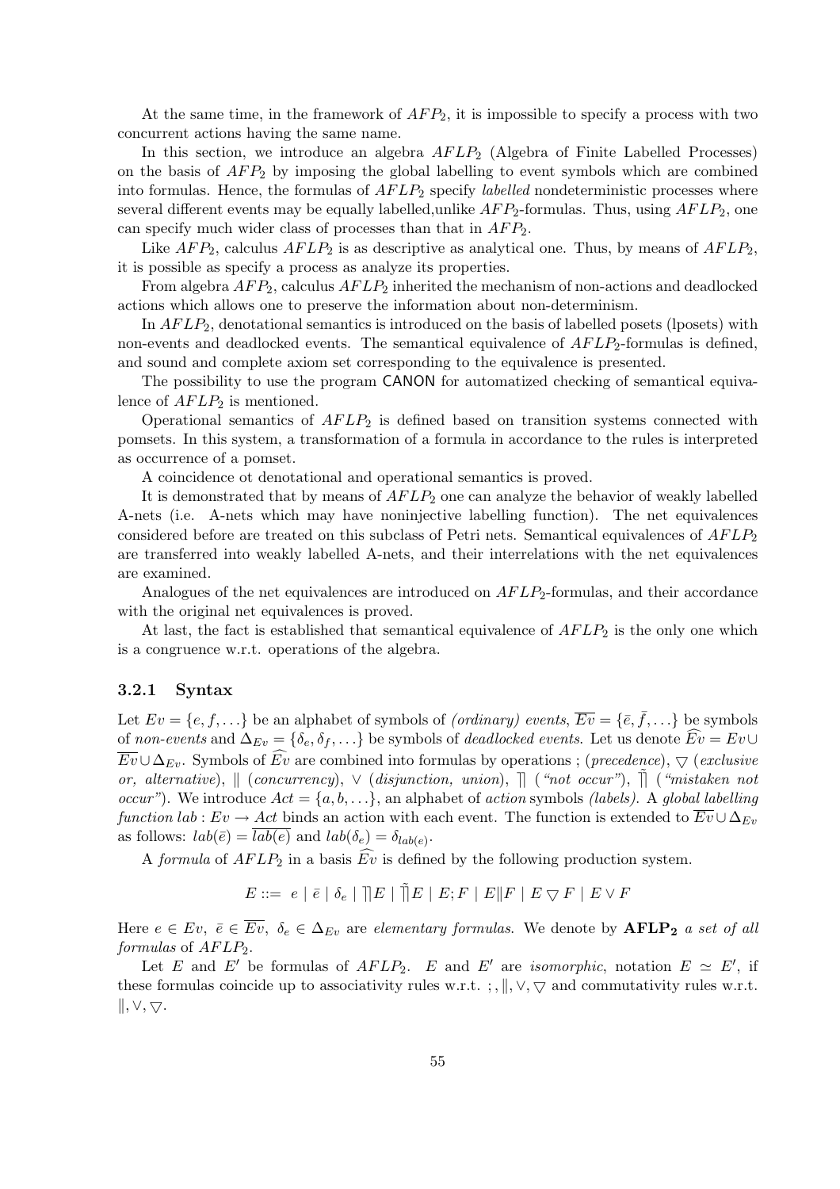At the same time, in the framework of $AFP_2$, it is impossible to specify a process with two concurrent actions having the same name.

In this section, we introduce an algebra $AFLP_2$ (Algebra of Finite Labelled Processes) on the basis of $AFP_2$ by imposing the global labelling to event symbols which are combined into formulas. Hence, the formulas of $AFLP_2$ specify *labelled* nondeterministic processes where several different events may be equally labelled,unlike $AFP_2$-formulas. Thus, using $AFLP_2$, one can specify much wider class of processes than that in $AFP_2$.

Like $AFP_2$, calculus $AFLP_2$ is as descriptive as analytical one. Thus, by means of $AFLP_2$, it is possible as specify a process as analyze its properties.

From algebra $AFP_2$, calculus $AFLP_2$ inherited the mechanism of non-actions and deadlocked actions which allows one to preserve the information about non-determinism.

In $AFLP_2$, denotational semantics is introduced on the basis of labelled posets (lposets) with non-events and deadlocked events. The semantical equivalence of $AFLP_2$-formulas is defined, and sound and complete axiom set corresponding to the equivalence is presented.

The possibility to use the program CANON for automatized checking of semantical equivalence of $AFLP_2$ is mentioned.

Operational semantics of $AFLP_2$ is defined based on transition systems connected with pomsets. In this system, a transformation of a formula in accordance to the rules is interpreted as occurrence of a pomset.

A coincidence ot denotational and operational semantics is proved.

It is demonstrated that by means of $AFLP_2$ one can analyze the behavior of weakly labelled A-nets (i.e. A-nets which may have noninjective labelling function). The net equivalences considered before are treated on this subclass of Petri nets. Semantical equivalences of $AFLP_2$ are transferred into weakly labelled A-nets, and their interrelations with the net equivalences are examined.

Analogues of the net equivalences are introduced on $AFLP_2$-formulas, and their accordance with the original net equivalences is proved.

At last, the fact is established that semantical equivalence of $AFLP_2$ is the only one which is a congruence w.r.t. operations of the algebra.

### 3.2.1 Syntax

Let $Ev = \{e, f, \ldots\}$ be an alphabet of symbols of *(ordinary) events*, $\overline{Ev} = \{\bar{e}, \bar{f}, \ldots\}$ be symbols of *non-events* and $\Delta_{Ev} = \{\delta_e, \delta_f, \ldots\}$ be symbols of *deadlocked events*. Let us denote $\widehat{Ev} = Ev \cup \overline{Ev} \cup \Delta_{Ev}$. Symbols of $\widehat{Ev}$ are combined into formulas by operations ; (*precedence*), $\bigtriangledown$ (*exclusive or, alternative*), $\|$ (*concurrency*), $\vee$ (*disjunction, union*), $\rceil\!\rceil$ (*"not occur"*), $\tilde{\rceil\!\rceil}$ (*"mistaken not occur"*). We introduce $Act = \{a, b, \ldots\}$, an alphabet of *action* symbols *(labels)*. A *global labelling function* $lab : Ev \to Act$ binds an action with each event. The function is extended to $\overline{Ev} \cup \Delta_{Ev}$ as follows: $lab(\bar{e}) = \overline{lab(e)}$ and $lab(\delta_e) = \delta_{lab(e)}$.

A *formula* of $AFLP_2$ in a basis $\widehat{Ev}$ is defined by the following production system.

$$E ::= \; e \mid \bar{e} \mid \delta_e \mid \rceil\!\rceil E \mid \tilde{\rceil\!\rceil} E \mid E;F \mid E\|F \mid E \bigtriangledown F \mid E \vee F$$

Here $e \in Ev,\ \bar{e} \in \overline{Ev},\ \delta_e \in \Delta_{Ev}$ are *elementary formulas*. We denote by $\mathbf{AFLP_2}$ *a set of all formulas* of $AFLP_2$.

Let $E$ and $E'$ be formulas of $AFLP_2$. $E$ and $E'$ are *isomorphic*, notation $E \simeq E'$, if these formulas coincide up to associativity rules w.r.t. $;, \|, \vee, \bigtriangledown$ and commutativity rules w.r.t. $\|, \vee, \bigtriangledown$.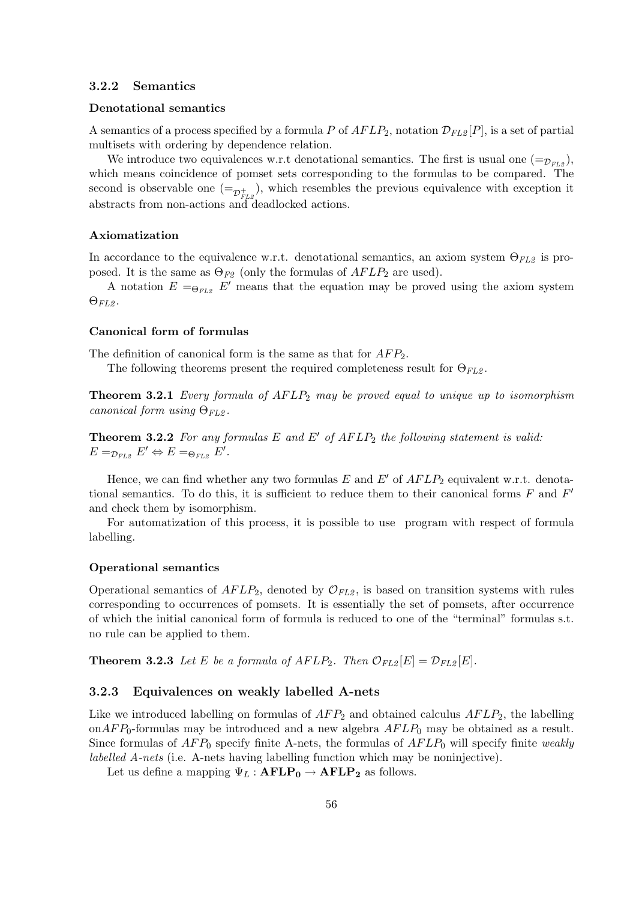### 3.2.2 Semantics

**Denotational semantics**

A semantics of a process specified by a formula $P$ of $AFLP_2$, notation $\mathcal{D}_{FL2}[P]$, is a set of partial multisets with ordering by dependence relation.

We introduce two equivalences w.r.t denotational semantics. The first is usual one ($=_{\mathcal{D}_{FL2}}$), which means coincidence of pomset sets corresponding to the formulas to be compared. The second is observable one ($=_{\mathcal{D}^{+}_{FL2}}$), which resembles the previous equivalence with exception it abstracts from non-actions and deadlocked actions.

**Axiomatization**

In accordance to the equivalence w.r.t. denotational semantics, an axiom system $\Theta_{FL2}$ is proposed. It is the same as $\Theta_{F2}$ (only the formulas of $AFLP_2$ are used).

A notation $E =_{\Theta_{FL2}} E'$ means that the equation may be proved using the axiom system $\Theta_{FL2}$.

**Canonical form of formulas**

The definition of canonical form is the same as that for $AFP_2$.

The following theorems present the required completeness result for $\Theta_{FL2}$.

**Theorem 3.2.1** *Every formula of $AFLP_2$ may be proved equal to unique up to isomorphism canonical form using $\Theta_{FL2}$.*

**Theorem 3.2.2** *For any formulas $E$ and $E'$ of $AFLP_2$ the following statement is valid:* $E =_{\mathcal{D}_{FL2}} E' \Leftrightarrow E =_{\Theta_{FL2}} E'$.

Hence, we can find whether any two formulas $E$ and $E'$ of $AFLP_2$ equivalent w.r.t. denotational semantics. To do this, it is sufficient to reduce them to their canonical forms $F$ and $F'$ and check them by isomorphism.

For automatization of this process, it is possible to use program with respect of formula labelling.

**Operational semantics**

Operational semantics of $AFLP_2$, denoted by $\mathcal{O}_{FL2}$, is based on transition systems with rules corresponding to occurrences of pomsets. It is essentially the set of pomsets, after occurrence of which the initial canonical form of formula is reduced to one of the "terminal" formulas s.t. no rule can be applied to them.

**Theorem 3.2.3** *Let $E$ be a formula of $AFLP_2$. Then $\mathcal{O}_{FL2}[E] = \mathcal{D}_{FL2}[E]$.*

### 3.2.3 Equivalences on weakly labelled A-nets

Like we introduced labelling on formulas of $AFP_2$ and obtained calculus $AFLP_2$, the labelling on$AFP_0$-formulas may be introduced and a new algebra $AFLP_0$ may be obtained as a result. Since formulas of $AFP_0$ specify finite A-nets, the formulas of $AFLP_0$ will specify finite *weakly labelled A-nets* (i.e. A-nets having labelling function which may be noninjective).

Let us define a mapping $\Psi_L : \mathbf{AFLP_0} \to \mathbf{AFLP_2}$ as follows.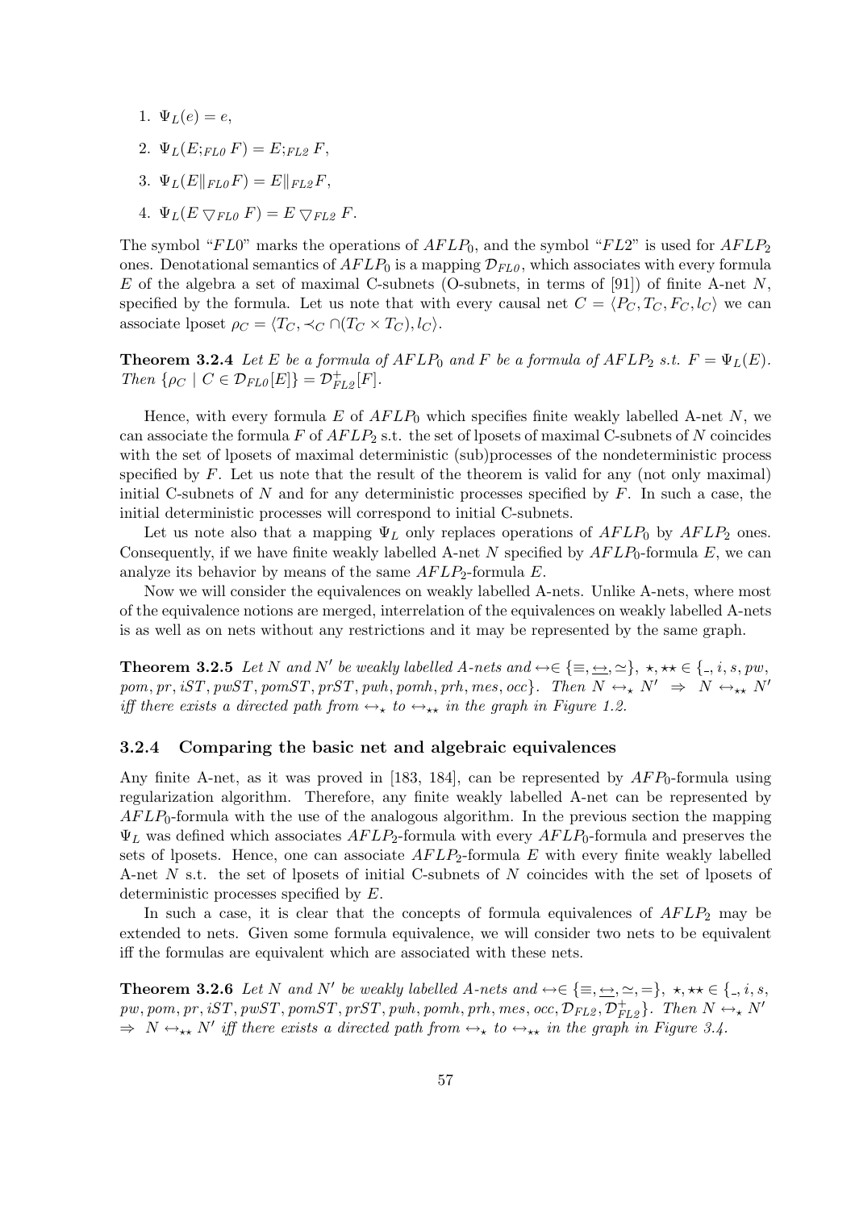1. $\Psi_L(e) = e$,
2. $\Psi_L(E;_{FL0} F) = E;_{FL2} F$,
3. $\Psi_L(E\|_{FL0} F) = E\|_{FL2} F$,
4. $\Psi_L(E \bigtriangledown_{FL0} F) = E \bigtriangledown_{FL2} F$.

The symbol "$FL0$" marks the operations of $AFLP_0$, and the symbol "$FL2$" is used for $AFLP_2$ ones. Denotational semantics of $AFLP_0$ is a mapping $\mathcal{D}_{FL0}$, which associates with every formula $E$ of the algebra a set of maximal C-subnets (O-subnets, in terms of [91]) of finite A-net $N$, specified by the formula. Let us note that with every causal net $C = \langle P_C, T_C, F_C, l_C\rangle$ we can associate lposet $\rho_C = \langle T_C, \prec_C \cap (T_C \times T_C), l_C\rangle$.

**Theorem 3.2.4** *Let $E$ be a formula of $AFLP_0$ and $F$ be a formula of $AFLP_2$ s.t. $F = \Psi_L(E)$. Then $\{\rho_C \mid C \in \mathcal{D}_{FL0}[E]\} = \mathcal{D}^+_{FL2}[F]$.*

Hence, with every formula $E$ of $AFLP_0$ which specifies finite weakly labelled A-net $N$, we can associate the formula $F$ of $AFLP_2$ s.t. the set of lposets of maximal C-subnets of $N$ coincides with the set of lposets of maximal deterministic (sub)processes of the nondeterministic process specified by $F$. Let us note that the result of the theorem is valid for any (not only maximal) initial C-subnets of $N$ and for any deterministic processes specified by $F$. In such a case, the initial deterministic processes will correspond to initial C-subnets.

Let us note also that a mapping $\Psi_L$ only replaces operations of $AFLP_0$ by $AFLP_2$ ones. Consequently, if we have finite weakly labelled A-net $N$ specified by $AFLP_0$-formula $E$, we can analyze its behavior by means of the same $AFLP_2$-formula $E$.

Now we will consider the equivalences on weakly labelled A-nets. Unlike A-nets, where most of the equivalence notions are merged, interrelation of the equivalences on weakly labelled A-nets is as well as on nets without any restrictions and it may be represented by the same graph.

**Theorem 3.2.5** *Let $N$ and $N'$ be weakly labelled A-nets and $\leftrightarrow \in \{\equiv, \underline{\leftrightarrow}, \simeq\}$, $\star, \star\star \in \{\_, i, s, pw, pom, pr, iST, pwST, pomST, prST, pwh, pomh, prh, mes, occ\}$. Then $N \leftrightarrow_\star N' \;\Rightarrow\; N \leftrightarrow_{\star\star} N'$ iff there exists a directed path from $\leftrightarrow_\star$ to $\leftrightarrow_{\star\star}$ in the graph in Figure 1.2.*

### 3.2.4 Comparing the basic net and algebraic equivalences

Any finite A-net, as it was proved in [183, 184], can be represented by $AFP_0$-formula using regularization algorithm. Therefore, any finite weakly labelled A-net can be represented by $AFLP_0$-formula with the use of the analogous algorithm. In the previous section the mapping $\Psi_L$ was defined which associates $AFLP_2$-formula with every $AFLP_0$-formula and preserves the sets of lposets. Hence, one can associate $AFLP_2$-formula $E$ with every finite weakly labelled A-net $N$ s.t. the set of lposets of initial C-subnets of $N$ coincides with the set of lposets of deterministic processes specified by $E$.

In such a case, it is clear that the concepts of formula equivalences of $AFLP_2$ may be extended to nets. Given some formula equivalence, we will consider two nets to be equivalent iff the formulas are equivalent which are associated with these nets.

**Theorem 3.2.6** *Let $N$ and $N'$ be weakly labelled A-nets and $\leftrightarrow \in \{\equiv, \underline{\leftrightarrow}, \simeq, =\}$, $\star, \star\star \in \{\_, i, s, pw, pom, pr, iST, pwST, pomST, prST, pwh, pomh, prh, mes, occ, \mathcal{D}_{FL2}, \mathcal{D}^+_{FL2}\}$. Then $N \leftrightarrow_\star N' \;\Rightarrow\; N \leftrightarrow_{\star\star} N'$ iff there exists a directed path from $\leftrightarrow_\star$ to $\leftrightarrow_{\star\star}$ in the graph in Figure 3.4.*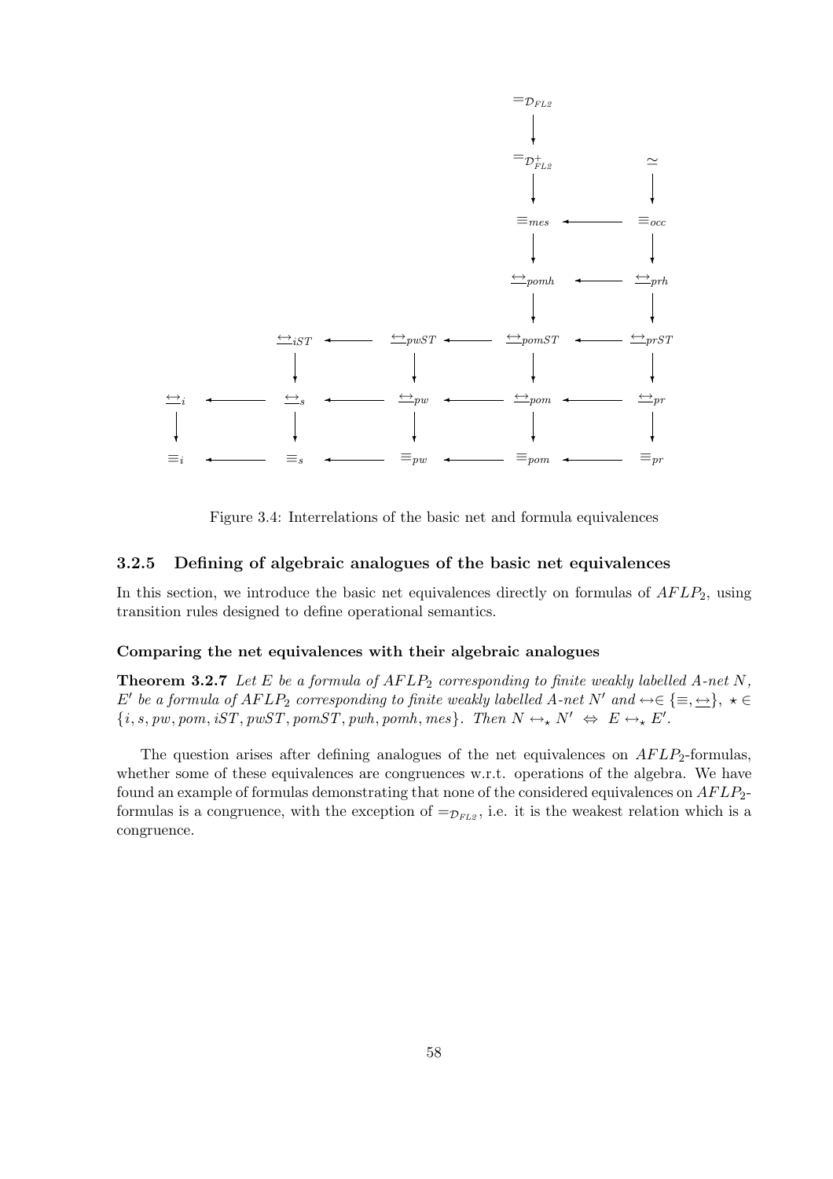Figure 3.4: Interrelations of the basic net and formula equivalences

### 3.2.5 Defining of algebraic analogues of the basic net equivalences

In this section, we introduce the basic net equivalences directly on formulas of $AFLP_2$, using transition rules designed to define operational semantics.

#### Comparing the net equivalences with their algebraic analogues

**Theorem 3.2.7** *Let $E$ be a formula of $AFLP_2$ corresponding to finite weakly labelled A-net $N$, $E'$ be a formula of $AFLP_2$ corresponding to finite weakly labelled A-net $N'$ and $\leftrightarrow \in \{\equiv, \underline{\leftrightarrow}\}$, $\star \in \{i, s, pw, pom, iST, pwST, pomST, pwh, pomh, mes\}$. Then $N \leftrightarrow_\star N' \Leftrightarrow E \leftrightarrow_\star E'$.*

The question arises after defining analogues of the net equivalences on $AFLP_2$-formulas, whether some of these equivalences are congruences w.r.t. operations of the algebra. We have found an example of formulas demonstrating that none of the considered equivalences on $AFLP_2$-formulas is a congruence, with the exception of $=_{\mathcal{D}_{FL2}}$, i.e. it is the weakest relation which is a congruence.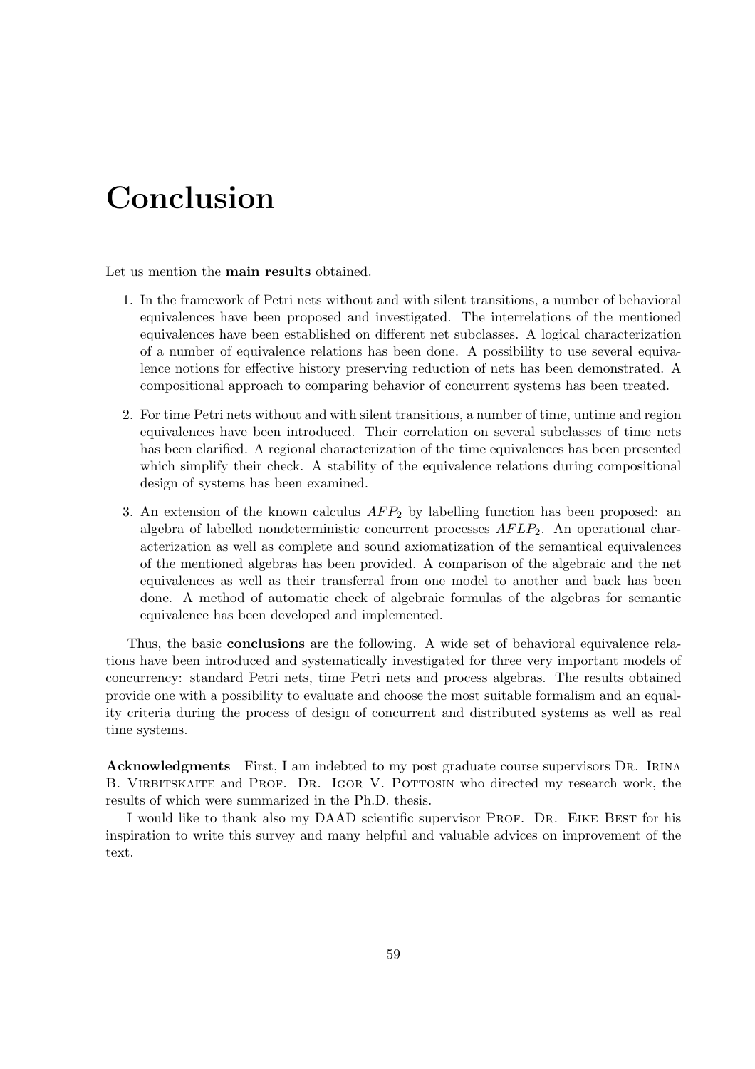# Conclusion

Let us mention the **main results** obtained.

1. In the framework of Petri nets without and with silent transitions, a number of behavioral equivalences have been proposed and investigated. The interrelations of the mentioned equivalences have been established on different net subclasses. A logical characterization of a number of equivalence relations has been done. A possibility to use several equivalence notions for effective history preserving reduction of nets has been demonstrated. A compositional approach to comparing behavior of concurrent systems has been treated.

2. For time Petri nets without and with silent transitions, a number of time, untime and region equivalences have been introduced. Their correlation on several subclasses of time nets has been clarified. A regional characterization of the time equivalences has been presented which simplify their check. A stability of the equivalence relations during compositional design of systems has been examined.

3. An extension of the known calculus $AFP_2$ by labelling function has been proposed: an algebra of labelled nondeterministic concurrent processes $AFLP_2$. An operational characterization as well as complete and sound axiomatization of the semantical equivalences of the mentioned algebras has been provided. A comparison of the algebraic and the net equivalences as well as their transferral from one model to another and back has been done. A method of automatic check of algebraic formulas of the algebras for semantic equivalence has been developed and implemented.

Thus, the basic **conclusions** are the following. A wide set of behavioral equivalence relations have been introduced and systematically investigated for three very important models of concurrency: standard Petri nets, time Petri nets and process algebras. The results obtained provide one with a possibility to evaluate and choose the most suitable formalism and an equality criteria during the process of design of concurrent and distributed systems as well as real time systems.

**Acknowledgments** First, I am indebted to my post graduate course supervisors Dr. Irina B. Virbitskaite and Prof. Dr. Igor V. Pottosin who directed my research work, the results of which were summarized in the Ph.D. thesis.

I would like to thank also my DAAD scientific supervisor Prof. Dr. Eike Best for his inspiration to write this survey and many helpful and valuable advices on improvement of the text.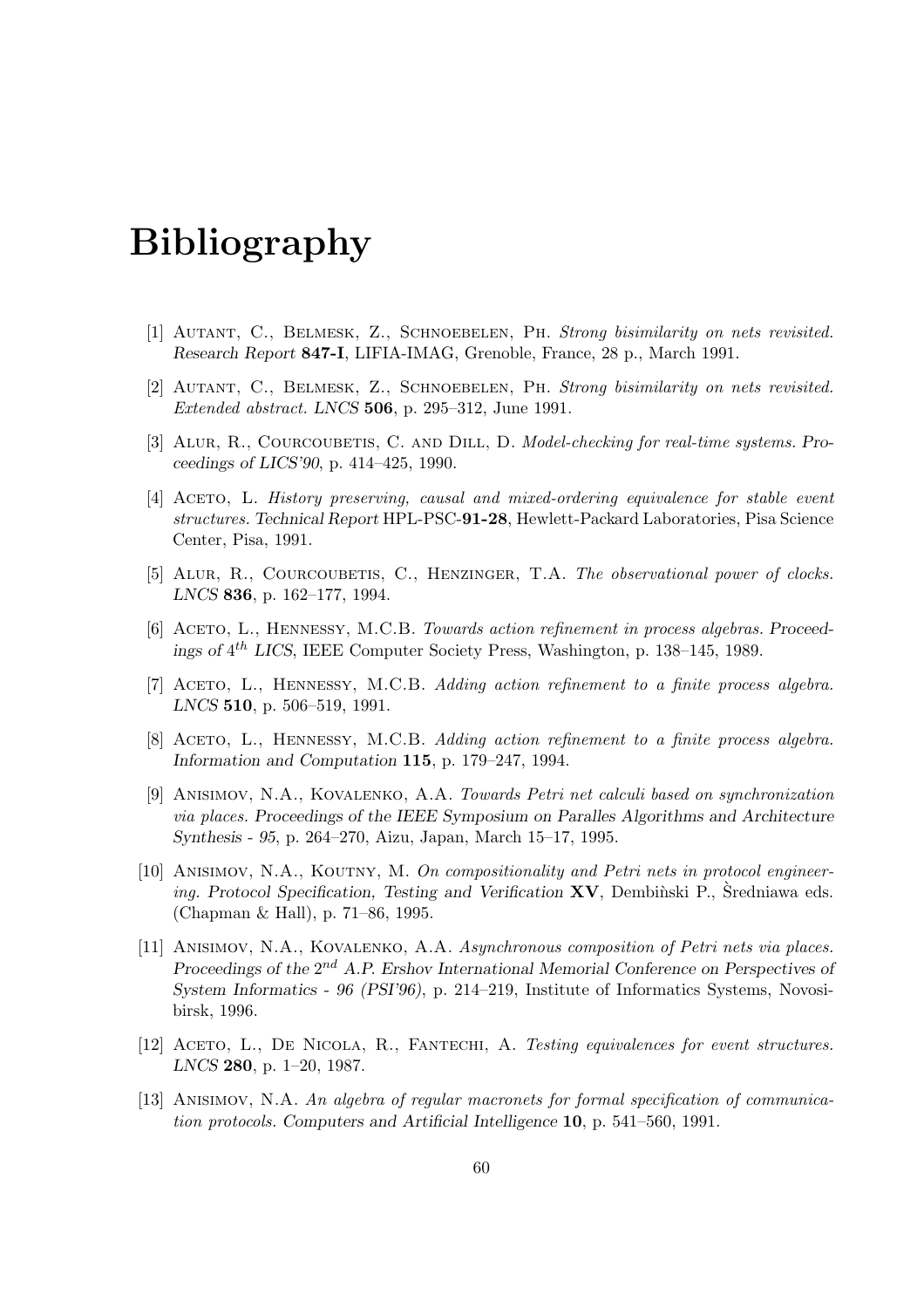# Bibliography

[1] Autant, C., Belmesk, Z., Schnoebelen, Ph. *Strong bisimilarity on nets revisited. Research Report* **847-I**, LIFIA-IMAG, Grenoble, France, 28 p., March 1991.

[2] Autant, C., Belmesk, Z., Schnoebelen, Ph. *Strong bisimilarity on nets revisited. Extended abstract. LNCS* **506**, p. 295–312, June 1991.

[3] Alur, R., Courcoubetis, C. and Dill, D. *Model-checking for real-time systems. Proceedings of LICS'90*, p. 414–425, 1990.

[4] Aceto, L. *History preserving, causal and mixed-ordering equivalence for stable event structures. Technical Report* HPL-PSC-**91-28**, Hewlett-Packard Laboratories, Pisa Science Center, Pisa, 1991.

[5] Alur, R., Courcoubetis, C., Henzinger, T.A. *The observational power of clocks. LNCS* **836**, p. 162–177, 1994.

[6] Aceto, L., Hennessy, M.C.B. *Towards action refinement in process algebras. Proceedings of* $4^{th}$ *LICS*, IEEE Computer Society Press, Washington, p. 138–145, 1989.

[7] Aceto, L., Hennessy, M.C.B. *Adding action refinement to a finite process algebra. LNCS* **510**, p. 506–519, 1991.

[8] Aceto, L., Hennessy, M.C.B. *Adding action refinement to a finite process algebra. Information and Computation* **115**, p. 179–247, 1994.

[9] Anisimov, N.A., Kovalenko, A.A. *Towards Petri net calculi based on synchronization via places. Proceedings of the IEEE Symposium on Paralles Algorithms and Architecture Synthesis - 95*, p. 264–270, Aizu, Japan, March 15–17, 1995.

[10] Anisimov, N.A., Koutny, M. *On compositionality and Petri nets in protocol engineering. Protocol Specification, Testing and Verification* **XV**, Dembiǹski P., S̀redniawa eds. (Chapman & Hall), p. 71–86, 1995.

[11] Anisimov, N.A., Kovalenko, A.A. *Asynchronous composition of Petri nets via places. Proceedings of the* $2^{nd}$ *A.P. Ershov International Memorial Conference on Perspectives of System Informatics - 96 (PSI'96)*, p. 214–219, Institute of Informatics Systems, Novosibirsk, 1996.

[12] Aceto, L., De Nicola, R., Fantechi, A. *Testing equivalences for event structures. LNCS* **280**, p. 1–20, 1987.

[13] Anisimov, N.A. *An algebra of regular macronets for formal specification of communication protocols. Computers and Artificial Intelligence* **10**, p. 541–560, 1991.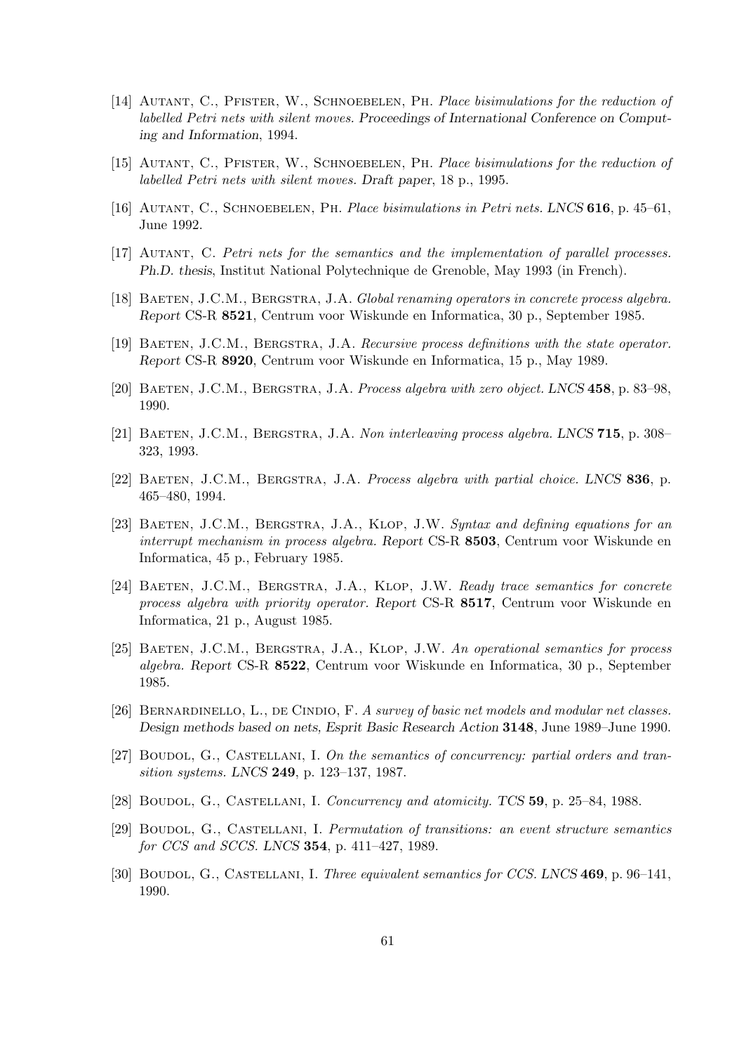[14] Autant, C., Pfister, W., Schnoebelen, Ph. *Place bisimulations for the reduction of labelled Petri nets with silent moves.* Proceedings of International Conference on Computing and Information, 1994.

[15] Autant, C., Pfister, W., Schnoebelen, Ph. *Place bisimulations for the reduction of labelled Petri nets with silent moves.* Draft paper, 18 p., 1995.

[16] Autant, C., Schnoebelen, Ph. *Place bisimulations in Petri nets.* LNCS **616**, p. 45–61, June 1992.

[17] Autant, C. *Petri nets for the semantics and the implementation of parallel processes.* Ph.D. thesis, Institut National Polytechnique de Grenoble, May 1993 (in French).

[18] Baeten, J.C.M., Bergstra, J.A. *Global renaming operators in concrete process algebra.* Report CS-R **8521**, Centrum voor Wiskunde en Informatica, 30 p., September 1985.

[19] Baeten, J.C.M., Bergstra, J.A. *Recursive process definitions with the state operator.* Report CS-R **8920**, Centrum voor Wiskunde en Informatica, 15 p., May 1989.

[20] Baeten, J.C.M., Bergstra, J.A. *Process algebra with zero object.* LNCS **458**, p. 83–98, 1990.

[21] Baeten, J.C.M., Bergstra, J.A. *Non interleaving process algebra.* LNCS **715**, p. 308–323, 1993.

[22] Baeten, J.C.M., Bergstra, J.A. *Process algebra with partial choice.* LNCS **836**, p. 465–480, 1994.

[23] Baeten, J.C.M., Bergstra, J.A., Klop, J.W. *Syntax and defining equations for an interrupt mechanism in process algebra.* Report CS-R **8503**, Centrum voor Wiskunde en Informatica, 45 p., February 1985.

[24] Baeten, J.C.M., Bergstra, J.A., Klop, J.W. *Ready trace semantics for concrete process algebra with priority operator.* Report CS-R **8517**, Centrum voor Wiskunde en Informatica, 21 p., August 1985.

[25] Baeten, J.C.M., Bergstra, J.A., Klop, J.W. *An operational semantics for process algebra.* Report CS-R **8522**, Centrum voor Wiskunde en Informatica, 30 p., September 1985.

[26] Bernardinello, L., de Cindio, F. *A survey of basic net models and modular net classes.* Design methods based on nets, Esprit Basic Research Action **3148**, June 1989–June 1990.

[27] Boudol, G., Castellani, I. *On the semantics of concurrency: partial orders and transition systems.* LNCS **249**, p. 123–137, 1987.

[28] Boudol, G., Castellani, I. *Concurrency and atomicity.* TCS **59**, p. 25–84, 1988.

[29] Boudol, G., Castellani, I. *Permutation of transitions: an event structure semantics for CCS and SCCS.* LNCS **354**, p. 411–427, 1989.

[30] Boudol, G., Castellani, I. *Three equivalent semantics for CCS.* LNCS **469**, p. 96–141, 1990.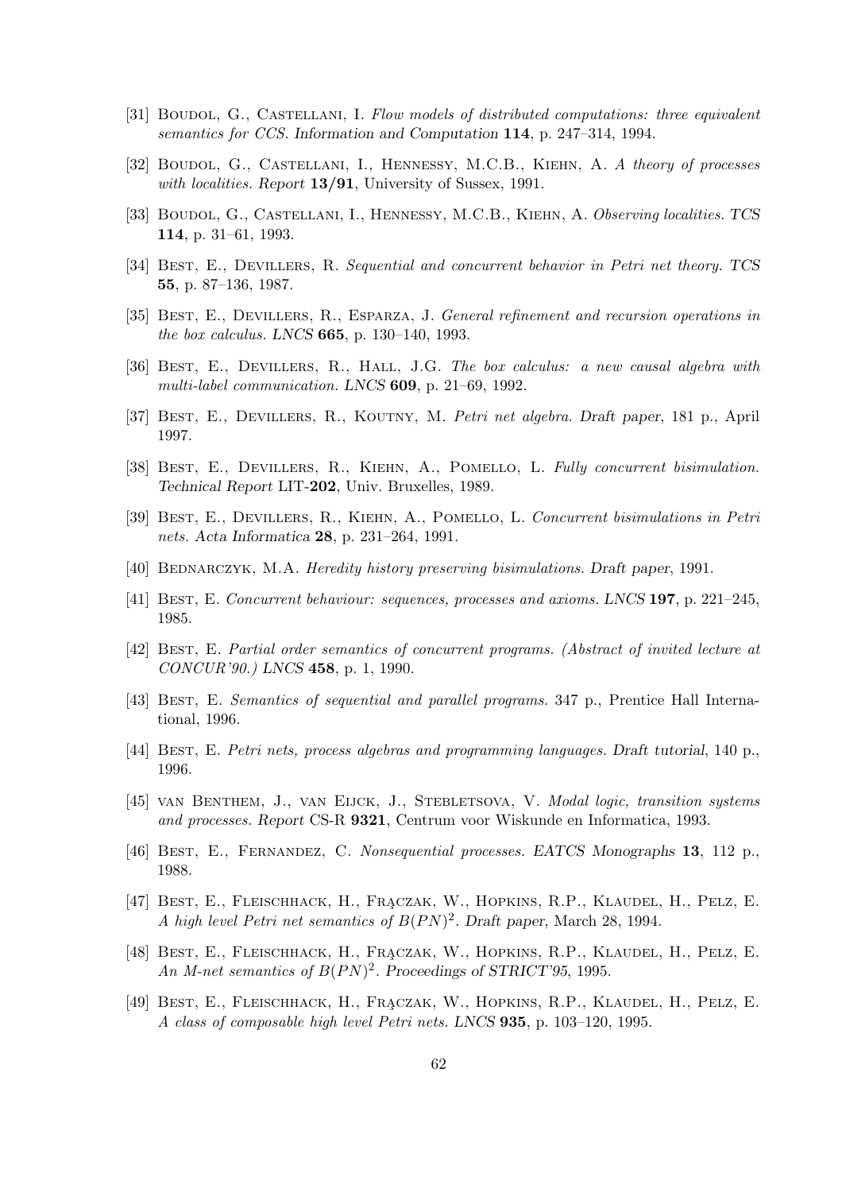[31] Boudol, G., Castellani, I. *Flow models of distributed computations: three equivalent semantics for CCS.* Information and Computation **114**, p. 247–314, 1994.

[32] Boudol, G., Castellani, I., Hennessy, M.C.B., Kiehn, A. *A theory of processes with localities.* Report **13/91**, University of Sussex, 1991.

[33] Boudol, G., Castellani, I., Hennessy, M.C.B., Kiehn, A. *Observing localities. TCS* **114**, p. 31–61, 1993.

[34] Best, E., Devillers, R. *Sequential and concurrent behavior in Petri net theory. TCS* **55**, p. 87–136, 1987.

[35] Best, E., Devillers, R., Esparza, J. *General refinement and recursion operations in the box calculus. LNCS* **665**, p. 130–140, 1993.

[36] Best, E., Devillers, R., Hall, J.G. *The box calculus: a new causal algebra with multi-label communication. LNCS* **609**, p. 21–69, 1992.

[37] Best, E., Devillers, R., Koutny, M. *Petri net algebra.* Draft paper, 181 p., April 1997.

[38] Best, E., Devillers, R., Kiehn, A., Pomello, L. *Fully concurrent bisimulation.* Technical Report LIT-**202**, Univ. Bruxelles, 1989.

[39] Best, E., Devillers, R., Kiehn, A., Pomello, L. *Concurrent bisimulations in Petri nets.* Acta Informatica **28**, p. 231–264, 1991.

[40] Bednarczyk, M.A. *Heredity history preserving bisimulations.* Draft paper, 1991.

[41] Best, E. *Concurrent behaviour: sequences, processes and axioms. LNCS* **197**, p. 221–245, 1985.

[42] Best, E. *Partial order semantics of concurrent programs. (Abstract of invited lecture at CONCUR'90.) LNCS* **458**, p. 1, 1990.

[43] Best, E. *Semantics of sequential and parallel programs.* 347 p., Prentice Hall International, 1996.

[44] Best, E. *Petri nets, process algebras and programming languages.* Draft tutorial, 140 p., 1996.

[45] van Benthem, J., van Eijck, J., Stebletsova, V. *Modal logic, transition systems and processes.* Report CS-R **9321**, Centrum voor Wiskunde en Informatica, 1993.

[46] Best, E., Fernandez, C. *Nonsequential processes. EATCS Monographs* **13**, 112 p., 1988.

[47] Best, E., Fleischhack, H., Frączak, W., Hopkins, R.P., Klaudel, H., Pelz, E. *A high level Petri net semantics of $B(PN)^2$.* Draft paper, March 28, 1994.

[48] Best, E., Fleischhack, H., Frączak, W., Hopkins, R.P., Klaudel, H., Pelz, E. *An M-net semantics of $B(PN)^2$.* Proceedings of STRICT'95, 1995.

[49] Best, E., Fleischhack, H., Frączak, W., Hopkins, R.P., Klaudel, H., Pelz, E. *A class of composable high level Petri nets. LNCS* **935**, p. 103–120, 1995.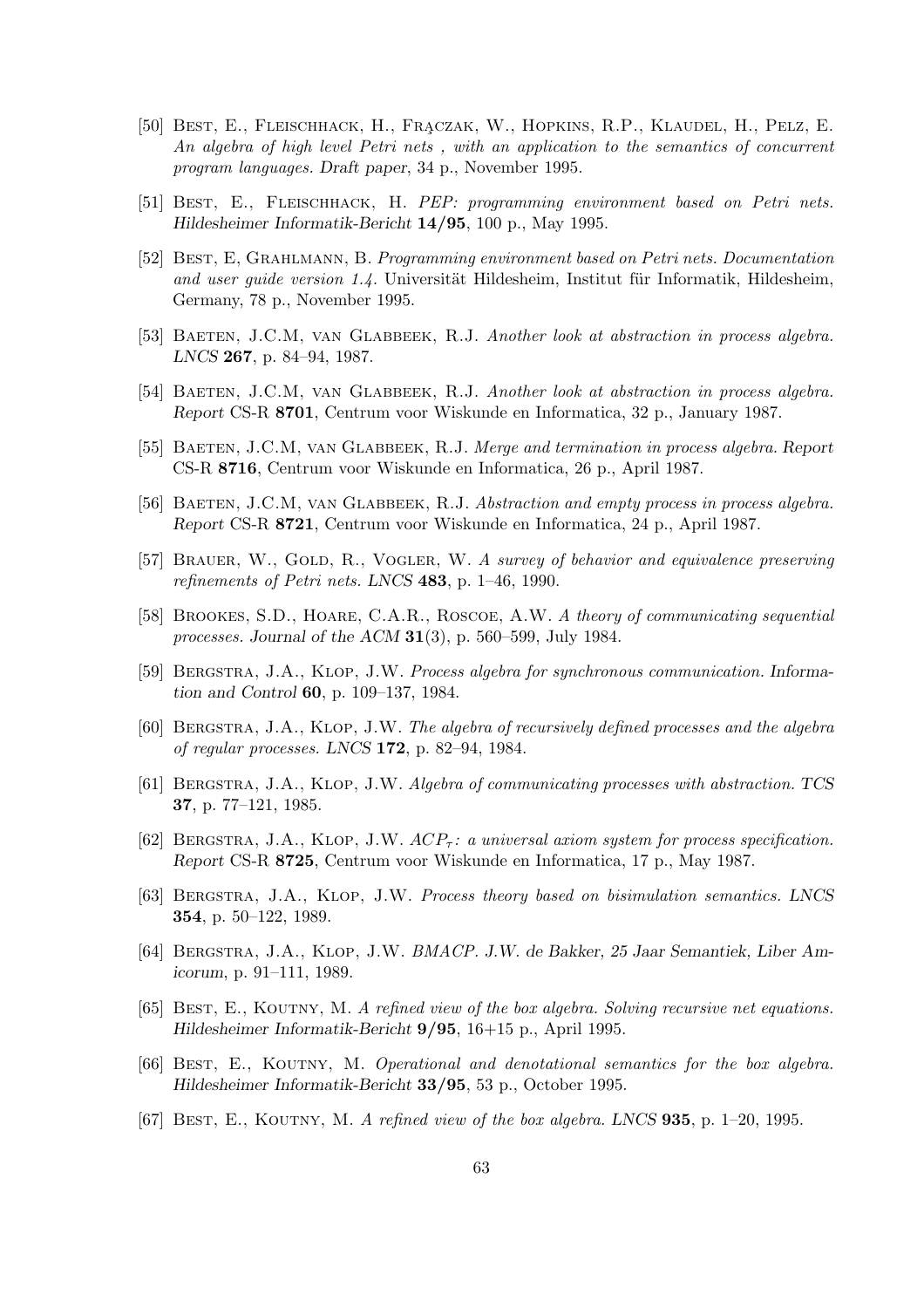[50] Best, E., Fleischhack, H., Frączak, W., Hopkins, R.P., Klaudel, H., Pelz, E. *An algebra of high level Petri nets , with an application to the semantics of concurrent program languages.* Draft paper, 34 p., November 1995.

[51] Best, E., Fleischhack, H. *PEP: programming environment based on Petri nets.* Hildesheimer Informatik-Bericht **14/95**, 100 p., May 1995.

[52] Best, E, Grahlmann, B. *Programming environment based on Petri nets. Documentation and user guide version 1.4.* Universität Hildesheim, Institut für Informatik, Hildesheim, Germany, 78 p., November 1995.

[53] Baeten, J.C.M, van Glabbeek, R.J. *Another look at abstraction in process algebra.* LNCS **267**, p. 84–94, 1987.

[54] Baeten, J.C.M, van Glabbeek, R.J. *Another look at abstraction in process algebra.* Report CS-R **8701**, Centrum voor Wiskunde en Informatica, 32 p., January 1987.

[55] Baeten, J.C.M, van Glabbeek, R.J. *Merge and termination in process algebra.* Report CS-R **8716**, Centrum voor Wiskunde en Informatica, 26 p., April 1987.

[56] Baeten, J.C.M, van Glabbeek, R.J. *Abstraction and empty process in process algebra.* Report CS-R **8721**, Centrum voor Wiskunde en Informatica, 24 p., April 1987.

[57] Brauer, W., Gold, R., Vogler, W. *A survey of behavior and equivalence preserving refinements of Petri nets.* LNCS **483**, p. 1–46, 1990.

[58] Brookes, S.D., Hoare, C.A.R., Roscoe, A.W. *A theory of communicating sequential processes.* Journal of the ACM **31**(3), p. 560–599, July 1984.

[59] Bergstra, J.A., Klop, J.W. *Process algebra for synchronous communication.* Information and Control **60**, p. 109–137, 1984.

[60] Bergstra, J.A., Klop, J.W. *The algebra of recursively defined processes and the algebra of regular processes.* LNCS **172**, p. 82–94, 1984.

[61] Bergstra, J.A., Klop, J.W. *Algebra of communicating processes with abstraction.* TCS **37**, p. 77–121, 1985.

[62] Bergstra, J.A., Klop, J.W. *$ACP_\tau$: a universal axiom system for process specification.* Report CS-R **8725**, Centrum voor Wiskunde en Informatica, 17 p., May 1987.

[63] Bergstra, J.A., Klop, J.W. *Process theory based on bisimulation semantics.* LNCS **354**, p. 50–122, 1989.

[64] Bergstra, J.A., Klop, J.W. *BMACP.* J.W. de Bakker, 25 Jaar Semantiek, Liber Amicorum, p. 91–111, 1989.

[65] Best, E., Koutny, M. *A refined view of the box algebra. Solving recursive net equations.* Hildesheimer Informatik-Bericht **9/95**, 16+15 p., April 1995.

[66] Best, E., Koutny, M. *Operational and denotational semantics for the box algebra.* Hildesheimer Informatik-Bericht **33/95**, 53 p., October 1995.

[67] Best, E., Koutny, M. *A refined view of the box algebra.* LNCS **935**, p. 1–20, 1995.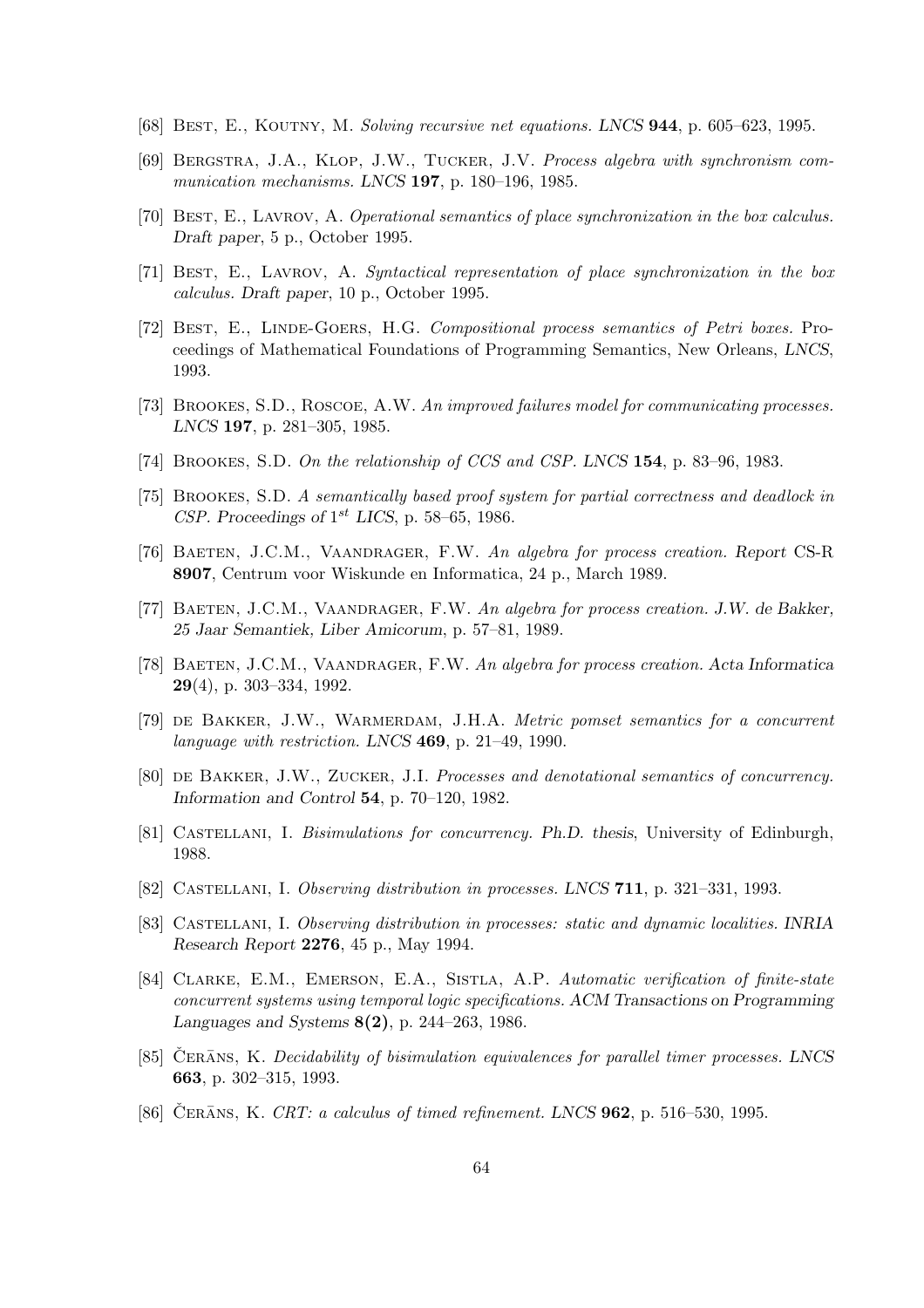[68] Best, E., Koutny, M. *Solving recursive net equations. LNCS* **944**, p. 605–623, 1995.

[69] Bergstra, J.A., Klop, J.W., Tucker, J.V. *Process algebra with synchronism communication mechanisms. LNCS* **197**, p. 180–196, 1985.

[70] Best, E., Lavrov, A. *Operational semantics of place synchronization in the box calculus. Draft paper*, 5 p., October 1995.

[71] Best, E., Lavrov, A. *Syntactical representation of place synchronization in the box calculus. Draft paper*, 10 p., October 1995.

[72] Best, E., Linde-Goers, H.G. *Compositional process semantics of Petri boxes.* Proceedings of Mathematical Foundations of Programming Semantics, New Orleans, *LNCS*, 1993.

[73] Brookes, S.D., Roscoe, A.W. *An improved failures model for communicating processes. LNCS* **197**, p. 281–305, 1985.

[74] Brookes, S.D. *On the relationship of CCS and CSP. LNCS* **154**, p. 83–96, 1983.

[75] Brookes, S.D. *A semantically based proof system for partial correctness and deadlock in CSP. Proceedings of* $1^{st}$ *LICS*, p. 58–65, 1986.

[76] Baeten, J.C.M., Vaandrager, F.W. *An algebra for process creation. Report* CS-R **8907**, Centrum voor Wiskunde en Informatica, 24 p., March 1989.

[77] Baeten, J.C.M., Vaandrager, F.W. *An algebra for process creation. J.W. de Bakker, 25 Jaar Semantiek, Liber Amicorum*, p. 57–81, 1989.

[78] Baeten, J.C.M., Vaandrager, F.W. *An algebra for process creation. Acta Informatica* **29**(4), p. 303–334, 1992.

[79] de Bakker, J.W., Warmerdam, J.H.A. *Metric pomset semantics for a concurrent language with restriction. LNCS* **469**, p. 21–49, 1990.

[80] de Bakker, J.W., Zucker, J.I. *Processes and denotational semantics of concurrency. Information and Control* **54**, p. 70–120, 1982.

[81] Castellani, I. *Bisimulations for concurrency. Ph.D. thesis*, University of Edinburgh, 1988.

[82] Castellani, I. *Observing distribution in processes. LNCS* **711**, p. 321–331, 1993.

[83] Castellani, I. *Observing distribution in processes: static and dynamic localities. INRIA Research Report* **2276**, 45 p., May 1994.

[84] Clarke, E.M., Emerson, E.A., Sistla, A.P. *Automatic verification of finite-state concurrent systems using temporal logic specifications. ACM Transactions on Programming Languages and Systems* **8(2)**, p. 244–263, 1986.

[85] Čerāns, K. *Decidability of bisimulation equivalences for parallel timer processes. LNCS* **663**, p. 302–315, 1993.

[86] Čerāns, K. *CRT: a calculus of timed refinement. LNCS* **962**, p. 516–530, 1995.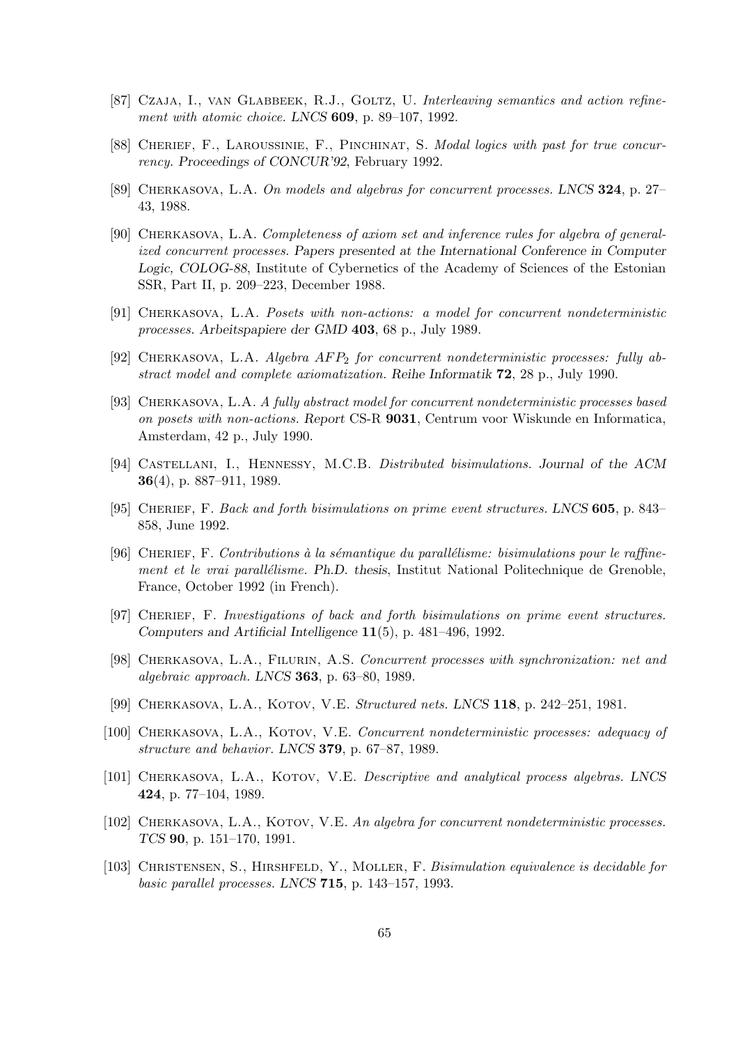[87] Czaja, I., van Glabbeek, R.J., Goltz, U. *Interleaving semantics and action refinement with atomic choice. LNCS* **609**, p. 89–107, 1992.

[88] Cherief, F., Laroussinie, F., Pinchinat, S. *Modal logics with past for true concurrency. Proceedings of CONCUR'92*, February 1992.

[89] Cherkasova, L.A. *On models and algebras for concurrent processes. LNCS* **324**, p. 27–43, 1988.

[90] Cherkasova, L.A. *Completeness of axiom set and inference rules for algebra of generalized concurrent processes. Papers presented at the International Conference in Computer Logic, COLOG-88*, Institute of Cybernetics of the Academy of Sciences of the Estonian SSR, Part II, p. 209–223, December 1988.

[91] Cherkasova, L.A. *Posets with non-actions: a model for concurrent nondeterministic processes. Arbeitspapiere der GMD* **403**, 68 p., July 1989.

[92] Cherkasova, L.A. *Algebra $AFP_2$ for concurrent nondeterministic processes: fully abstract model and complete axiomatization. Reihe Informatik* **72**, 28 p., July 1990.

[93] Cherkasova, L.A. *A fully abstract model for concurrent nondeterministic processes based on posets with non-actions. Report* CS-R **9031**, Centrum voor Wiskunde en Informatica, Amsterdam, 42 p., July 1990.

[94] Castellani, I., Hennessy, M.C.B. *Distributed bisimulations. Journal of the ACM* **36**(4), p. 887–911, 1989.

[95] Cherief, F. *Back and forth bisimulations on prime event structures. LNCS* **605**, p. 843–858, June 1992.

[96] Cherief, F. *Contributions à la sémantique du parallélisme: bisimulations pour le raffinement et le vrai parallélisme. Ph.D. thesis*, Institut National Politechnique de Grenoble, France, October 1992 (in French).

[97] Cherief, F. *Investigations of back and forth bisimulations on prime event structures. Computers and Artificial Intelligence* **11**(5), p. 481–496, 1992.

[98] Cherkasova, L.A., Filurin, A.S. *Concurrent processes with synchronization: net and algebraic approach. LNCS* **363**, p. 63–80, 1989.

[99] Cherkasova, L.A., Kotov, V.E. *Structured nets. LNCS* **118**, p. 242–251, 1981.

[100] Cherkasova, L.A., Kotov, V.E. *Concurrent nondeterministic processes: adequacy of structure and behavior. LNCS* **379**, p. 67–87, 1989.

[101] Cherkasova, L.A., Kotov, V.E. *Descriptive and analytical process algebras. LNCS* **424**, p. 77–104, 1989.

[102] Cherkasova, L.A., Kotov, V.E. *An algebra for concurrent nondeterministic processes. TCS* **90**, p. 151–170, 1991.

[103] Christensen, S., Hirshfeld, Y., Moller, F. *Bisimulation equivalence is decidable for basic parallel processes. LNCS* **715**, p. 143–157, 1993.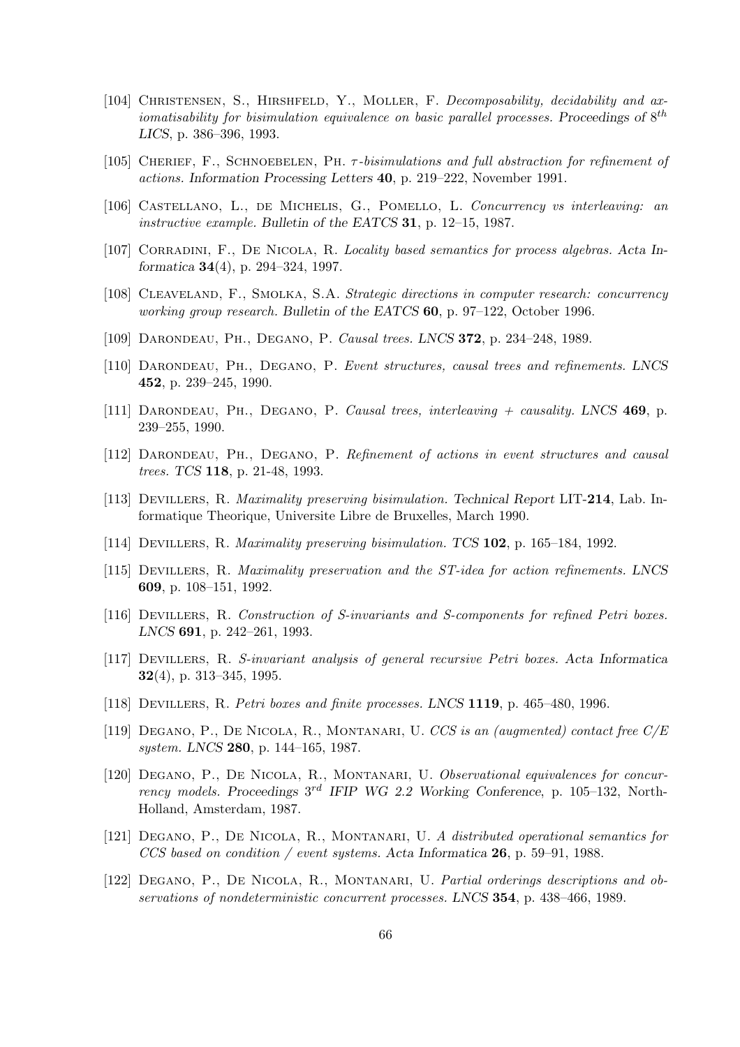[104] Christensen, S., Hirshfeld, Y., Moller, F. *Decomposability, decidability and axiomatisability for bisimulation equivalence on basic parallel processes.* Proceedings of $8^{th}$ *LICS*, p. 386–396, 1993.

[105] Cherief, F., Schnoebelen, Ph. *$\tau$-bisimulations and full abstraction for refinement of actions.* Information Processing Letters **40**, p. 219–222, November 1991.

[106] Castellano, L., de Michelis, G., Pomello, L. *Concurrency vs interleaving: an instructive example.* Bulletin of the EATCS **31**, p. 12–15, 1987.

[107] Corradini, F., De Nicola, R. *Locality based semantics for process algebras.* Acta Informatica **34**(4), p. 294–324, 1997.

[108] Cleaveland, F., Smolka, S.A. *Strategic directions in computer research: concurrency working group research.* Bulletin of the EATCS **60**, p. 97–122, October 1996.

[109] Darondeau, Ph., Degano, P. *Causal trees.* LNCS **372**, p. 234–248, 1989.

[110] Darondeau, Ph., Degano, P. *Event structures, causal trees and refinements.* LNCS **452**, p. 239–245, 1990.

[111] Darondeau, Ph., Degano, P. *Causal trees, interleaving + causality.* LNCS **469**, p. 239–255, 1990.

[112] Darondeau, Ph., Degano, P. *Refinement of actions in event structures and causal trees.* TCS **118**, p. 21-48, 1993.

[113] Devillers, R. *Maximality preserving bisimulation.* Technical Report LIT-**214**, Lab. Informatique Theorique, Universite Libre de Bruxelles, March 1990.

[114] Devillers, R. *Maximality preserving bisimulation.* TCS **102**, p. 165–184, 1992.

[115] Devillers, R. *Maximality preservation and the ST-idea for action refinements.* LNCS **609**, p. 108–151, 1992.

[116] Devillers, R. *Construction of S-invariants and S-components for refined Petri boxes.* LNCS **691**, p. 242–261, 1993.

[117] Devillers, R. *S-invariant analysis of general recursive Petri boxes.* Acta Informatica **32**(4), p. 313–345, 1995.

[118] Devillers, R. *Petri boxes and finite processes.* LNCS **1119**, p. 465–480, 1996.

[119] Degano, P., De Nicola, R., Montanari, U. *CCS is an (augmented) contact free C/E system.* LNCS **280**, p. 144–165, 1987.

[120] Degano, P., De Nicola, R., Montanari, U. *Observational equivalences for concurrency models.* Proceedings $3^{rd}$ *IFIP WG 2.2 Working Conference*, p. 105–132, North-Holland, Amsterdam, 1987.

[121] Degano, P., De Nicola, R., Montanari, U. *A distributed operational semantics for CCS based on condition / event systems.* Acta Informatica **26**, p. 59–91, 1988.

[122] Degano, P., De Nicola, R., Montanari, U. *Partial orderings descriptions and observations of nondeterministic concurrent processes.* LNCS **354**, p. 438–466, 1989.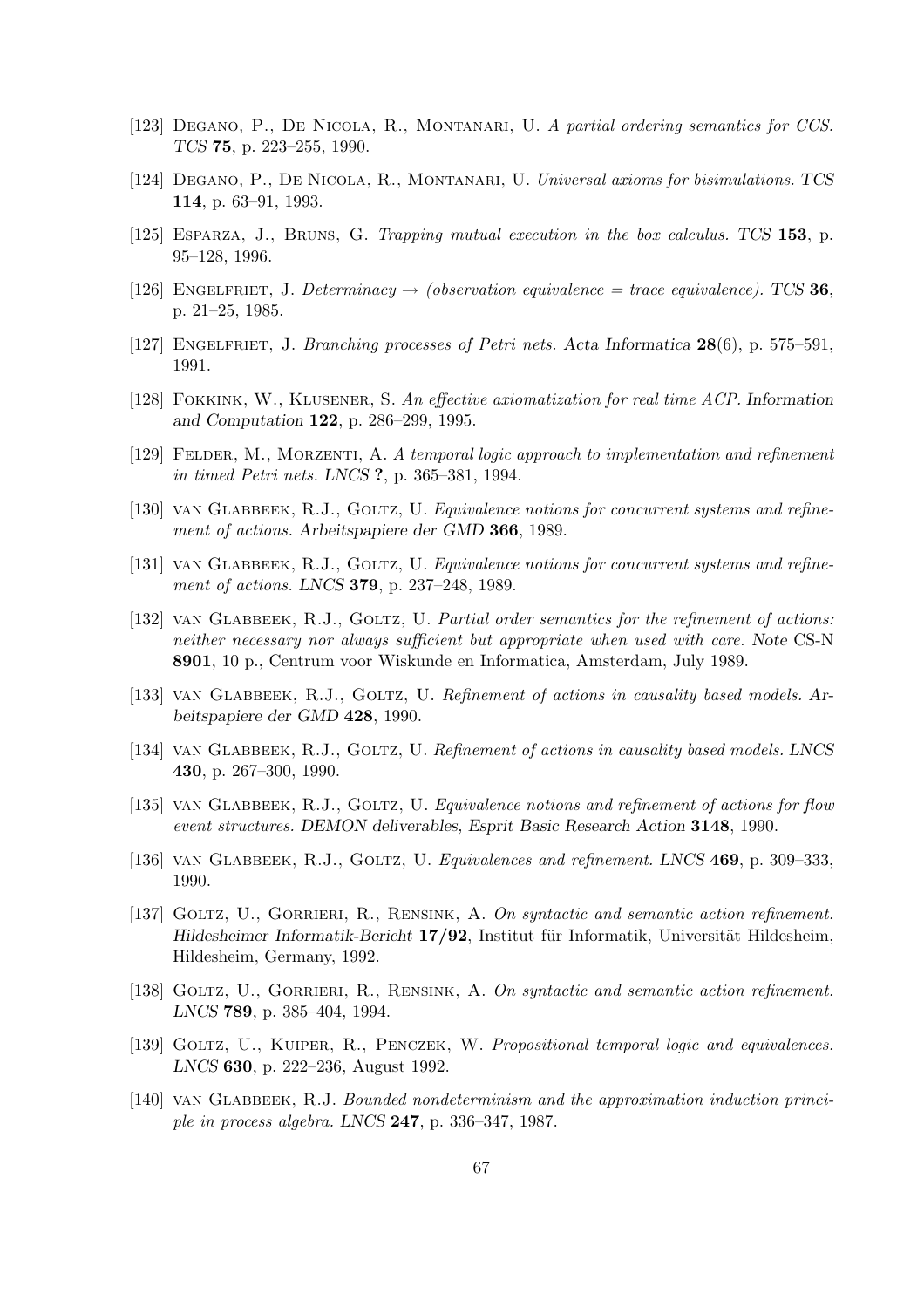[123] Degano, P., De Nicola, R., Montanari, U. *A partial ordering semantics for CCS. TCS* **75**, p. 223–255, 1990.

[124] Degano, P., De Nicola, R., Montanari, U. *Universal axioms for bisimulations. TCS* **114**, p. 63–91, 1993.

[125] Esparza, J., Bruns, G. *Trapping mutual execution in the box calculus. TCS* **153**, p. 95–128, 1996.

[126] Engelfriet, J. *Determinacy → (observation equivalence = trace equivalence). TCS* **36**, p. 21–25, 1985.

[127] Engelfriet, J. *Branching processes of Petri nets.* Acta Informatica **28**(6), p. 575–591, 1991.

[128] Fokkink, W., Klusener, S. *An effective axiomatization for real time ACP.* Information and Computation **122**, p. 286–299, 1995.

[129] Felder, M., Morzenti, A. *A temporal logic approach to implementation and refinement in timed Petri nets. LNCS* **?**, p. 365–381, 1994.

[130] van Glabbeek, R.J., Goltz, U. *Equivalence notions for concurrent systems and refinement of actions.* Arbeitspapiere der GMD **366**, 1989.

[131] van Glabbeek, R.J., Goltz, U. *Equivalence notions for concurrent systems and refinement of actions. LNCS* **379**, p. 237–248, 1989.

[132] van Glabbeek, R.J., Goltz, U. *Partial order semantics for the refinement of actions: neither necessary nor always sufficient but appropriate when used with care.* Note CS-N **8901**, 10 p., Centrum voor Wiskunde en Informatica, Amsterdam, July 1989.

[133] van Glabbeek, R.J., Goltz, U. *Refinement of actions in causality based models.* Arbeitspapiere der GMD **428**, 1990.

[134] van Glabbeek, R.J., Goltz, U. *Refinement of actions in causality based models. LNCS* **430**, p. 267–300, 1990.

[135] van Glabbeek, R.J., Goltz, U. *Equivalence notions and refinement of actions for flow event structures.* DEMON deliverables, Esprit Basic Research Action **3148**, 1990.

[136] van Glabbeek, R.J., Goltz, U. *Equivalences and refinement. LNCS* **469**, p. 309–333, 1990.

[137] Goltz, U., Gorrieri, R., Rensink, A. *On syntactic and semantic action refinement.* Hildesheimer Informatik-Bericht **17/92**, Institut für Informatik, Universität Hildesheim, Hildesheim, Germany, 1992.

[138] Goltz, U., Gorrieri, R., Rensink, A. *On syntactic and semantic action refinement. LNCS* **789**, p. 385–404, 1994.

[139] Goltz, U., Kuiper, R., Penczek, W. *Propositional temporal logic and equivalences. LNCS* **630**, p. 222–236, August 1992.

[140] van Glabbeek, R.J. *Bounded nondeterminism and the approximation induction principle in process algebra. LNCS* **247**, p. 336–347, 1987.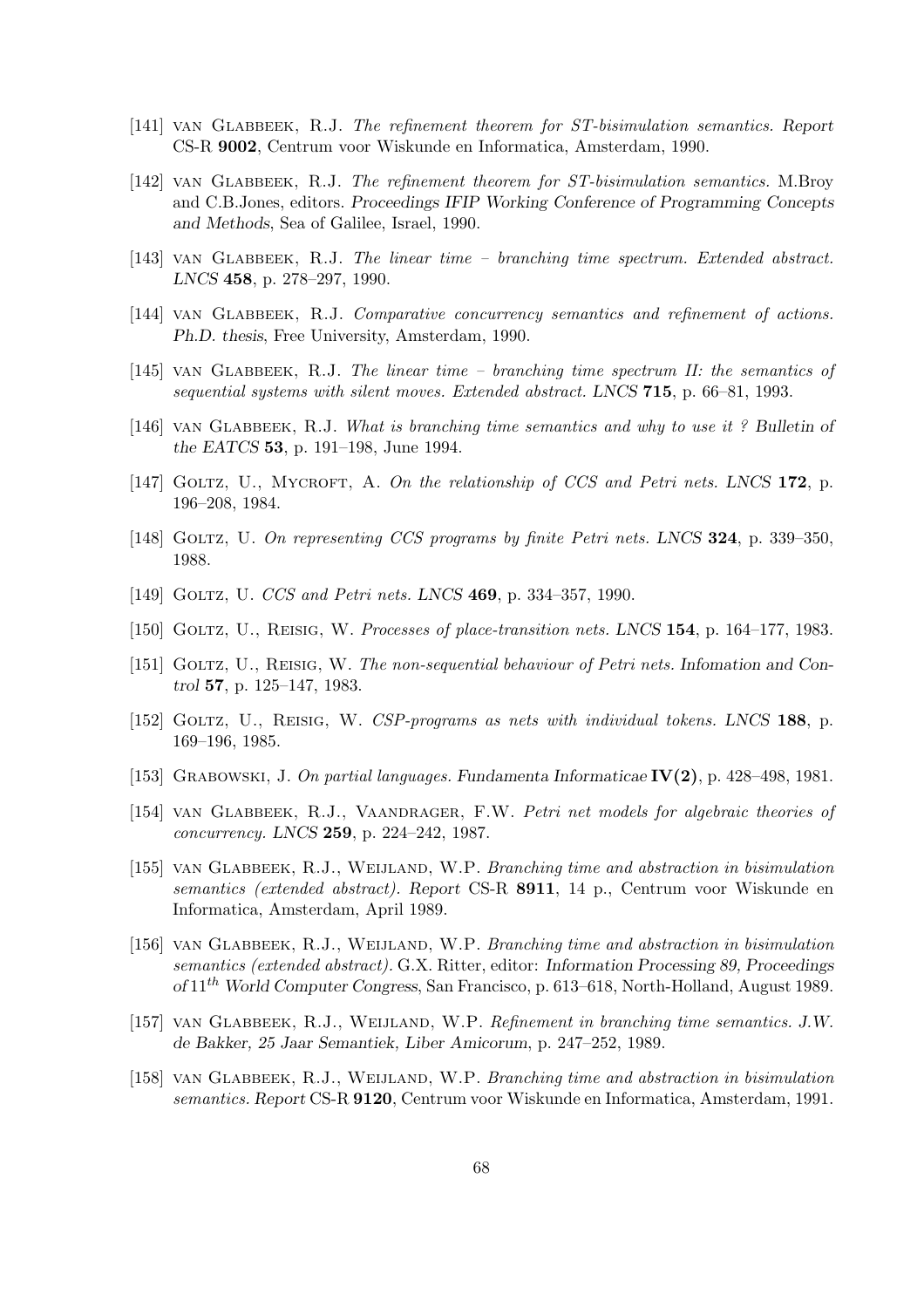[141] van Glabbeek, R.J. *The refinement theorem for ST-bisimulation semantics. Report* CS-R **9002**, Centrum voor Wiskunde en Informatica, Amsterdam, 1990.

[142] van Glabbeek, R.J. *The refinement theorem for ST-bisimulation semantics.* M.Broy and C.B.Jones, editors. *Proceedings IFIP Working Conference of Programming Concepts and Methods*, Sea of Galilee, Israel, 1990.

[143] van Glabbeek, R.J. *The linear time – branching time spectrum. Extended abstract. LNCS* **458**, p. 278–297, 1990.

[144] van Glabbeek, R.J. *Comparative concurrency semantics and refinement of actions. Ph.D. thesis*, Free University, Amsterdam, 1990.

[145] van Glabbeek, R.J. *The linear time – branching time spectrum II: the semantics of sequential systems with silent moves. Extended abstract. LNCS* **715**, p. 66–81, 1993.

[146] van Glabbeek, R.J. *What is branching time semantics and why to use it ? Bulletin of the EATCS* **53**, p. 191–198, June 1994.

[147] Goltz, U., Mycroft, A. *On the relationship of CCS and Petri nets. LNCS* **172**, p. 196–208, 1984.

[148] Goltz, U. *On representing CCS programs by finite Petri nets. LNCS* **324**, p. 339–350, 1988.

[149] Goltz, U. *CCS and Petri nets. LNCS* **469**, p. 334–357, 1990.

[150] Goltz, U., Reisig, W. *Processes of place-transition nets. LNCS* **154**, p. 164–177, 1983.

[151] Goltz, U., Reisig, W. *The non-sequential behaviour of Petri nets. Infomation and Control* **57**, p. 125–147, 1983.

[152] Goltz, U., Reisig, W. *CSP-programs as nets with individual tokens. LNCS* **188**, p. 169–196, 1985.

[153] Grabowski, J. *On partial languages. Fundamenta Informaticae* **IV(2)**, p. 428–498, 1981.

[154] van Glabbeek, R.J., Vaandrager, F.W. *Petri net models for algebraic theories of concurrency. LNCS* **259**, p. 224–242, 1987.

[155] van Glabbeek, R.J., Weijland, W.P. *Branching time and abstraction in bisimulation semantics (extended abstract). Report* CS-R **8911**, 14 p., Centrum voor Wiskunde en Informatica, Amsterdam, April 1989.

[156] van Glabbeek, R.J., Weijland, W.P. *Branching time and abstraction in bisimulation semantics (extended abstract).* G.X. Ritter, editor: *Information Processing 89, Proceedings of* $11^{th}$ *World Computer Congress*, San Francisco, p. 613–618, North-Holland, August 1989.

[157] van Glabbeek, R.J., Weijland, W.P. *Refinement in branching time semantics. J.W. de Bakker, 25 Jaar Semantiek, Liber Amicorum*, p. 247–252, 1989.

[158] van Glabbeek, R.J., Weijland, W.P. *Branching time and abstraction in bisimulation semantics. Report* CS-R **9120**, Centrum voor Wiskunde en Informatica, Amsterdam, 1991.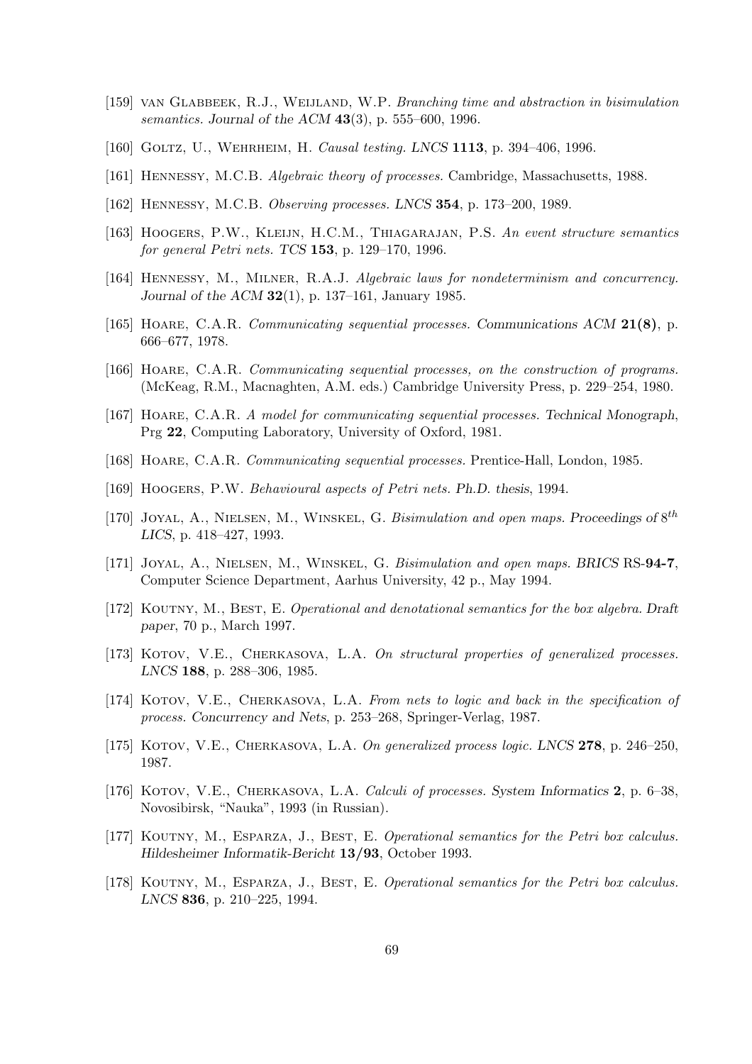[159] van Glabbeek, R.J., Weijland, W.P. *Branching time and abstraction in bisimulation semantics.* *Journal of the ACM* **43**(3), p. 555–600, 1996.

[160] Goltz, U., Wehrheim, H. *Causal testing.* *LNCS* **1113**, p. 394–406, 1996.

[161] Hennessy, M.C.B. *Algebraic theory of processes.* Cambridge, Massachusetts, 1988.

[162] Hennessy, M.C.B. *Observing processes.* *LNCS* **354**, p. 173–200, 1989.

[163] Hoogers, P.W., Kleijn, H.C.M., Thiagarajan, P.S. *An event structure semantics for general Petri nets.* *TCS* **153**, p. 129–170, 1996.

[164] Hennessy, M., Milner, R.A.J. *Algebraic laws for nondeterminism and concurrency.* *Journal of the ACM* **32**(1), p. 137–161, January 1985.

[165] Hoare, C.A.R. *Communicating sequential processes.* *Communications ACM* **21(8)**, p. 666–677, 1978.

[166] Hoare, C.A.R. *Communicating sequential processes, on the construction of programs.* (McKeag, R.M., Macnaghten, A.M. eds.) Cambridge University Press, p. 229–254, 1980.

[167] Hoare, C.A.R. *A model for communicating sequential processes.* *Technical Monograph*, Prg **22**, Computing Laboratory, University of Oxford, 1981.

[168] Hoare, C.A.R. *Communicating sequential processes.* Prentice-Hall, London, 1985.

[169] Hoogers, P.W. *Behavioural aspects of Petri nets.* *Ph.D. thesis*, 1994.

[170] Joyal, A., Nielsen, M., Winskel, G. *Bisimulation and open maps.* *Proceedings of* $8^{th}$ *LICS*, p. 418–427, 1993.

[171] Joyal, A., Nielsen, M., Winskel, G. *Bisimulation and open maps.* *BRICS* RS-**94-7**, Computer Science Department, Aarhus University, 42 p., May 1994.

[172] Koutny, M., Best, E. *Operational and denotational semantics for the box algebra.* *Draft paper*, 70 p., March 1997.

[173] Kotov, V.E., Cherkasova, L.A. *On structural properties of generalized processes.* *LNCS* **188**, p. 288–306, 1985.

[174] Kotov, V.E., Cherkasova, L.A. *From nets to logic and back in the specification of process.* *Concurrency and Nets*, p. 253–268, Springer-Verlag, 1987.

[175] Kotov, V.E., Cherkasova, L.A. *On generalized process logic.* *LNCS* **278**, p. 246–250, 1987.

[176] Kotov, V.E., Cherkasova, L.A. *Calculi of processes.* *System Informatics* **2**, p. 6–38, Novosibirsk, "Nauka", 1993 (in Russian).

[177] Koutny, M., Esparza, J., Best, E. *Operational semantics for the Petri box calculus.* *Hildesheimer Informatik-Bericht* **13/93**, October 1993.

[178] Koutny, M., Esparza, J., Best, E. *Operational semantics for the Petri box calculus.* *LNCS* **836**, p. 210–225, 1994.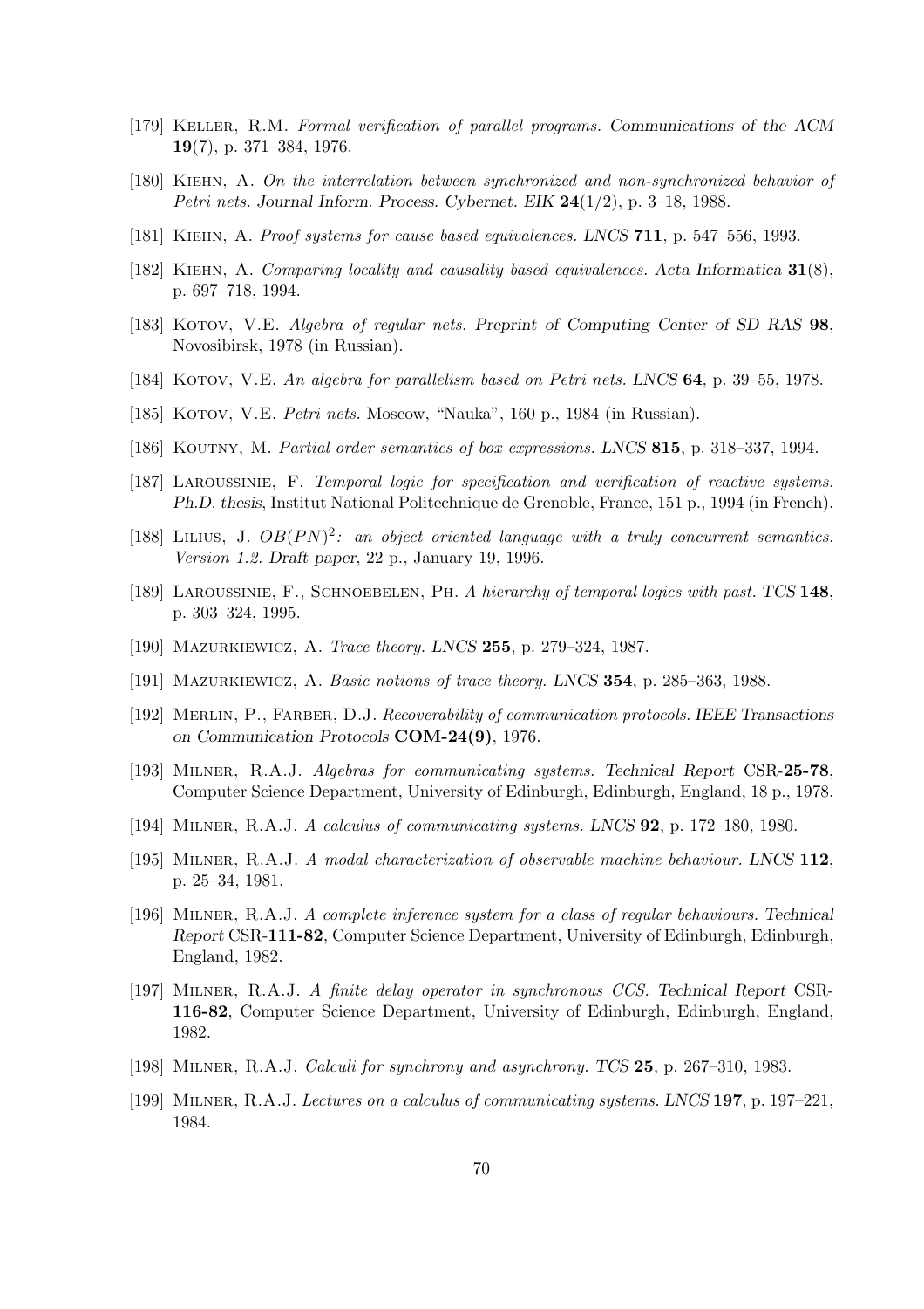[179] Keller, R.M. *Formal verification of parallel programs. Communications of the ACM* **19**(7), p. 371–384, 1976.

[180] Kiehn, A. *On the interrelation between synchronized and non-synchronized behavior of Petri nets.* Journal Inform. Process. Cybernet. EIK **24**(1/2), p. 3–18, 1988.

[181] Kiehn, A. *Proof systems for cause based equivalences.* LNCS **711**, p. 547–556, 1993.

[182] Kiehn, A. *Comparing locality and causality based equivalences.* Acta Informatica **31**(8), p. 697–718, 1994.

[183] Kotov, V.E. *Algebra of regular nets.* Preprint of Computing Center of SD RAS **98**, Novosibirsk, 1978 (in Russian).

[184] Kotov, V.E. *An algebra for parallelism based on Petri nets.* LNCS **64**, p. 39–55, 1978.

[185] Kotov, V.E. *Petri nets.* Moscow, "Nauka", 160 p., 1984 (in Russian).

[186] Koutny, M. *Partial order semantics of box expressions.* LNCS **815**, p. 318–337, 1994.

[187] Laroussinie, F. *Temporal logic for specification and verification of reactive systems.* Ph.D. thesis, Institut National Politechnique de Grenoble, France, 151 p., 1994 (in French).

[188] Lilius, J. $OB(PN)^2$*: an object oriented language with a truly concurrent semantics. Version 1.2.* Draft paper, 22 p., January 19, 1996.

[189] Laroussinie, F., Schnoebelen, Ph. *A hierarchy of temporal logics with past.* TCS **148**, p. 303–324, 1995.

[190] Mazurkiewicz, A. *Trace theory.* LNCS **255**, p. 279–324, 1987.

[191] Mazurkiewicz, A. *Basic notions of trace theory.* LNCS **354**, p. 285–363, 1988.

[192] Merlin, P., Farber, D.J. *Recoverability of communication protocols.* IEEE Transactions on Communication Protocols **COM-24(9)**, 1976.

[193] Milner, R.A.J. *Algebras for communicating systems.* Technical Report CSR-**25-78**, Computer Science Department, University of Edinburgh, Edinburgh, England, 18 p., 1978.

[194] Milner, R.A.J. *A calculus of communicating systems.* LNCS **92**, p. 172–180, 1980.

[195] Milner, R.A.J. *A modal characterization of observable machine behaviour.* LNCS **112**, p. 25–34, 1981.

[196] Milner, R.A.J. *A complete inference system for a class of regular behaviours.* Technical Report CSR-**111-82**, Computer Science Department, University of Edinburgh, Edinburgh, England, 1982.

[197] Milner, R.A.J. *A finite delay operator in synchronous CCS.* Technical Report CSR-**116-82**, Computer Science Department, University of Edinburgh, Edinburgh, England, 1982.

[198] Milner, R.A.J. *Calculi for synchrony and asynchrony.* TCS **25**, p. 267–310, 1983.

[199] Milner, R.A.J. *Lectures on a calculus of communicating systems.* LNCS **197**, p. 197–221, 1984.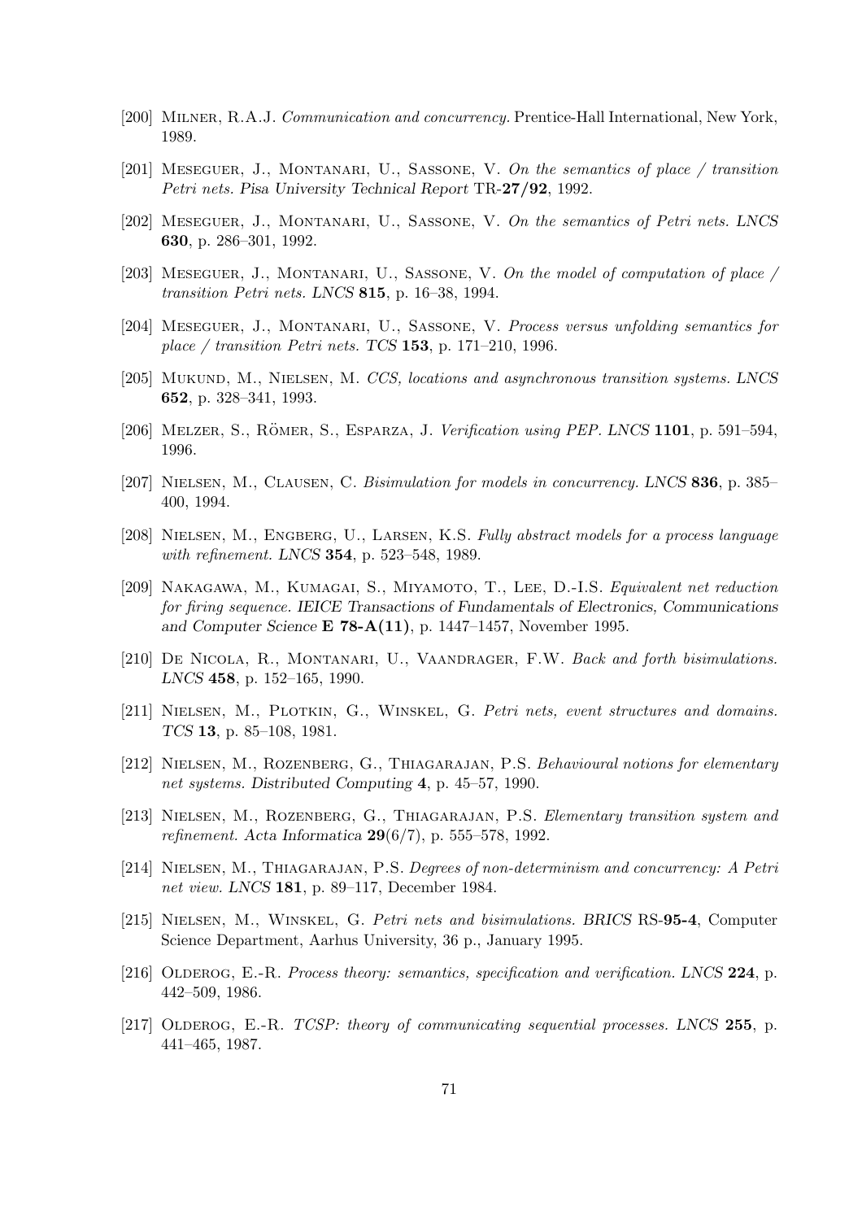[200] Milner, R.A.J. *Communication and concurrency.* Prentice-Hall International, New York, 1989.

[201] Meseguer, J., Montanari, U., Sassone, V. *On the semantics of place / transition Petri nets.* Pisa University Technical Report TR-**27/92**, 1992.

[202] Meseguer, J., Montanari, U., Sassone, V. *On the semantics of Petri nets. LNCS* **630**, p. 286–301, 1992.

[203] Meseguer, J., Montanari, U., Sassone, V. *On the model of computation of place / transition Petri nets. LNCS* **815**, p. 16–38, 1994.

[204] Meseguer, J., Montanari, U., Sassone, V. *Process versus unfolding semantics for place / transition Petri nets. TCS* **153**, p. 171–210, 1996.

[205] Mukund, M., Nielsen, M. *CCS, locations and asynchronous transition systems. LNCS* **652**, p. 328–341, 1993.

[206] Melzer, S., Römer, S., Esparza, J. *Verification using PEP. LNCS* **1101**, p. 591–594, 1996.

[207] Nielsen, M., Clausen, C. *Bisimulation for models in concurrency. LNCS* **836**, p. 385–400, 1994.

[208] Nielsen, M., Engberg, U., Larsen, K.S. *Fully abstract models for a process language with refinement. LNCS* **354**, p. 523–548, 1989.

[209] Nakagawa, M., Kumagai, S., Miyamoto, T., Lee, D.-I.S. *Equivalent net reduction for firing sequence.* IEICE Transactions of Fundamentals of Electronics, Communications and Computer Science **E 78-A(11)**, p. 1447–1457, November 1995.

[210] De Nicola, R., Montanari, U., Vaandrager, F.W. *Back and forth bisimulations. LNCS* **458**, p. 152–165, 1990.

[211] Nielsen, M., Plotkin, G., Winskel, G. *Petri nets, event structures and domains. TCS* **13**, p. 85–108, 1981.

[212] Nielsen, M., Rozenberg, G., Thiagarajan, P.S. *Behavioural notions for elementary net systems.* Distributed Computing **4**, p. 45–57, 1990.

[213] Nielsen, M., Rozenberg, G., Thiagarajan, P.S. *Elementary transition system and refinement.* Acta Informatica **29**(6/7), p. 555–578, 1992.

[214] Nielsen, M., Thiagarajan, P.S. *Degrees of non-determinism and concurrency: A Petri net view. LNCS* **181**, p. 89–117, December 1984.

[215] Nielsen, M., Winskel, G. *Petri nets and bisimulations. BRICS* RS-**95-4**, Computer Science Department, Aarhus University, 36 p., January 1995.

[216] Olderog, E.-R. *Process theory: semantics, specification and verification. LNCS* **224**, p. 442–509, 1986.

[217] Olderog, E.-R. *TCSP: theory of communicating sequential processes. LNCS* **255**, p. 441–465, 1987.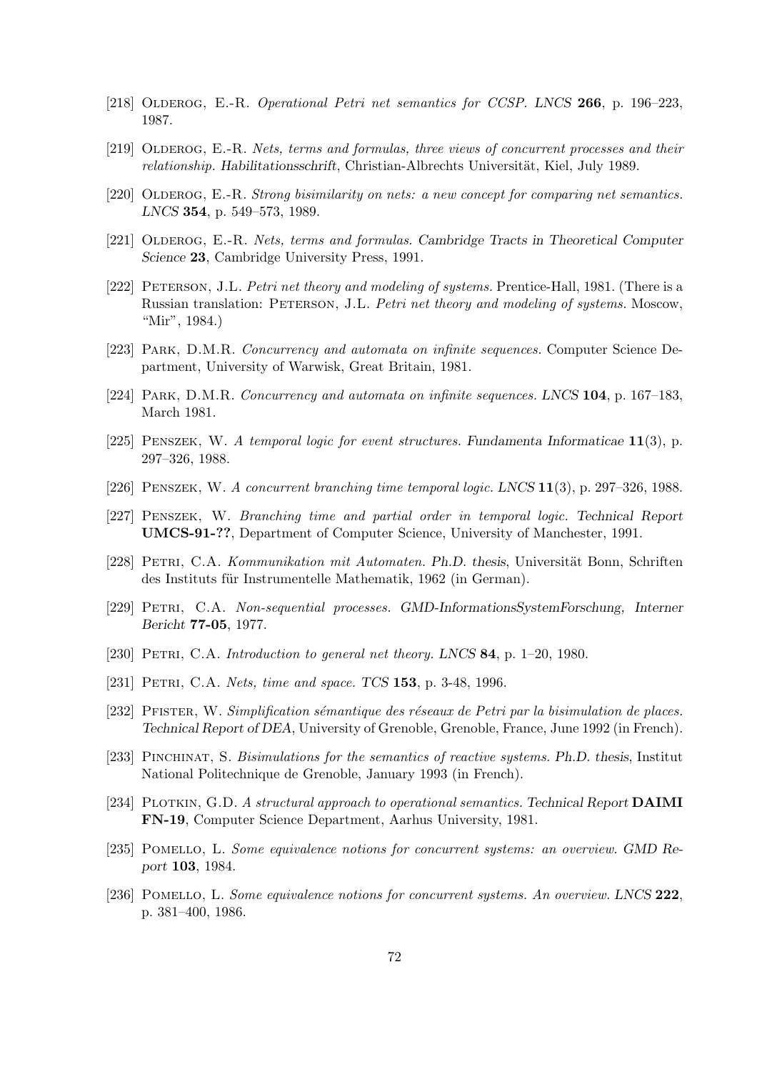[218] Olderog, E.-R. *Operational Petri net semantics for CCSP. LNCS* **266**, p. 196–223, 1987.

[219] Olderog, E.-R. *Nets, terms and formulas, three views of concurrent processes and their relationship. Habilitationsschrift*, Christian-Albrechts Universität, Kiel, July 1989.

[220] Olderog, E.-R. *Strong bisimilarity on nets: a new concept for comparing net semantics. LNCS* **354**, p. 549–573, 1989.

[221] Olderog, E.-R. *Nets, terms and formulas. Cambridge Tracts in Theoretical Computer Science* **23**, Cambridge University Press, 1991.

[222] Peterson, J.L. *Petri net theory and modeling of systems.* Prentice-Hall, 1981. (There is a Russian translation: Peterson, J.L. *Petri net theory and modeling of systems.* Moscow, "Mir", 1984.)

[223] Park, D.M.R. *Concurrency and automata on infinite sequences.* Computer Science Department, University of Warwisk, Great Britain, 1981.

[224] Park, D.M.R. *Concurrency and automata on infinite sequences. LNCS* **104**, p. 167–183, March 1981.

[225] Penszek, W. *A temporal logic for event structures. Fundamenta Informaticae* **11**(3), p. 297–326, 1988.

[226] Penszek, W. *A concurrent branching time temporal logic. LNCS* **11**(3), p. 297–326, 1988.

[227] Penszek, W. *Branching time and partial order in temporal logic. Technical Report* **UMCS-91-??**, Department of Computer Science, University of Manchester, 1991.

[228] Petri, C.A. *Kommunikation mit Automaten. Ph.D. thesis*, Universität Bonn, Schriften des Instituts für Instrumentelle Mathematik, 1962 (in German).

[229] Petri, C.A. *Non-sequential processes. GMD-InformationsSystemForschung, Interner Bericht* **77-05**, 1977.

[230] Petri, C.A. *Introduction to general net theory. LNCS* **84**, p. 1–20, 1980.

[231] Petri, C.A. *Nets, time and space. TCS* **153**, p. 3-48, 1996.

[232] Pfister, W. *Simplification sémantique des réseaux de Petri par la bisimulation de places. Technical Report of DEA*, University of Grenoble, Grenoble, France, June 1992 (in French).

[233] Pinchinat, S. *Bisimulations for the semantics of reactive systems. Ph.D. thesis*, Institut National Politechnique de Grenoble, January 1993 (in French).

[234] Plotkin, G.D. *A structural approach to operational semantics. Technical Report* **DAIMI FN-19**, Computer Science Department, Aarhus University, 1981.

[235] Pomello, L. *Some equivalence notions for concurrent systems: an overview. GMD Report* **103**, 1984.

[236] Pomello, L. *Some equivalence notions for concurrent systems. An overview. LNCS* **222**, p. 381–400, 1986.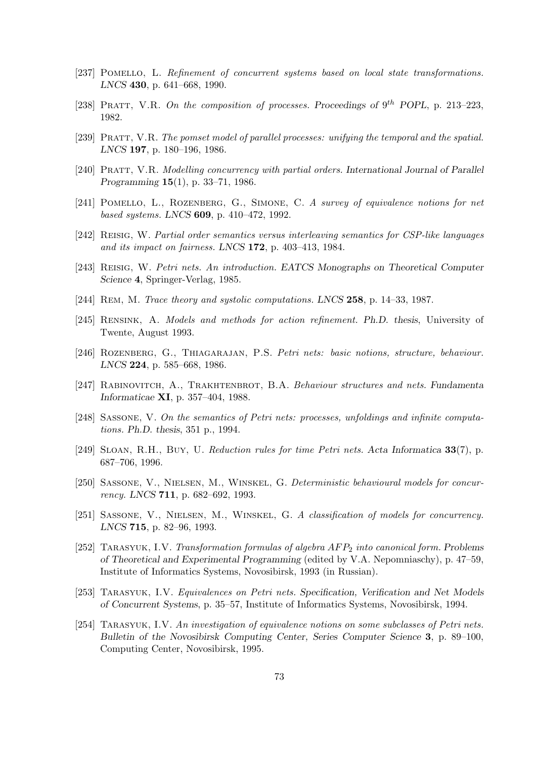[237] Pomello, L. *Refinement of concurrent systems based on local state transformations.* *LNCS* **430**, p. 641–668, 1990.

[238] Pratt, V.R. *On the composition of processes.* Proceedings of $9^{th}$ *POPL*, p. 213–223, 1982.

[239] Pratt, V.R. *The pomset model of parallel processes: unifying the temporal and the spatial.* *LNCS* **197**, p. 180–196, 1986.

[240] Pratt, V.R. *Modelling concurrency with partial orders.* International Journal of Parallel Programming **15**(1), p. 33–71, 1986.

[241] Pomello, L., Rozenberg, G., Simone, C. *A survey of equivalence notions for net based systems.* *LNCS* **609**, p. 410–472, 1992.

[242] Reisig, W. *Partial order semantics versus interleaving semantics for CSP-like languages and its impact on fairness.* *LNCS* **172**, p. 403–413, 1984.

[243] Reisig, W. *Petri nets. An introduction.* EATCS Monographs on Theoretical Computer Science **4**, Springer-Verlag, 1985.

[244] Rem, M. *Trace theory and systolic computations.* *LNCS* **258**, p. 14–33, 1987.

[245] Rensink, A. *Models and methods for action refinement.* Ph.D. thesis, University of Twente, August 1993.

[246] Rozenberg, G., Thiagarajan, P.S. *Petri nets: basic notions, structure, behaviour.* *LNCS* **224**, p. 585–668, 1986.

[247] Rabinovitch, A., Trakhtenbrot, B.A. *Behaviour structures and nets.* Fundamenta Informaticae **XI**, p. 357–404, 1988.

[248] Sassone, V. *On the semantics of Petri nets: processes, unfoldings and infinite computations.* Ph.D. thesis, 351 p., 1994.

[249] Sloan, R.H., Buy, U. *Reduction rules for time Petri nets.* Acta Informatica **33**(7), p. 687–706, 1996.

[250] Sassone, V., Nielsen, M., Winskel, G. *Deterministic behavioural models for concurrency.* *LNCS* **711**, p. 682–692, 1993.

[251] Sassone, V., Nielsen, M., Winskel, G. *A classification of models for concurrency.* *LNCS* **715**, p. 82–96, 1993.

[252] Tarasyuk, I.V. *Transformation formulas of algebra $AFP_2$ into canonical form.* Problems of Theoretical and Experimental Programming (edited by V.A. Nepomniaschy), p. 47–59, Institute of Informatics Systems, Novosibirsk, 1993 (in Russian).

[253] Tarasyuk, I.V. *Equivalences on Petri nets.* Specification, Verification and Net Models of Concurrent Systems, p. 35–57, Institute of Informatics Systems, Novosibirsk, 1994.

[254] Tarasyuk, I.V. *An investigation of equivalence notions on some subclasses of Petri nets.* Bulletin of the Novosibirsk Computing Center, Series Computer Science **3**, p. 89–100, Computing Center, Novosibirsk, 1995.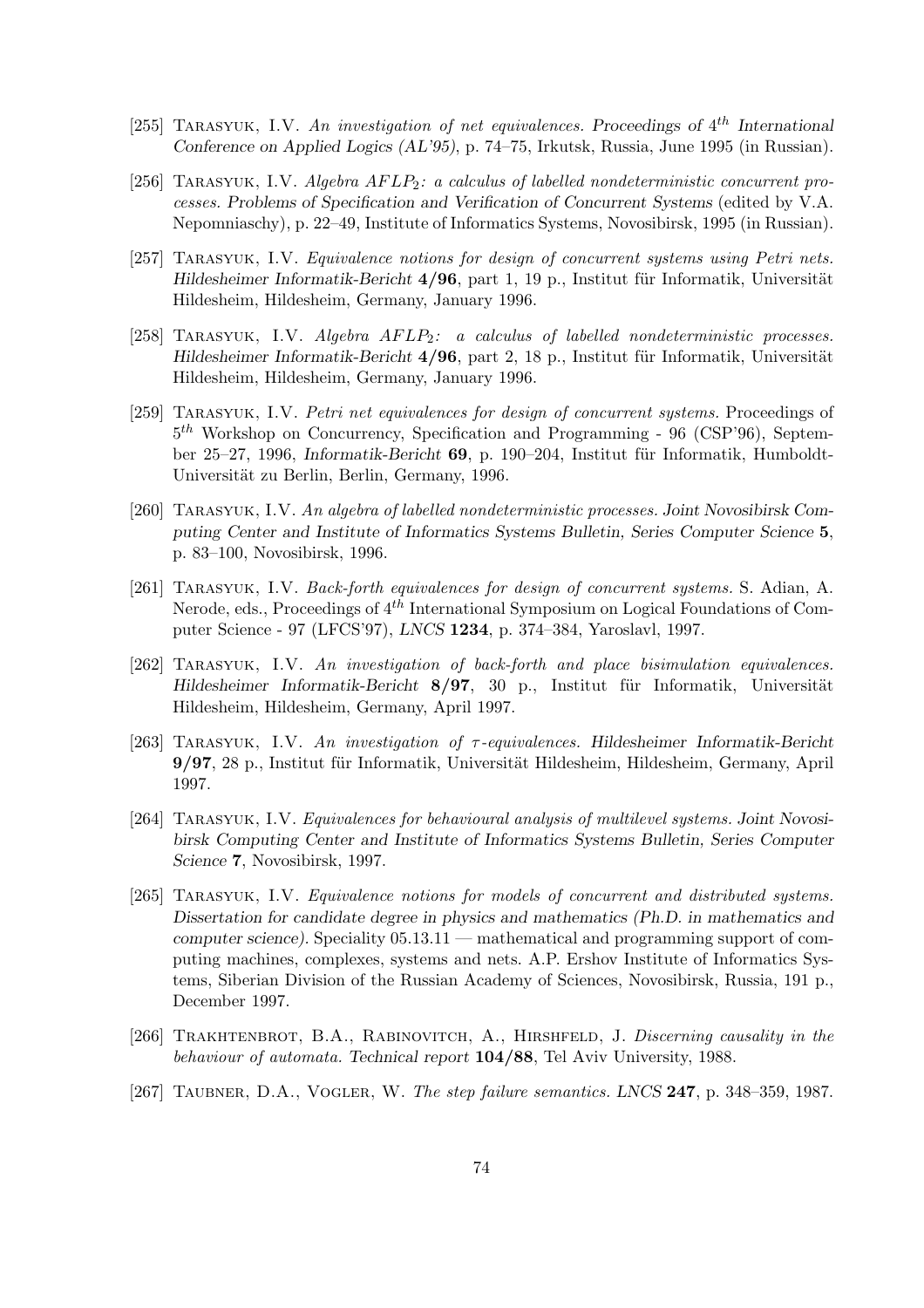[255] Tarasyuk, I.V. *An investigation of net equivalences. Proceedings of $4^{th}$ International Conference on Applied Logics (AL'95)*, p. 74–75, Irkutsk, Russia, June 1995 (in Russian).

[256] Tarasyuk, I.V. *Algebra $AFLP_2$: a calculus of labelled nondeterministic concurrent processes. Problems of Specification and Verification of Concurrent Systems* (edited by V.A. Nepomniaschy), p. 22–49, Institute of Informatics Systems, Novosibirsk, 1995 (in Russian).

[257] Tarasyuk, I.V. *Equivalence notions for design of concurrent systems using Petri nets. Hildesheimer Informatik-Bericht* **4/96**, part 1, 19 p., Institut für Informatik, Universität Hildesheim, Hildesheim, Germany, January 1996.

[258] Tarasyuk, I.V. *Algebra $AFLP_2$: a calculus of labelled nondeterministic processes. Hildesheimer Informatik-Bericht* **4/96**, part 2, 18 p., Institut für Informatik, Universität Hildesheim, Hildesheim, Germany, January 1996.

[259] Tarasyuk, I.V. *Petri net equivalences for design of concurrent systems.* Proceedings of $5^{th}$ Workshop on Concurrency, Specification and Programming - 96 (CSP'96), September 25–27, 1996, *Informatik-Bericht* **69**, p. 190–204, Institut für Informatik, Humboldt-Universität zu Berlin, Berlin, Germany, 1996.

[260] Tarasyuk, I.V. *An algebra of labelled nondeterministic processes. Joint Novosibirsk Computing Center and Institute of Informatics Systems Bulletin, Series Computer Science* **5**, p. 83–100, Novosibirsk, 1996.

[261] Tarasyuk, I.V. *Back-forth equivalences for design of concurrent systems.* S. Adian, A. Nerode, eds., Proceedings of $4^{th}$ International Symposium on Logical Foundations of Computer Science - 97 (LFCS'97), *LNCS* **1234**, p. 374–384, Yaroslavl, 1997.

[262] Tarasyuk, I.V. *An investigation of back-forth and place bisimulation equivalences. Hildesheimer Informatik-Bericht* **8/97**, 30 p., Institut für Informatik, Universität Hildesheim, Hildesheim, Germany, April 1997.

[263] Tarasyuk, I.V. *An investigation of $\tau$-equivalences. Hildesheimer Informatik-Bericht* **9/97**, 28 p., Institut für Informatik, Universität Hildesheim, Hildesheim, Germany, April 1997.

[264] Tarasyuk, I.V. *Equivalences for behavioural analysis of multilevel systems. Joint Novosibirsk Computing Center and Institute of Informatics Systems Bulletin, Series Computer Science* **7**, Novosibirsk, 1997.

[265] Tarasyuk, I.V. *Equivalence notions for models of concurrent and distributed systems. Dissertation for candidate degree in physics and mathematics (Ph.D. in mathematics and computer science).* Speciality 05.13.11 — mathematical and programming support of computing machines, complexes, systems and nets. A.P. Ershov Institute of Informatics Systems, Siberian Division of the Russian Academy of Sciences, Novosibirsk, Russia, 191 p., December 1997.

[266] Trakhtenbrot, B.A., Rabinovitch, A., Hirshfeld, J. *Discerning causality in the behaviour of automata. Technical report* **104/88**, Tel Aviv University, 1988.

[267] Taubner, D.A., Vogler, W. *The step failure semantics. LNCS* **247**, p. 348–359, 1987.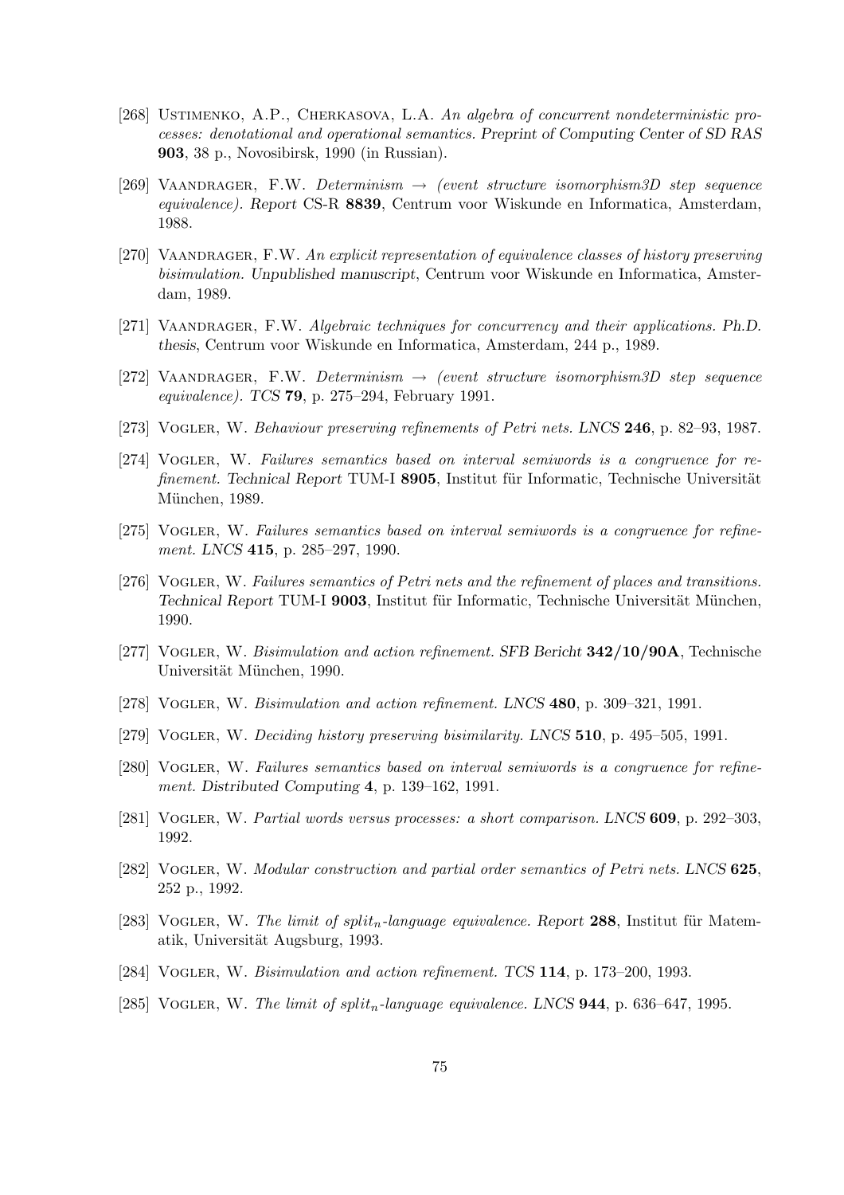[268] Ustimenko, A.P., Cherkasova, L.A. *An algebra of concurrent nondeterministic processes: denotational and operational semantics. Preprint of Computing Center of SD RAS* **903**, 38 p., Novosibirsk, 1990 (in Russian).

[269] Vaandrager, F.W. *Determinism → (event structure isomorphism3D step sequence equivalence). Report* CS-R **8839**, Centrum voor Wiskunde en Informatica, Amsterdam, 1988.

[270] Vaandrager, F.W. *An explicit representation of equivalence classes of history preserving bisimulation. Unpublished manuscript*, Centrum voor Wiskunde en Informatica, Amsterdam, 1989.

[271] Vaandrager, F.W. *Algebraic techniques for concurrency and their applications. Ph.D. thesis*, Centrum voor Wiskunde en Informatica, Amsterdam, 244 p., 1989.

[272] Vaandrager, F.W. *Determinism → (event structure isomorphism3D step sequence equivalence). TCS* **79**, p. 275–294, February 1991.

[273] Vogler, W. *Behaviour preserving refinements of Petri nets. LNCS* **246**, p. 82–93, 1987.

[274] Vogler, W. *Failures semantics based on interval semiwords is a congruence for refinement. Technical Report* TUM-I **8905**, Institut für Informatic, Technische Universität München, 1989.

[275] Vogler, W. *Failures semantics based on interval semiwords is a congruence for refinement. LNCS* **415**, p. 285–297, 1990.

[276] Vogler, W. *Failures semantics of Petri nets and the refinement of places and transitions. Technical Report* TUM-I **9003**, Institut für Informatic, Technische Universität München, 1990.

[277] Vogler, W. *Bisimulation and action refinement. SFB Bericht* **342/10/90A**, Technische Universität München, 1990.

[278] Vogler, W. *Bisimulation and action refinement. LNCS* **480**, p. 309–321, 1991.

[279] Vogler, W. *Deciding history preserving bisimilarity. LNCS* **510**, p. 495–505, 1991.

[280] Vogler, W. *Failures semantics based on interval semiwords is a congruence for refinement. Distributed Computing* **4**, p. 139–162, 1991.

[281] Vogler, W. *Partial words versus processes: a short comparison. LNCS* **609**, p. 292–303, 1992.

[282] Vogler, W. *Modular construction and partial order semantics of Petri nets. LNCS* **625**, 252 p., 1992.

[283] Vogler, W. *The limit of $split_n$-language equivalence. Report* **288**, Institut für Matematik, Universität Augsburg, 1993.

[284] Vogler, W. *Bisimulation and action refinement. TCS* **114**, p. 173–200, 1993.

[285] Vogler, W. *The limit of $split_n$-language equivalence. LNCS* **944**, p. 636–647, 1995.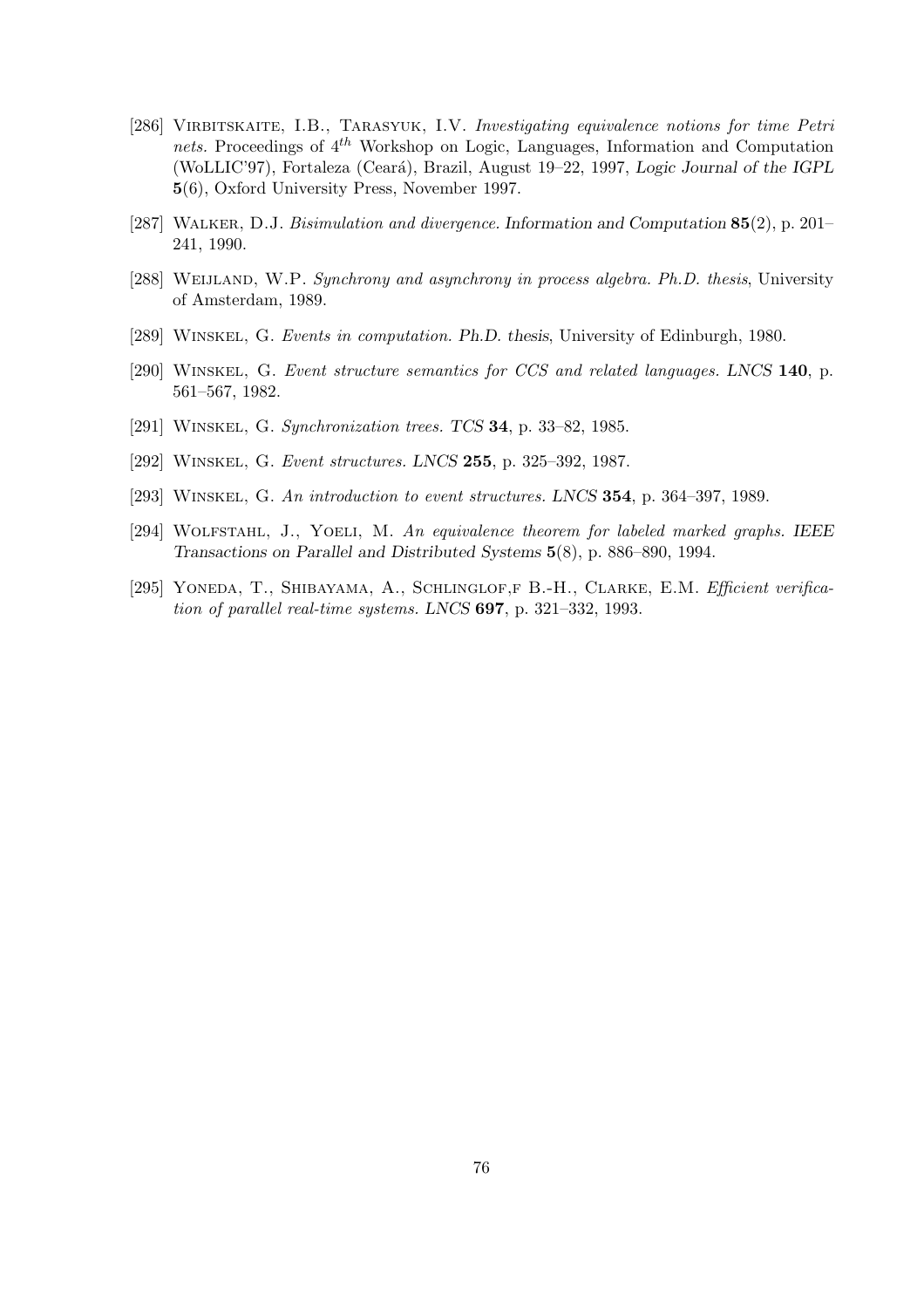[286] Virbitskaite, I.B., Tarasyuk, I.V. *Investigating equivalence notions for time Petri nets.* Proceedings of $4^{th}$ Workshop on Logic, Languages, Information and Computation (WoLLIC'97), Fortaleza (Ceará), Brazil, August 19–22, 1997, *Logic Journal of the IGPL* **5**(6), Oxford University Press, November 1997.

[287] Walker, D.J. *Bisimulation and divergence.* *Information and Computation* **85**(2), p. 201–241, 1990.

[288] Weijland, W.P. *Synchrony and asynchrony in process algebra. Ph.D. thesis*, University of Amsterdam, 1989.

[289] Winskel, G. *Events in computation. Ph.D. thesis*, University of Edinburgh, 1980.

[290] Winskel, G. *Event structure semantics for CCS and related languages. LNCS* **140**, p. 561–567, 1982.

[291] Winskel, G. *Synchronization trees. TCS* **34**, p. 33–82, 1985.

[292] Winskel, G. *Event structures. LNCS* **255**, p. 325–392, 1987.

[293] Winskel, G. *An introduction to event structures. LNCS* **354**, p. 364–397, 1989.

[294] Wolfstahl, J., Yoeli, M. *An equivalence theorem for labeled marked graphs. IEEE Transactions on Parallel and Distributed Systems* **5**(8), p. 886–890, 1994.

[295] Yoneda, T., Shibayama, A., Schlingloff,f B.-H., Clarke, E.M. *Efficient verification of parallel real-time systems. LNCS* **697**, p. 321–332, 1993.